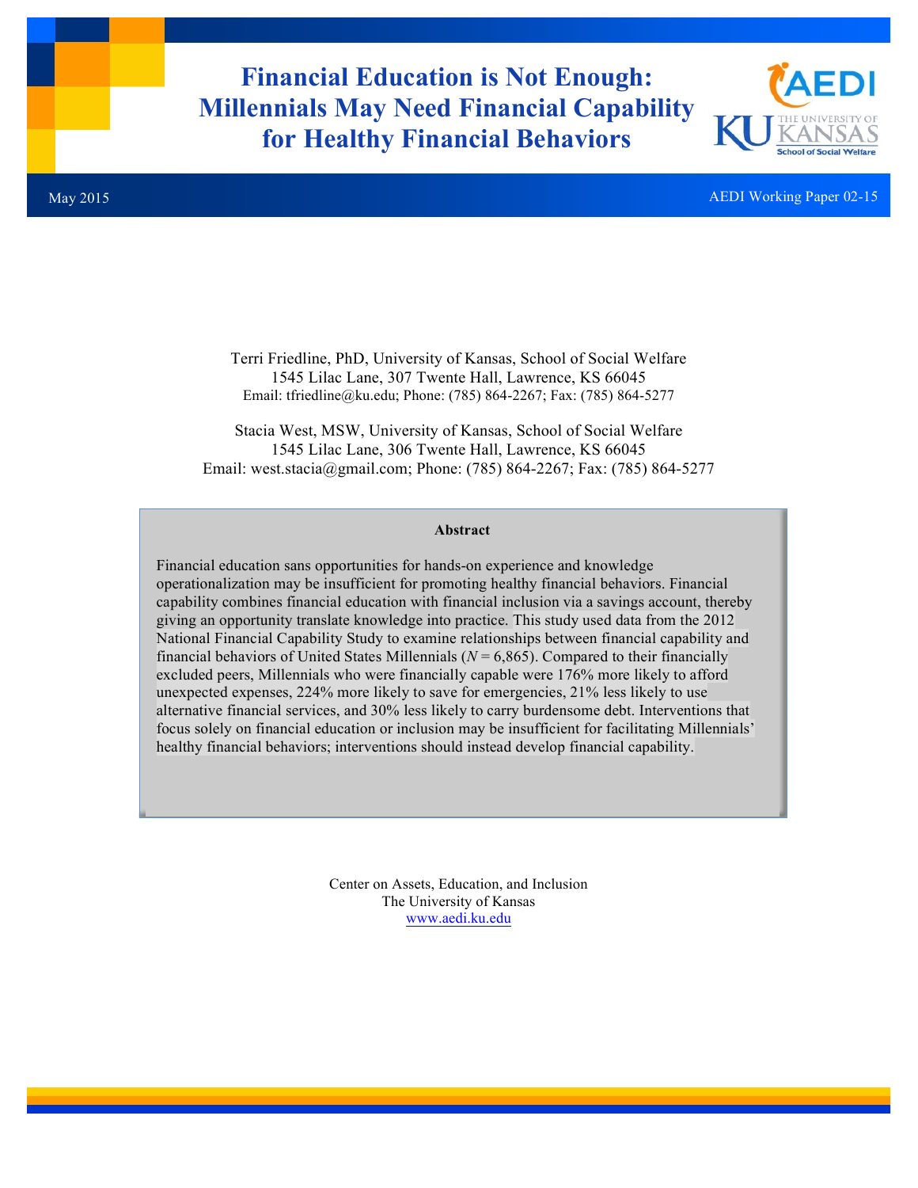# Financial Education is Not Enough: Millennials May Need Financial Capability for Healthy Financial Behaviors

May 2015

AEDI Working Paper 02-15

Terri Friedline, PhD, University of Kansas, School of Social Welfare
1545 Lilac Lane, 307 Twente Hall, Lawrence, KS 66045
Email: tfriedline@ku.edu; Phone: (785) 864-2267; Fax: (785) 864-5277

Stacia West, MSW, University of Kansas, School of Social Welfare
1545 Lilac Lane, 306 Twente Hall, Lawrence, KS 66045
Email: west.stacia@gmail.com; Phone: (785) 864-2267; Fax: (785) 864-5277

**Abstract**

Financial education sans opportunities for hands-on experience and knowledge operationalization may be insufficient for promoting healthy financial behaviors. Financial capability combines financial education with financial inclusion via a savings account, thereby giving an opportunity translate knowledge into practice. This study used data from the 2012 National Financial Capability Study to examine relationships between financial capability and financial behaviors of United States Millennials (*N* = 6,865). Compared to their financially excluded peers, Millennials who were financially capable were 176% more likely to afford unexpected expenses, 224% more likely to save for emergencies, 21% less likely to use alternative financial services, and 30% less likely to carry burdensome debt. Interventions that focus solely on financial education or inclusion may be insufficient for facilitating Millennials' healthy financial behaviors; interventions should instead develop financial capability.

Center on Assets, Education, and Inclusion
The University of Kansas
www.aedi.ku.edu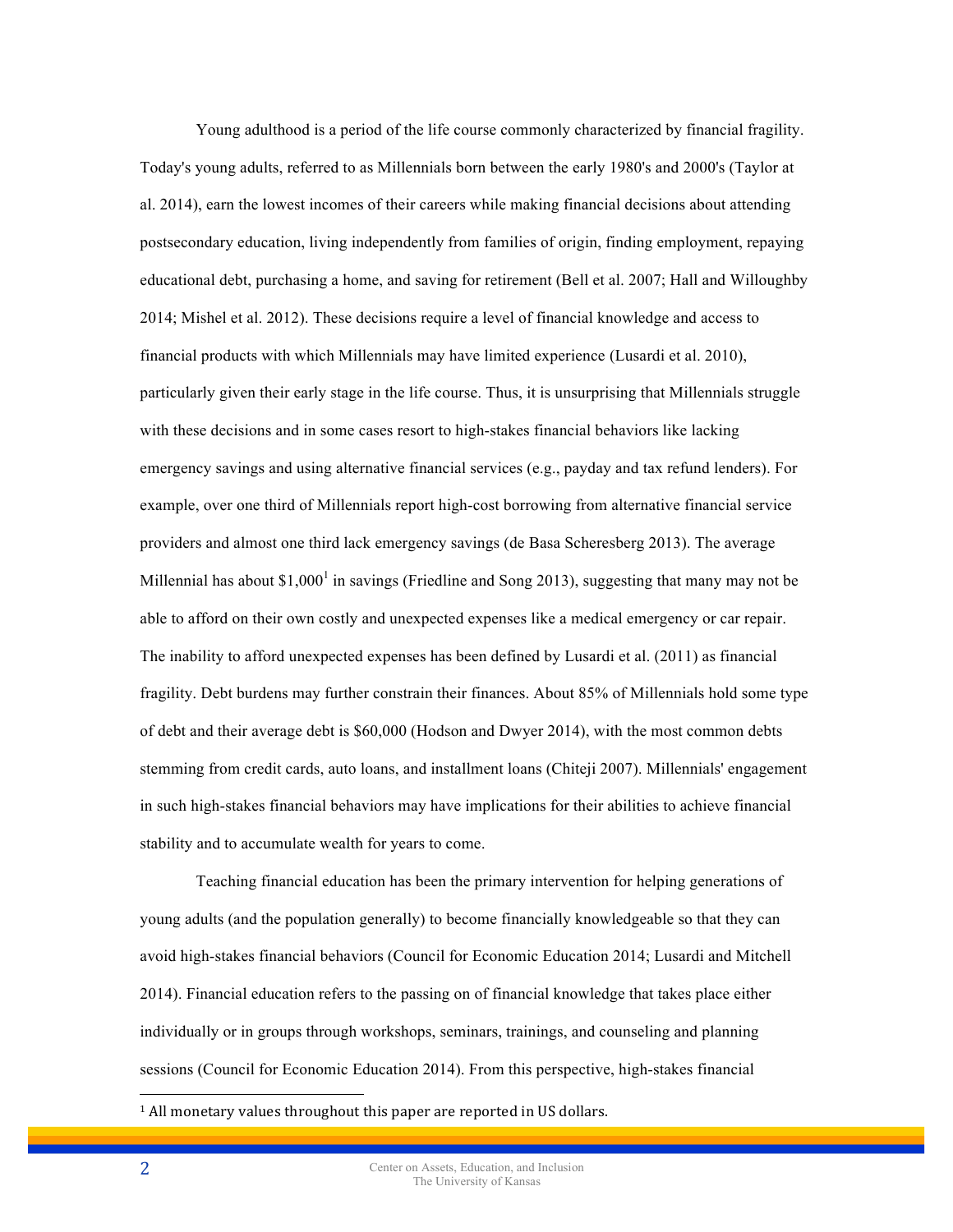Young adulthood is a period of the life course commonly characterized by financial fragility. Today's young adults, referred to as Millennials born between the early 1980's and 2000's (Taylor at al. 2014), earn the lowest incomes of their careers while making financial decisions about attending postsecondary education, living independently from families of origin, finding employment, repaying educational debt, purchasing a home, and saving for retirement (Bell et al. 2007; Hall and Willoughby 2014; Mishel et al. 2012). These decisions require a level of financial knowledge and access to financial products with which Millennials may have limited experience (Lusardi et al. 2010), particularly given their early stage in the life course. Thus, it is unsurprising that Millennials struggle with these decisions and in some cases resort to high-stakes financial behaviors like lacking emergency savings and using alternative financial services (e.g., payday and tax refund lenders). For example, over one third of Millennials report high-cost borrowing from alternative financial service providers and almost one third lack emergency savings (de Basa Scheresberg 2013). The average Millennial has about $1,000[1] in savings (Friedline and Song 2013), suggesting that many may not be able to afford on their own costly and unexpected expenses like a medical emergency or car repair. The inability to afford unexpected expenses has been defined by Lusardi et al. (2011) as financial fragility. Debt burdens may further constrain their finances. About 85% of Millennials hold some type of debt and their average debt is $60,000 (Hodson and Dwyer 2014), with the most common debts stemming from credit cards, auto loans, and installment loans (Chiteji 2007). Millennials' engagement in such high-stakes financial behaviors may have implications for their abilities to achieve financial stability and to accumulate wealth for years to come.

Teaching financial education has been the primary intervention for helping generations of young adults (and the population generally) to become financially knowledgeable so that they can avoid high-stakes financial behaviors (Council for Economic Education 2014; Lusardi and Mitchell 2014). Financial education refers to the passing on of financial knowledge that takes place either individually or in groups through workshops, seminars, trainings, and counseling and planning sessions (Council for Economic Education 2014). From this perspective, high-stakes financial

[1] All monetary values throughout this paper are reported in US dollars.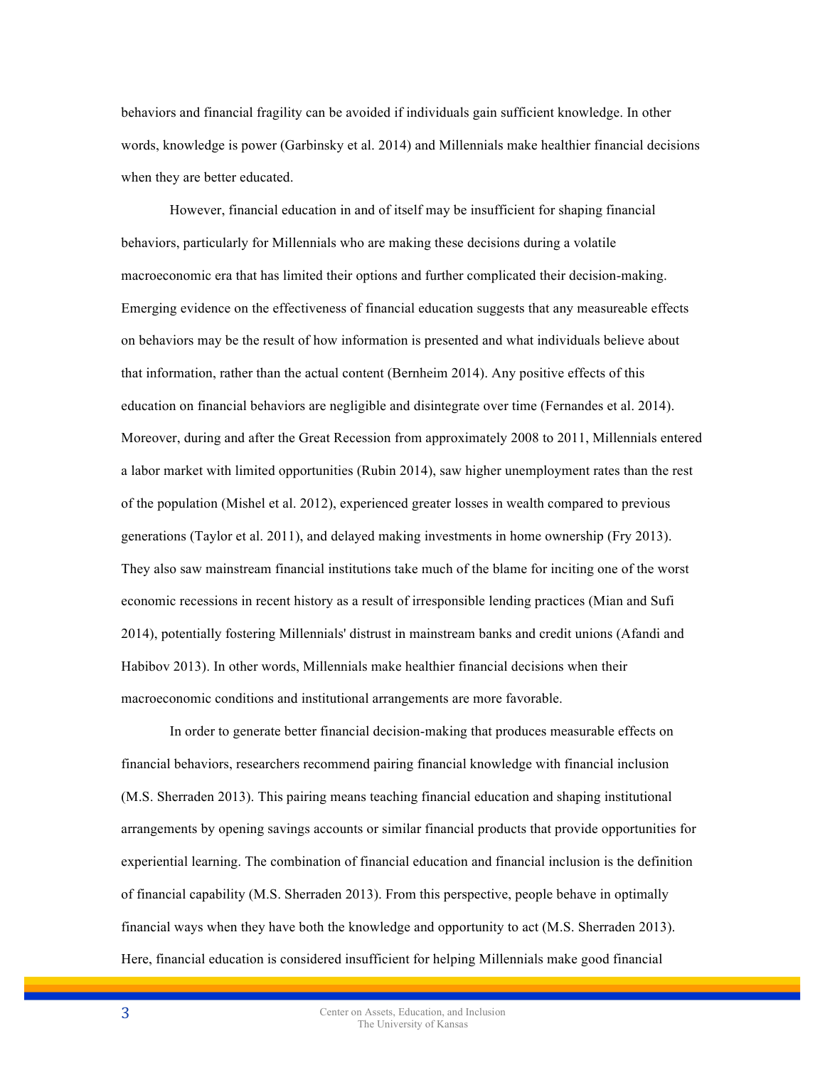behaviors and financial fragility can be avoided if individuals gain sufficient knowledge. In other words, knowledge is power (Garbinsky et al. 2014) and Millennials make healthier financial decisions when they are better educated.

However, financial education in and of itself may be insufficient for shaping financial behaviors, particularly for Millennials who are making these decisions during a volatile macroeconomic era that has limited their options and further complicated their decision-making. Emerging evidence on the effectiveness of financial education suggests that any measureable effects on behaviors may be the result of how information is presented and what individuals believe about that information, rather than the actual content (Bernheim 2014). Any positive effects of this education on financial behaviors are negligible and disintegrate over time (Fernandes et al. 2014). Moreover, during and after the Great Recession from approximately 2008 to 2011, Millennials entered a labor market with limited opportunities (Rubin 2014), saw higher unemployment rates than the rest of the population (Mishel et al. 2012), experienced greater losses in wealth compared to previous generations (Taylor et al. 2011), and delayed making investments in home ownership (Fry 2013). They also saw mainstream financial institutions take much of the blame for inciting one of the worst economic recessions in recent history as a result of irresponsible lending practices (Mian and Sufi 2014), potentially fostering Millennials' distrust in mainstream banks and credit unions (Afandi and Habibov 2013). In other words, Millennials make healthier financial decisions when their macroeconomic conditions and institutional arrangements are more favorable.

In order to generate better financial decision-making that produces measurable effects on financial behaviors, researchers recommend pairing financial knowledge with financial inclusion (M.S. Sherraden 2013). This pairing means teaching financial education and shaping institutional arrangements by opening savings accounts or similar financial products that provide opportunities for experiential learning. The combination of financial education and financial inclusion is the definition of financial capability (M.S. Sherraden 2013). From this perspective, people behave in optimally financial ways when they have both the knowledge and opportunity to act (M.S. Sherraden 2013). Here, financial education is considered insufficient for helping Millennials make good financial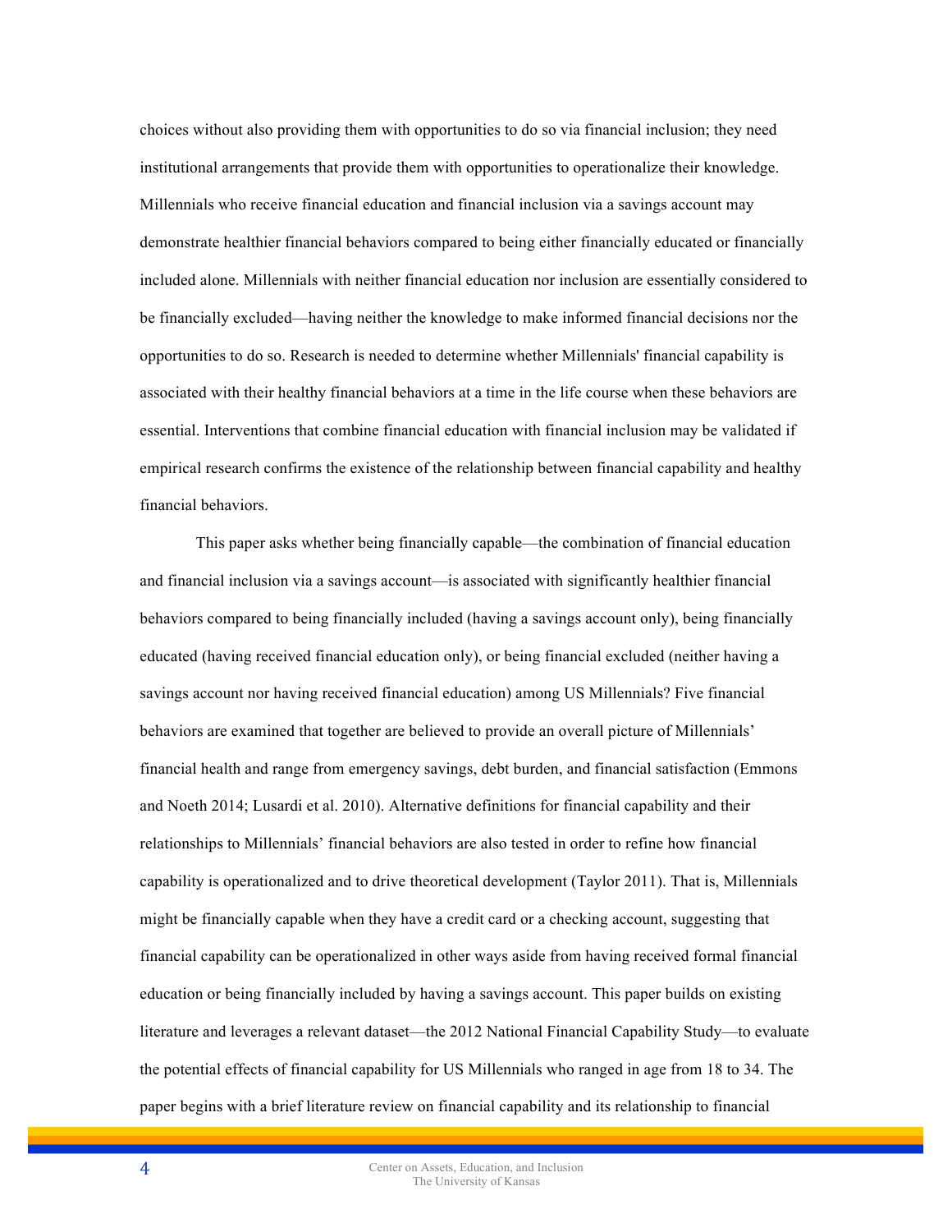choices without also providing them with opportunities to do so via financial inclusion; they need institutional arrangements that provide them with opportunities to operationalize their knowledge. Millennials who receive financial education and financial inclusion via a savings account may demonstrate healthier financial behaviors compared to being either financially educated or financially included alone. Millennials with neither financial education nor inclusion are essentially considered to be financially excluded—having neither the knowledge to make informed financial decisions nor the opportunities to do so. Research is needed to determine whether Millennials' financial capability is associated with their healthy financial behaviors at a time in the life course when these behaviors are essential. Interventions that combine financial education with financial inclusion may be validated if empirical research confirms the existence of the relationship between financial capability and healthy financial behaviors.

This paper asks whether being financially capable—the combination of financial education and financial inclusion via a savings account—is associated with significantly healthier financial behaviors compared to being financially included (having a savings account only), being financially educated (having received financial education only), or being financial excluded (neither having a savings account nor having received financial education) among US Millennials? Five financial behaviors are examined that together are believed to provide an overall picture of Millennials' financial health and range from emergency savings, debt burden, and financial satisfaction (Emmons and Noeth 2014; Lusardi et al. 2010). Alternative definitions for financial capability and their relationships to Millennials' financial behaviors are also tested in order to refine how financial capability is operationalized and to drive theoretical development (Taylor 2011). That is, Millennials might be financially capable when they have a credit card or a checking account, suggesting that financial capability can be operationalized in other ways aside from having received formal financial education or being financially included by having a savings account. This paper builds on existing literature and leverages a relevant dataset—the 2012 National Financial Capability Study—to evaluate the potential effects of financial capability for US Millennials who ranged in age from 18 to 34. The paper begins with a brief literature review on financial capability and its relationship to financial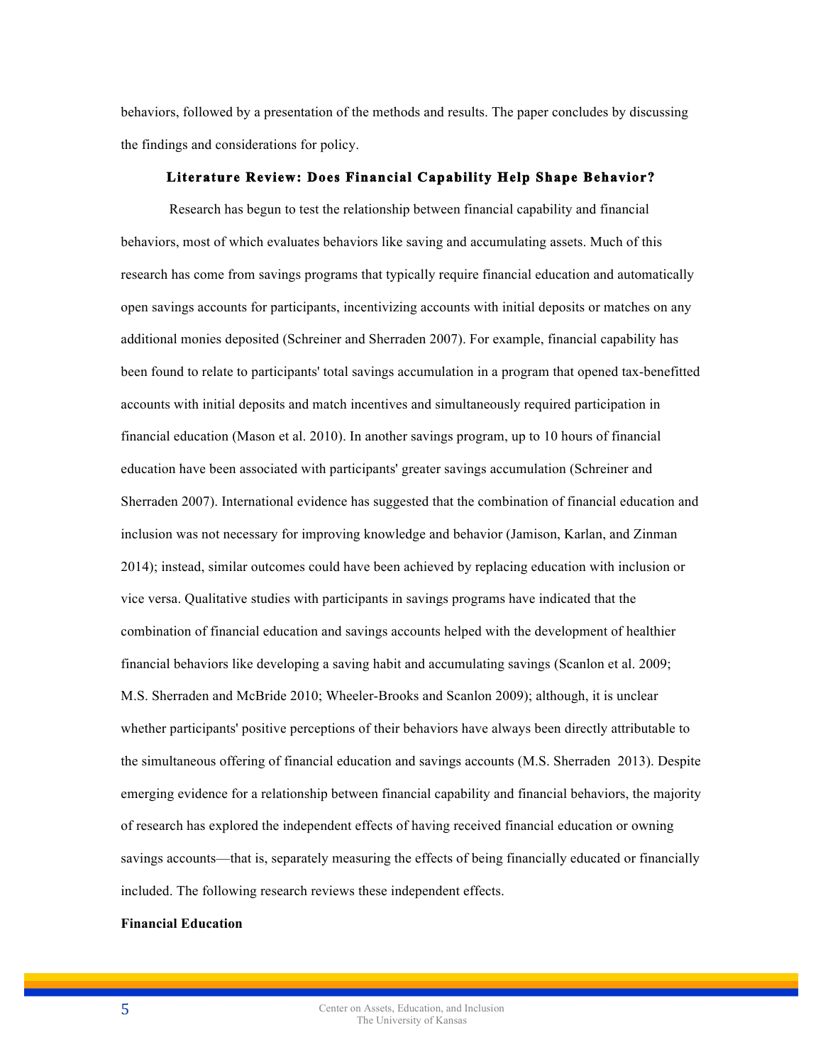behaviors, followed by a presentation of the methods and results. The paper concludes by discussing the findings and considerations for policy.

## Literature Review: Does Financial Capability Help Shape Behavior?

Research has begun to test the relationship between financial capability and financial behaviors, most of which evaluates behaviors like saving and accumulating assets. Much of this research has come from savings programs that typically require financial education and automatically open savings accounts for participants, incentivizing accounts with initial deposits or matches on any additional monies deposited (Schreiner and Sherraden 2007). For example, financial capability has been found to relate to participants' total savings accumulation in a program that opened tax-benefitted accounts with initial deposits and match incentives and simultaneously required participation in financial education (Mason et al. 2010). In another savings program, up to 10 hours of financial education have been associated with participants' greater savings accumulation (Schreiner and Sherraden 2007). International evidence has suggested that the combination of financial education and inclusion was not necessary for improving knowledge and behavior (Jamison, Karlan, and Zinman 2014); instead, similar outcomes could have been achieved by replacing education with inclusion or vice versa. Qualitative studies with participants in savings programs have indicated that the combination of financial education and savings accounts helped with the development of healthier financial behaviors like developing a saving habit and accumulating savings (Scanlon et al. 2009; M.S. Sherraden and McBride 2010; Wheeler-Brooks and Scanlon 2009); although, it is unclear whether participants' positive perceptions of their behaviors have always been directly attributable to the simultaneous offering of financial education and savings accounts (M.S. Sherraden 2013). Despite emerging evidence for a relationship between financial capability and financial behaviors, the majority of research has explored the independent effects of having received financial education or owning savings accounts—that is, separately measuring the effects of being financially educated or financially included. The following research reviews these independent effects.

### Financial Education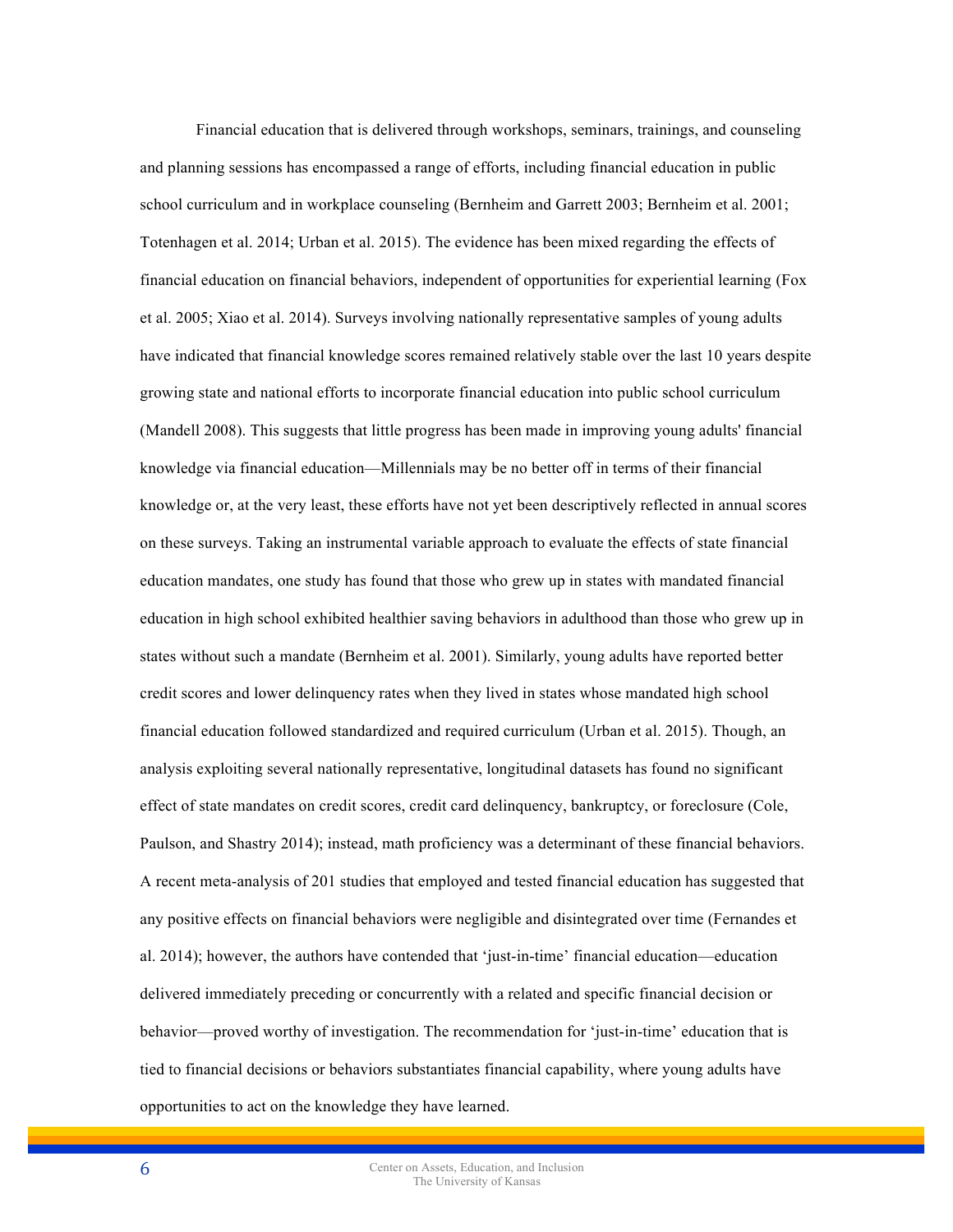Financial education that is delivered through workshops, seminars, trainings, and counseling and planning sessions has encompassed a range of efforts, including financial education in public school curriculum and in workplace counseling (Bernheim and Garrett 2003; Bernheim et al. 2001; Totenhagen et al. 2014; Urban et al. 2015). The evidence has been mixed regarding the effects of financial education on financial behaviors, independent of opportunities for experiential learning (Fox et al. 2005; Xiao et al. 2014). Surveys involving nationally representative samples of young adults have indicated that financial knowledge scores remained relatively stable over the last 10 years despite growing state and national efforts to incorporate financial education into public school curriculum (Mandell 2008). This suggests that little progress has been made in improving young adults' financial knowledge via financial education—Millennials may be no better off in terms of their financial knowledge or, at the very least, these efforts have not yet been descriptively reflected in annual scores on these surveys. Taking an instrumental variable approach to evaluate the effects of state financial education mandates, one study has found that those who grew up in states with mandated financial education in high school exhibited healthier saving behaviors in adulthood than those who grew up in states without such a mandate (Bernheim et al. 2001). Similarly, young adults have reported better credit scores and lower delinquency rates when they lived in states whose mandated high school financial education followed standardized and required curriculum (Urban et al. 2015). Though, an analysis exploiting several nationally representative, longitudinal datasets has found no significant effect of state mandates on credit scores, credit card delinquency, bankruptcy, or foreclosure (Cole, Paulson, and Shastry 2014); instead, math proficiency was a determinant of these financial behaviors. A recent meta-analysis of 201 studies that employed and tested financial education has suggested that any positive effects on financial behaviors were negligible and disintegrated over time (Fernandes et al. 2014); however, the authors have contended that 'just-in-time' financial education—education delivered immediately preceding or concurrently with a related and specific financial decision or behavior—proved worthy of investigation. The recommendation for 'just-in-time' education that is tied to financial decisions or behaviors substantiates financial capability, where young adults have opportunities to act on the knowledge they have learned.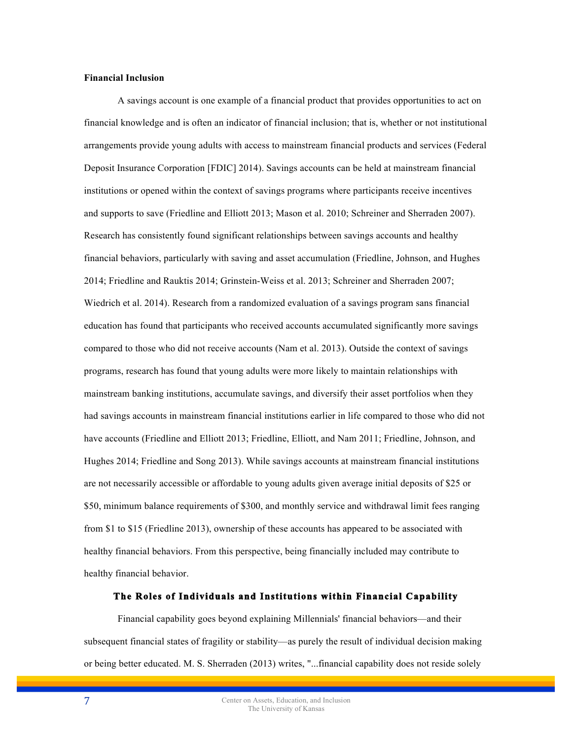**Financial Inclusion**

A savings account is one example of a financial product that provides opportunities to act on financial knowledge and is often an indicator of financial inclusion; that is, whether or not institutional arrangements provide young adults with access to mainstream financial products and services (Federal Deposit Insurance Corporation [FDIC] 2014). Savings accounts can be held at mainstream financial institutions or opened within the context of savings programs where participants receive incentives and supports to save (Friedline and Elliott 2013; Mason et al. 2010; Schreiner and Sherraden 2007). Research has consistently found significant relationships between savings accounts and healthy financial behaviors, particularly with saving and asset accumulation (Friedline, Johnson, and Hughes 2014; Friedline and Rauktis 2014; Grinstein-Weiss et al. 2013; Schreiner and Sherraden 2007; Wiedrich et al. 2014). Research from a randomized evaluation of a savings program sans financial education has found that participants who received accounts accumulated significantly more savings compared to those who did not receive accounts (Nam et al. 2013). Outside the context of savings programs, research has found that young adults were more likely to maintain relationships with mainstream banking institutions, accumulate savings, and diversify their asset portfolios when they had savings accounts in mainstream financial institutions earlier in life compared to those who did not have accounts (Friedline and Elliott 2013; Friedline, Elliott, and Nam 2011; Friedline, Johnson, and Hughes 2014; Friedline and Song 2013). While savings accounts at mainstream financial institutions are not necessarily accessible or affordable to young adults given average initial deposits of $25 or $50, minimum balance requirements of $300, and monthly service and withdrawal limit fees ranging from $1 to $15 (Friedline 2013), ownership of these accounts has appeared to be associated with healthy financial behaviors. From this perspective, being financially included may contribute to healthy financial behavior.

## The Roles of Individuals and Institutions within Financial Capability

Financial capability goes beyond explaining Millennials' financial behaviors—and their subsequent financial states of fragility or stability—as purely the result of individual decision making or being better educated. M. S. Sherraden (2013) writes, "...financial capability does not reside solely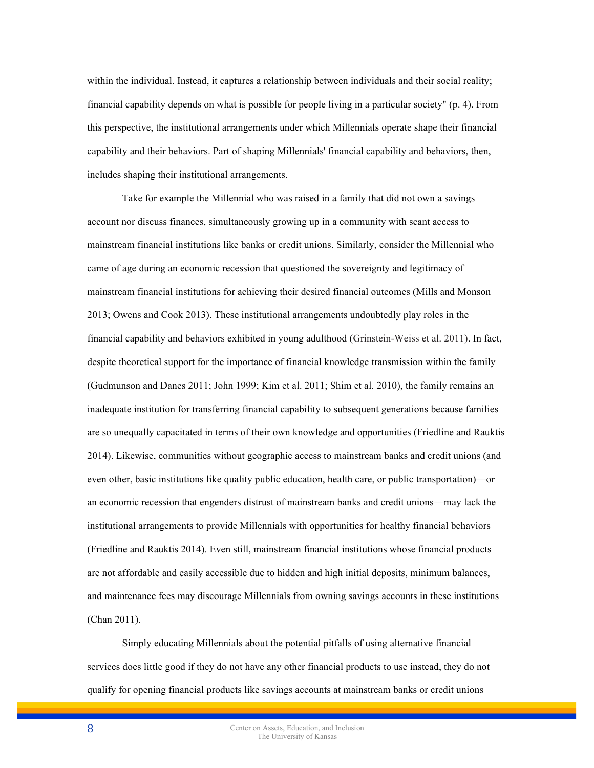within the individual. Instead, it captures a relationship between individuals and their social reality; financial capability depends on what is possible for people living in a particular society" (p. 4). From this perspective, the institutional arrangements under which Millennials operate shape their financial capability and their behaviors. Part of shaping Millennials' financial capability and behaviors, then, includes shaping their institutional arrangements.

Take for example the Millennial who was raised in a family that did not own a savings account nor discuss finances, simultaneously growing up in a community with scant access to mainstream financial institutions like banks or credit unions. Similarly, consider the Millennial who came of age during an economic recession that questioned the sovereignty and legitimacy of mainstream financial institutions for achieving their desired financial outcomes (Mills and Monson 2013; Owens and Cook 2013). These institutional arrangements undoubtedly play roles in the financial capability and behaviors exhibited in young adulthood (Grinstein-Weiss et al. 2011). In fact, despite theoretical support for the importance of financial knowledge transmission within the family (Gudmunson and Danes 2011; John 1999; Kim et al. 2011; Shim et al. 2010), the family remains an inadequate institution for transferring financial capability to subsequent generations because families are so unequally capacitated in terms of their own knowledge and opportunities (Friedline and Rauktis 2014). Likewise, communities without geographic access to mainstream banks and credit unions (and even other, basic institutions like quality public education, health care, or public transportation)—or an economic recession that engenders distrust of mainstream banks and credit unions—may lack the institutional arrangements to provide Millennials with opportunities for healthy financial behaviors (Friedline and Rauktis 2014). Even still, mainstream financial institutions whose financial products are not affordable and easily accessible due to hidden and high initial deposits, minimum balances, and maintenance fees may discourage Millennials from owning savings accounts in these institutions (Chan 2011).

Simply educating Millennials about the potential pitfalls of using alternative financial services does little good if they do not have any other financial products to use instead, they do not qualify for opening financial products like savings accounts at mainstream banks or credit unions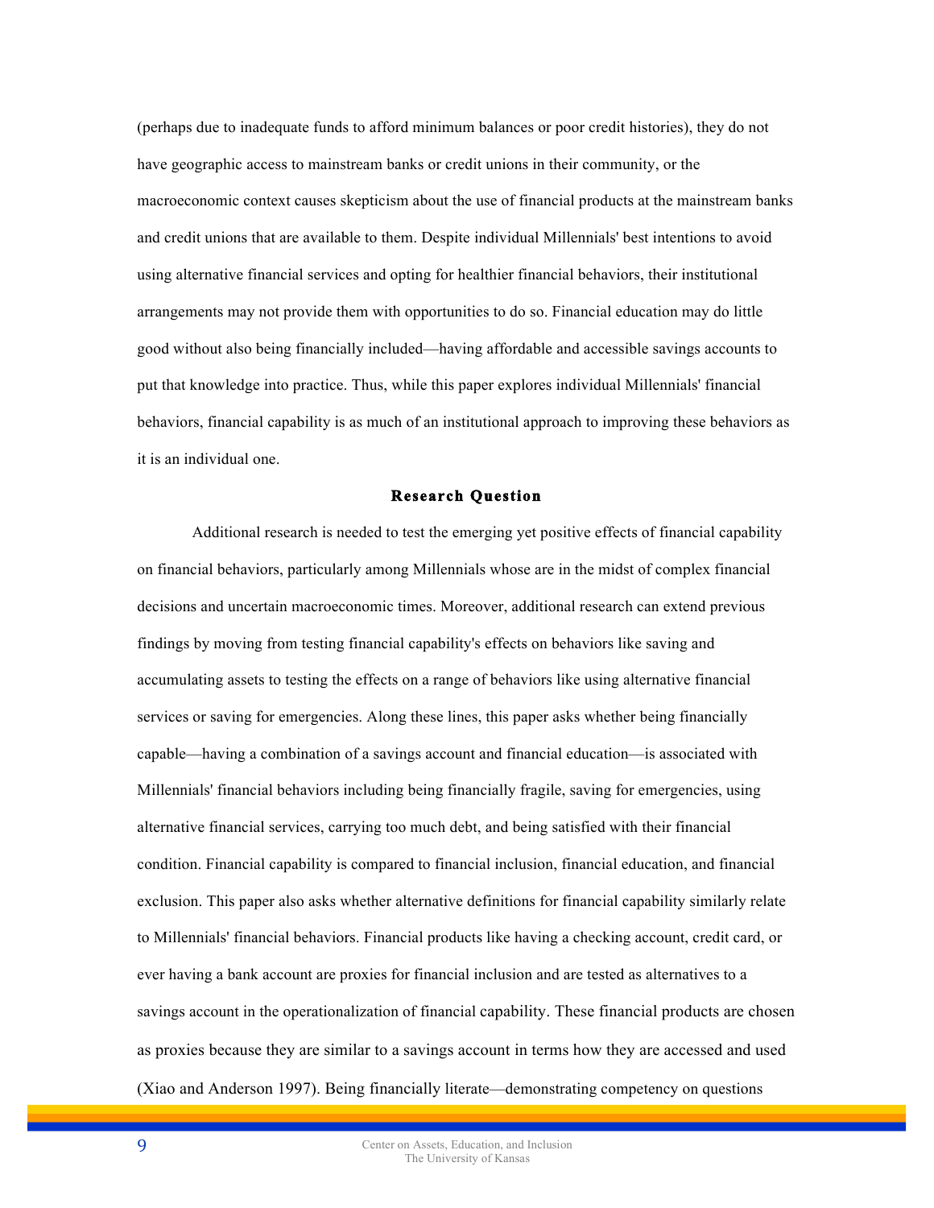(perhaps due to inadequate funds to afford minimum balances or poor credit histories), they do not have geographic access to mainstream banks or credit unions in their community, or the macroeconomic context causes skepticism about the use of financial products at the mainstream banks and credit unions that are available to them. Despite individual Millennials' best intentions to avoid using alternative financial services and opting for healthier financial behaviors, their institutional arrangements may not provide them with opportunities to do so. Financial education may do little good without also being financially included—having affordable and accessible savings accounts to put that knowledge into practice. Thus, while this paper explores individual Millennials' financial behaviors, financial capability is as much of an institutional approach to improving these behaviors as it is an individual one.

## Research Question

Additional research is needed to test the emerging yet positive effects of financial capability on financial behaviors, particularly among Millennials whose are in the midst of complex financial decisions and uncertain macroeconomic times. Moreover, additional research can extend previous findings by moving from testing financial capability's effects on behaviors like saving and accumulating assets to testing the effects on a range of behaviors like using alternative financial services or saving for emergencies. Along these lines, this paper asks whether being financially capable—having a combination of a savings account and financial education—is associated with Millennials' financial behaviors including being financially fragile, saving for emergencies, using alternative financial services, carrying too much debt, and being satisfied with their financial condition. Financial capability is compared to financial inclusion, financial education, and financial exclusion. This paper also asks whether alternative definitions for financial capability similarly relate to Millennials' financial behaviors. Financial products like having a checking account, credit card, or ever having a bank account are proxies for financial inclusion and are tested as alternatives to a savings account in the operationalization of financial capability. These financial products are chosen as proxies because they are similar to a savings account in terms how they are accessed and used (Xiao and Anderson 1997). Being financially literate—demonstrating competency on questions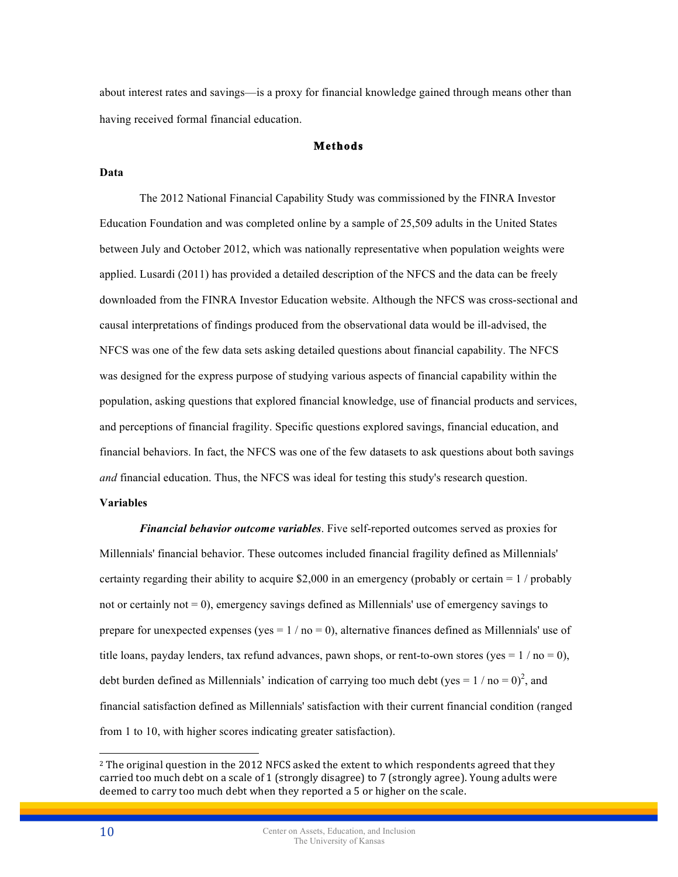about interest rates and savings—is a proxy for financial knowledge gained through means other than having received formal financial education.

## Methods

### Data

The 2012 National Financial Capability Study was commissioned by the FINRA Investor Education Foundation and was completed online by a sample of 25,509 adults in the United States between July and October 2012, which was nationally representative when population weights were applied. Lusardi (2011) has provided a detailed description of the NFCS and the data can be freely downloaded from the FINRA Investor Education website. Although the NFCS was cross-sectional and causal interpretations of findings produced from the observational data would be ill-advised, the NFCS was one of the few data sets asking detailed questions about financial capability. The NFCS was designed for the express purpose of studying various aspects of financial capability within the population, asking questions that explored financial knowledge, use of financial products and services, and perceptions of financial fragility. Specific questions explored savings, financial education, and financial behaviors. In fact, the NFCS was one of the few datasets to ask questions about both savings *and* financial education. Thus, the NFCS was ideal for testing this study's research question.

### Variables

***Financial behavior outcome variables***. Five self-reported outcomes served as proxies for Millennials' financial behavior. These outcomes included financial fragility defined as Millennials' certainty regarding their ability to acquire $2,000 in an emergency (probably or certain = 1 / probably not or certainly not = 0), emergency savings defined as Millennials' use of emergency savings to prepare for unexpected expenses (yes = 1 / no = 0), alternative finances defined as Millennials' use of title loans, payday lenders, tax refund advances, pawn shops, or rent-to-own stores (yes = 1 / no = 0), debt burden defined as Millennials' indication of carrying too much debt (yes = 1 / no = 0)[2], and financial satisfaction defined as Millennials' satisfaction with their current financial condition (ranged from 1 to 10, with higher scores indicating greater satisfaction).

---

[2] The original question in the 2012 NFCS asked the extent to which respondents agreed that they carried too much debt on a scale of 1 (strongly disagree) to 7 (strongly agree). Young adults were deemed to carry too much debt when they reported a 5 or higher on the scale.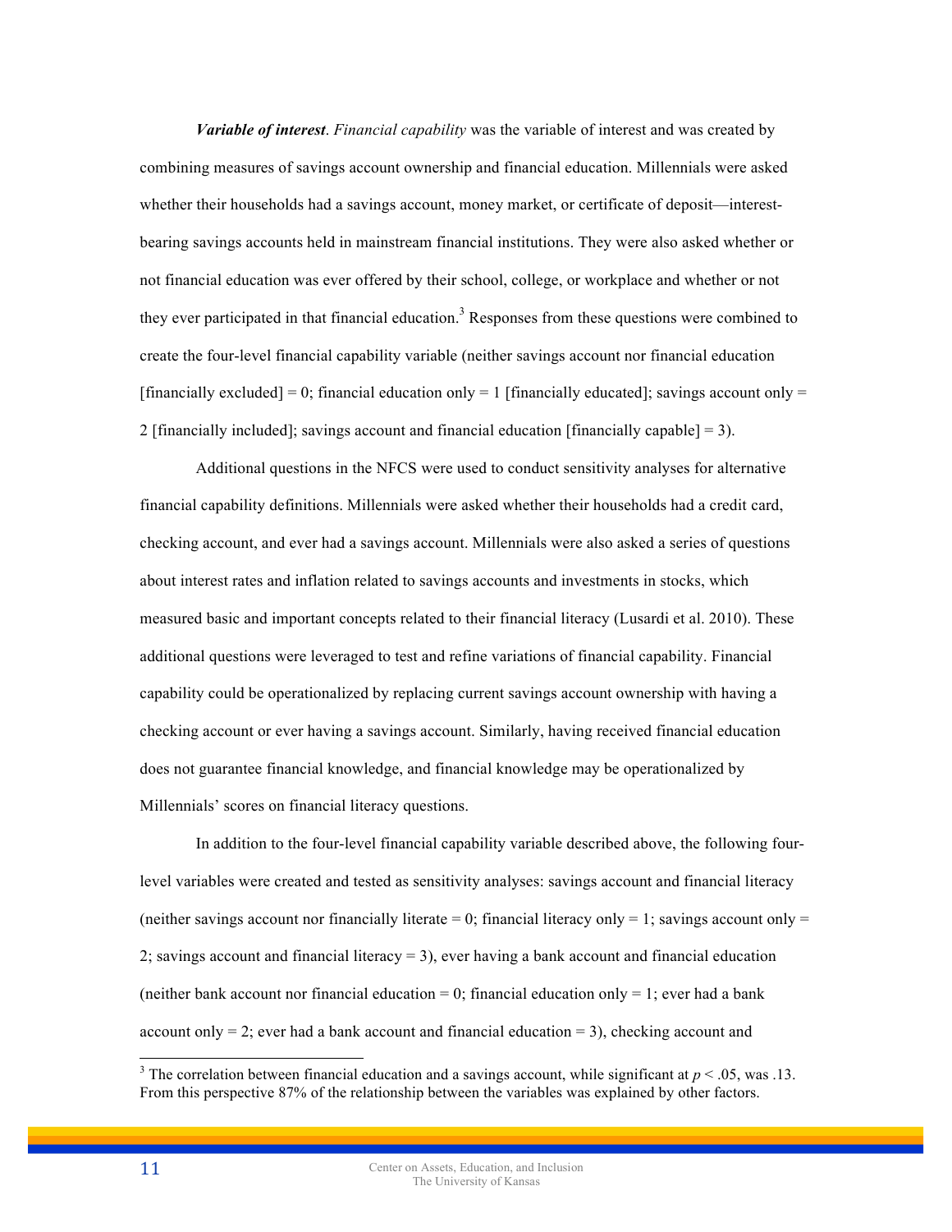***Variable of interest***. *Financial capability* was the variable of interest and was created by combining measures of savings account ownership and financial education. Millennials were asked whether their households had a savings account, money market, or certificate of deposit—interest-bearing savings accounts held in mainstream financial institutions. They were also asked whether or not financial education was ever offered by their school, college, or workplace and whether or not they ever participated in that financial education.[3] Responses from these questions were combined to create the four-level financial capability variable (neither savings account nor financial education [financially excluded] = 0; financial education only = 1 [financially educated]; savings account only = 2 [financially included]; savings account and financial education [financially capable] = 3).

Additional questions in the NFCS were used to conduct sensitivity analyses for alternative financial capability definitions. Millennials were asked whether their households had a credit card, checking account, and ever had a savings account. Millennials were also asked a series of questions about interest rates and inflation related to savings accounts and investments in stocks, which measured basic and important concepts related to their financial literacy (Lusardi et al. 2010). These additional questions were leveraged to test and refine variations of financial capability. Financial capability could be operationalized by replacing current savings account ownership with having a checking account or ever having a savings account. Similarly, having received financial education does not guarantee financial knowledge, and financial knowledge may be operationalized by Millennials' scores on financial literacy questions.

In addition to the four-level financial capability variable described above, the following four-level variables were created and tested as sensitivity analyses: savings account and financial literacy (neither savings account nor financially literate = 0; financial literacy only = 1; savings account only = 2; savings account and financial literacy = 3), ever having a bank account and financial education (neither bank account nor financial education = 0; financial education only = 1; ever had a bank account only = 2; ever had a bank account and financial education = 3), checking account and

---

[3] The correlation between financial education and a savings account, while significant at $p < .05$, was .13. From this perspective 87% of the relationship between the variables was explained by other factors.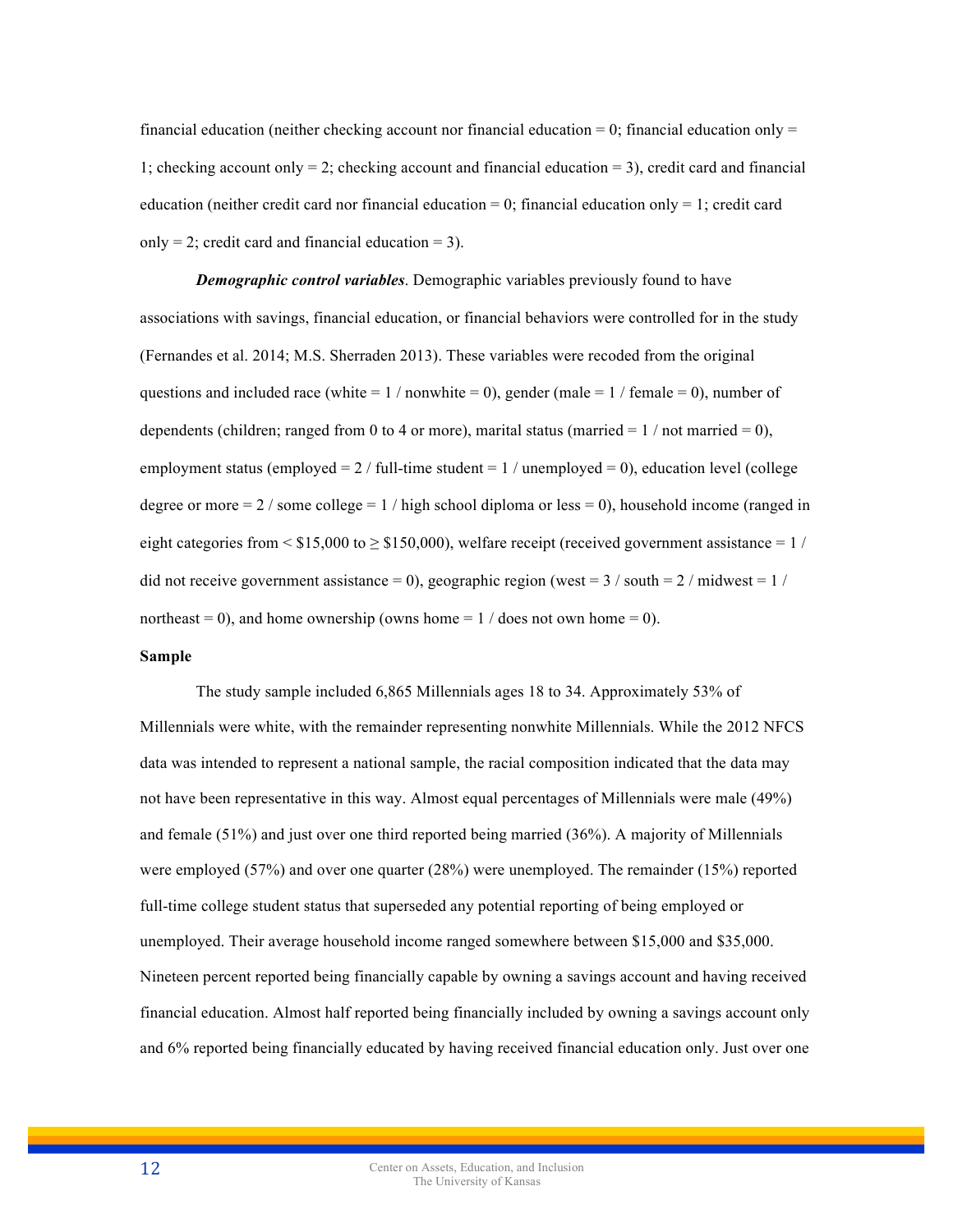financial education (neither checking account nor financial education = 0; financial education only = 1; checking account only = 2; checking account and financial education = 3), credit card and financial education (neither credit card nor financial education = 0; financial education only = 1; credit card only = 2; credit card and financial education = 3).

***Demographic control variables***. Demographic variables previously found to have associations with savings, financial education, or financial behaviors were controlled for in the study (Fernandes et al. 2014; M.S. Sherraden 2013). These variables were recoded from the original questions and included race (white = 1 / nonwhite = 0), gender (male = 1 / female = 0), number of dependents (children; ranged from 0 to 4 or more), marital status (married = 1 / not married = 0), employment status (employed = 2 / full-time student = 1 / unemployed = 0), education level (college degree or more = 2 / some college = 1 / high school diploma or less = 0), household income (ranged in eight categories from < $15,000 to ≥ $150,000), welfare receipt (received government assistance = 1 / did not receive government assistance = 0), geographic region (west = 3 / south = 2 / midwest = 1 / northeast = 0), and home ownership (owns home = 1 / does not own home = 0).

**Sample**

The study sample included 6,865 Millennials ages 18 to 34. Approximately 53% of Millennials were white, with the remainder representing nonwhite Millennials. While the 2012 NFCS data was intended to represent a national sample, the racial composition indicated that the data may not have been representative in this way. Almost equal percentages of Millennials were male (49%) and female (51%) and just over one third reported being married (36%). A majority of Millennials were employed (57%) and over one quarter (28%) were unemployed. The remainder (15%) reported full-time college student status that superseded any potential reporting of being employed or unemployed. Their average household income ranged somewhere between $15,000 and $35,000. Nineteen percent reported being financially capable by owning a savings account and having received financial education. Almost half reported being financially included by owning a savings account only and 6% reported being financially educated by having received financial education only. Just over one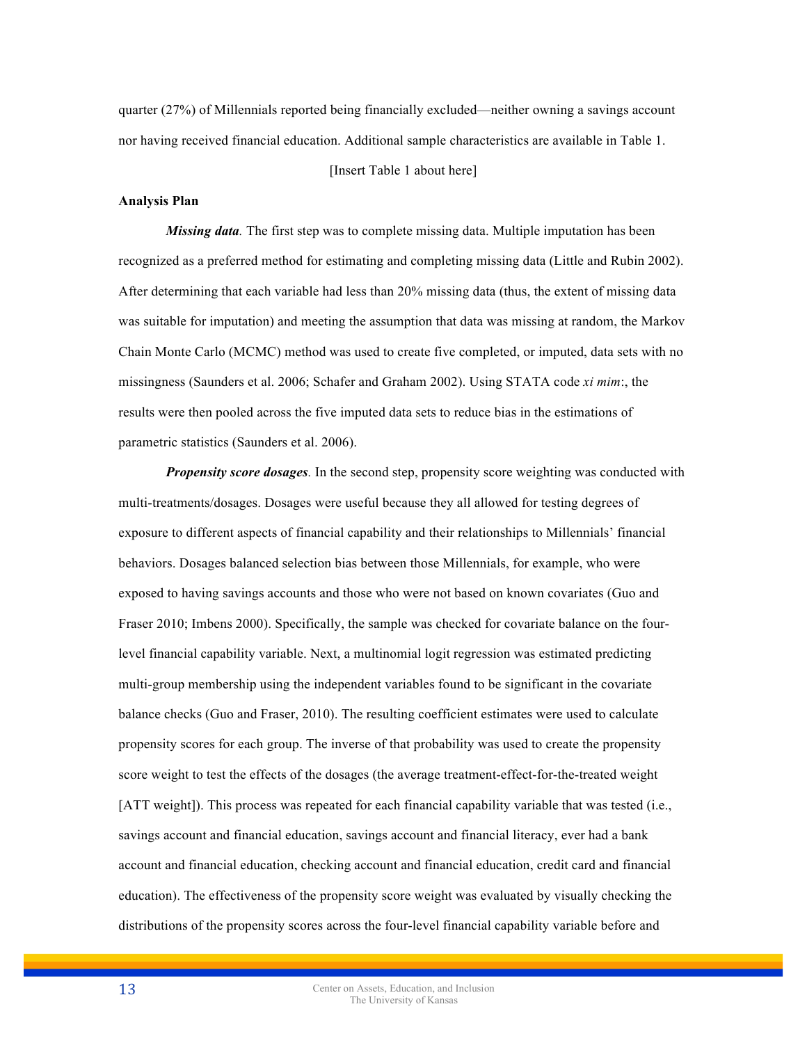quarter (27%) of Millennials reported being financially excluded—neither owning a savings account nor having received financial education. Additional sample characteristics are available in Table 1.

[Insert Table 1 about here]

**Analysis Plan**

***Missing data.*** The first step was to complete missing data. Multiple imputation has been recognized as a preferred method for estimating and completing missing data (Little and Rubin 2002). After determining that each variable had less than 20% missing data (thus, the extent of missing data was suitable for imputation) and meeting the assumption that data was missing at random, the Markov Chain Monte Carlo (MCMC) method was used to create five completed, or imputed, data sets with no missingness (Saunders et al. 2006; Schafer and Graham 2002). Using STATA code *xi mim*:, the results were then pooled across the five imputed data sets to reduce bias in the estimations of parametric statistics (Saunders et al. 2006).

***Propensity score dosages.*** In the second step, propensity score weighting was conducted with multi-treatments/dosages. Dosages were useful because they all allowed for testing degrees of exposure to different aspects of financial capability and their relationships to Millennials' financial behaviors. Dosages balanced selection bias between those Millennials, for example, who were exposed to having savings accounts and those who were not based on known covariates (Guo and Fraser 2010; Imbens 2000). Specifically, the sample was checked for covariate balance on the four-level financial capability variable. Next, a multinomial logit regression was estimated predicting multi-group membership using the independent variables found to be significant in the covariate balance checks (Guo and Fraser, 2010). The resulting coefficient estimates were used to calculate propensity scores for each group. The inverse of that probability was used to create the propensity score weight to test the effects of the dosages (the average treatment-effect-for-the-treated weight [ATT weight]). This process was repeated for each financial capability variable that was tested (i.e., savings account and financial education, savings account and financial literacy, ever had a bank account and financial education, checking account and financial education, credit card and financial education). The effectiveness of the propensity score weight was evaluated by visually checking the distributions of the propensity scores across the four-level financial capability variable before and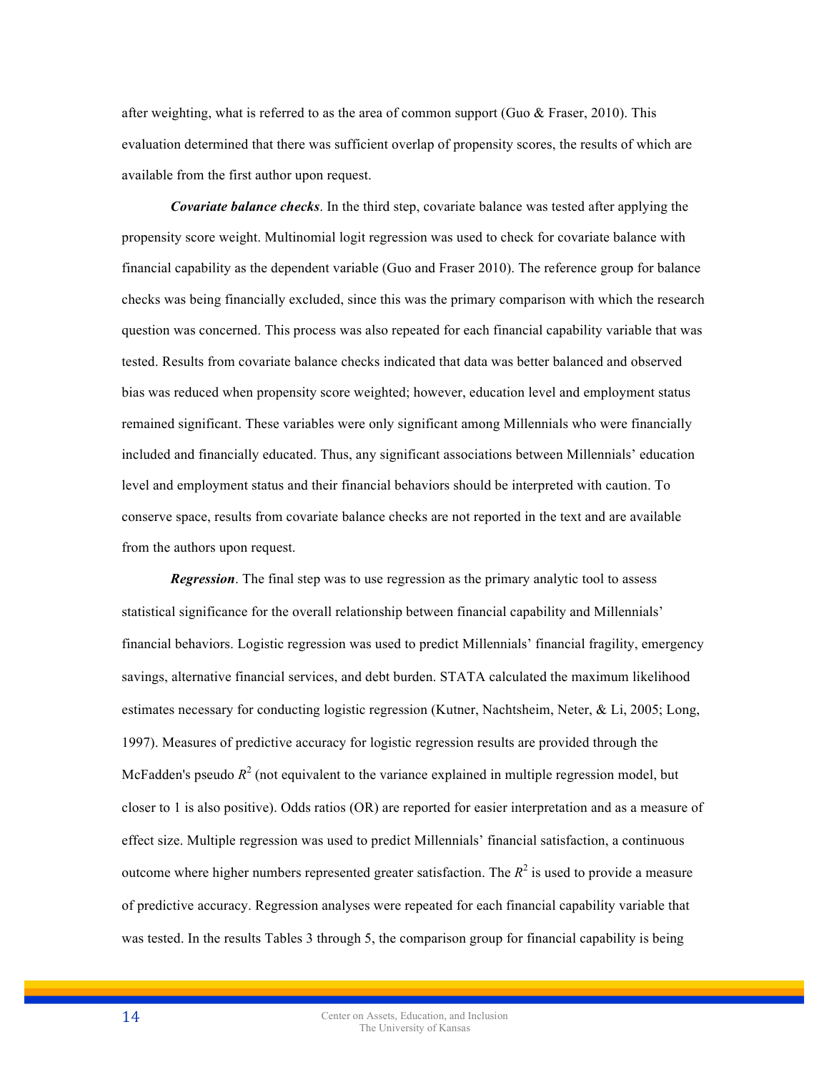after weighting, what is referred to as the area of common support (Guo & Fraser, 2010). This evaluation determined that there was sufficient overlap of propensity scores, the results of which are available from the first author upon request.

***Covariate balance checks***. In the third step, covariate balance was tested after applying the propensity score weight. Multinomial logit regression was used to check for covariate balance with financial capability as the dependent variable (Guo and Fraser 2010). The reference group for balance checks was being financially excluded, since this was the primary comparison with which the research question was concerned. This process was also repeated for each financial capability variable that was tested. Results from covariate balance checks indicated that data was better balanced and observed bias was reduced when propensity score weighted; however, education level and employment status remained significant. These variables were only significant among Millennials who were financially included and financially educated. Thus, any significant associations between Millennials' education level and employment status and their financial behaviors should be interpreted with caution. To conserve space, results from covariate balance checks are not reported in the text and are available from the authors upon request.

***Regression***. The final step was to use regression as the primary analytic tool to assess statistical significance for the overall relationship between financial capability and Millennials' financial behaviors. Logistic regression was used to predict Millennials' financial fragility, emergency savings, alternative financial services, and debt burden. STATA calculated the maximum likelihood estimates necessary for conducting logistic regression (Kutner, Nachtsheim, Neter, & Li, 2005; Long, 1997). Measures of predictive accuracy for logistic regression results are provided through the McFadden's pseudo $R^2$ (not equivalent to the variance explained in multiple regression model, but closer to 1 is also positive). Odds ratios (OR) are reported for easier interpretation and as a measure of effect size. Multiple regression was used to predict Millennials' financial satisfaction, a continuous outcome where higher numbers represented greater satisfaction. The $R^2$ is used to provide a measure of predictive accuracy. Regression analyses were repeated for each financial capability variable that was tested. In the results Tables 3 through 5, the comparison group for financial capability is being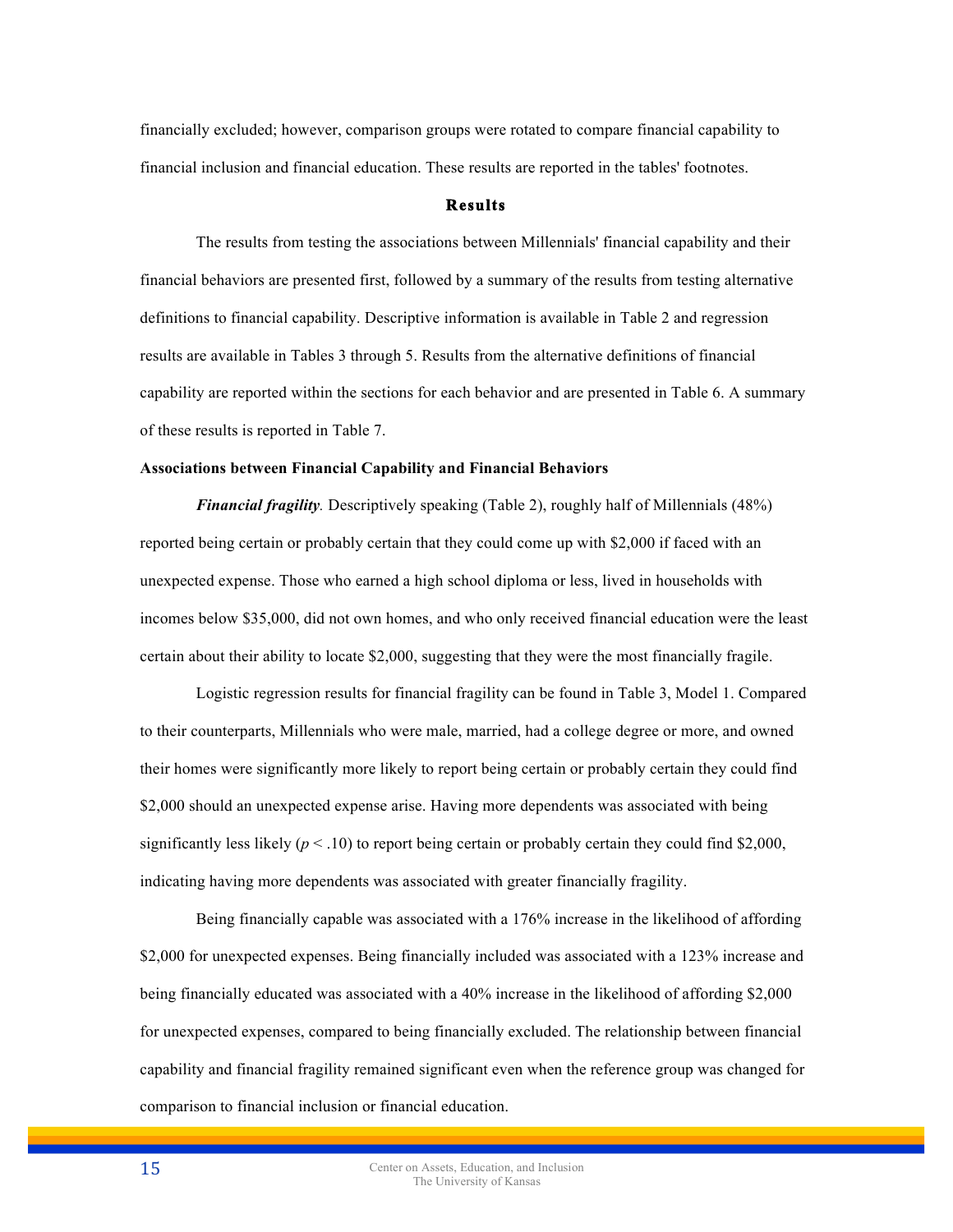financially excluded; however, comparison groups were rotated to compare financial capability to financial inclusion and financial education. These results are reported in the tables' footnotes.

## Results

The results from testing the associations between Millennials' financial capability and their financial behaviors are presented first, followed by a summary of the results from testing alternative definitions to financial capability. Descriptive information is available in Table 2 and regression results are available in Tables 3 through 5. Results from the alternative definitions of financial capability are reported within the sections for each behavior and are presented in Table 6. A summary of these results is reported in Table 7.

### Associations between Financial Capability and Financial Behaviors

***Financial fragility***. Descriptively speaking (Table 2), roughly half of Millennials (48%) reported being certain or probably certain that they could come up with $2,000 if faced with an unexpected expense. Those who earned a high school diploma or less, lived in households with incomes below $35,000, did not own homes, and who only received financial education were the least certain about their ability to locate $2,000, suggesting that they were the most financially fragile.

Logistic regression results for financial fragility can be found in Table 3, Model 1. Compared to their counterparts, Millennials who were male, married, had a college degree or more, and owned their homes were significantly more likely to report being certain or probably certain they could find $2,000 should an unexpected expense arise. Having more dependents was associated with being significantly less likely ($p < .10$) to report being certain or probably certain they could find $2,000, indicating having more dependents was associated with greater financially fragility.

Being financially capable was associated with a 176% increase in the likelihood of affording $2,000 for unexpected expenses. Being financially included was associated with a 123% increase and being financially educated was associated with a 40% increase in the likelihood of affording $2,000 for unexpected expenses, compared to being financially excluded. The relationship between financial capability and financial fragility remained significant even when the reference group was changed for comparison to financial inclusion or financial education.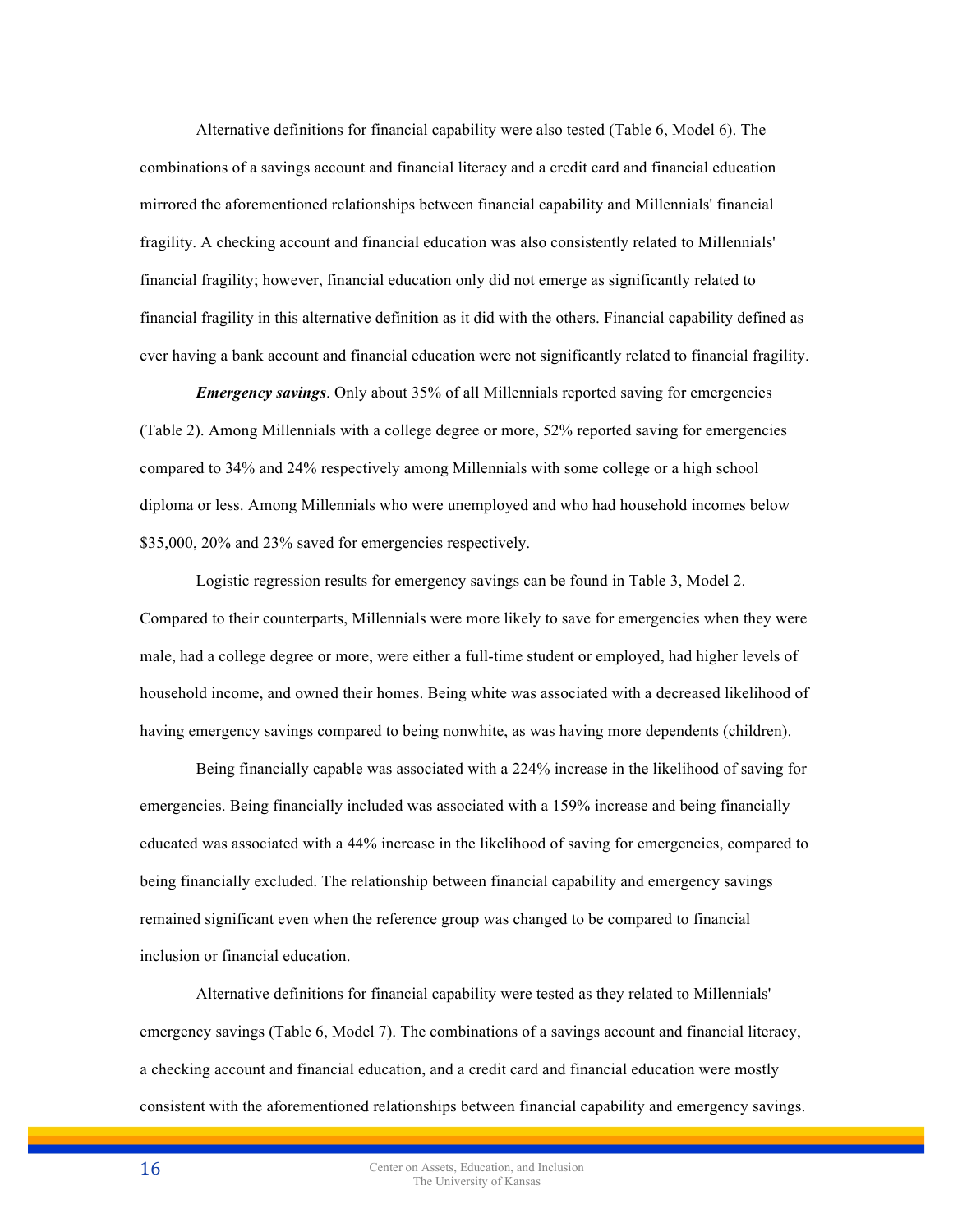Alternative definitions for financial capability were also tested (Table 6, Model 6). The combinations of a savings account and financial literacy and a credit card and financial education mirrored the aforementioned relationships between financial capability and Millennials' financial fragility. A checking account and financial education was also consistently related to Millennials' financial fragility; however, financial education only did not emerge as significantly related to financial fragility in this alternative definition as it did with the others. Financial capability defined as ever having a bank account and financial education were not significantly related to financial fragility.

***Emergency savings***. Only about 35% of all Millennials reported saving for emergencies (Table 2). Among Millennials with a college degree or more, 52% reported saving for emergencies compared to 34% and 24% respectively among Millennials with some college or a high school diploma or less. Among Millennials who were unemployed and who had household incomes below $35,000, 20% and 23% saved for emergencies respectively.

Logistic regression results for emergency savings can be found in Table 3, Model 2. Compared to their counterparts, Millennials were more likely to save for emergencies when they were male, had a college degree or more, were either a full-time student or employed, had higher levels of household income, and owned their homes. Being white was associated with a decreased likelihood of having emergency savings compared to being nonwhite, as was having more dependents (children).

Being financially capable was associated with a 224% increase in the likelihood of saving for emergencies. Being financially included was associated with a 159% increase and being financially educated was associated with a 44% increase in the likelihood of saving for emergencies, compared to being financially excluded. The relationship between financial capability and emergency savings remained significant even when the reference group was changed to be compared to financial inclusion or financial education.

Alternative definitions for financial capability were tested as they related to Millennials' emergency savings (Table 6, Model 7). The combinations of a savings account and financial literacy, a checking account and financial education, and a credit card and financial education were mostly consistent with the aforementioned relationships between financial capability and emergency savings.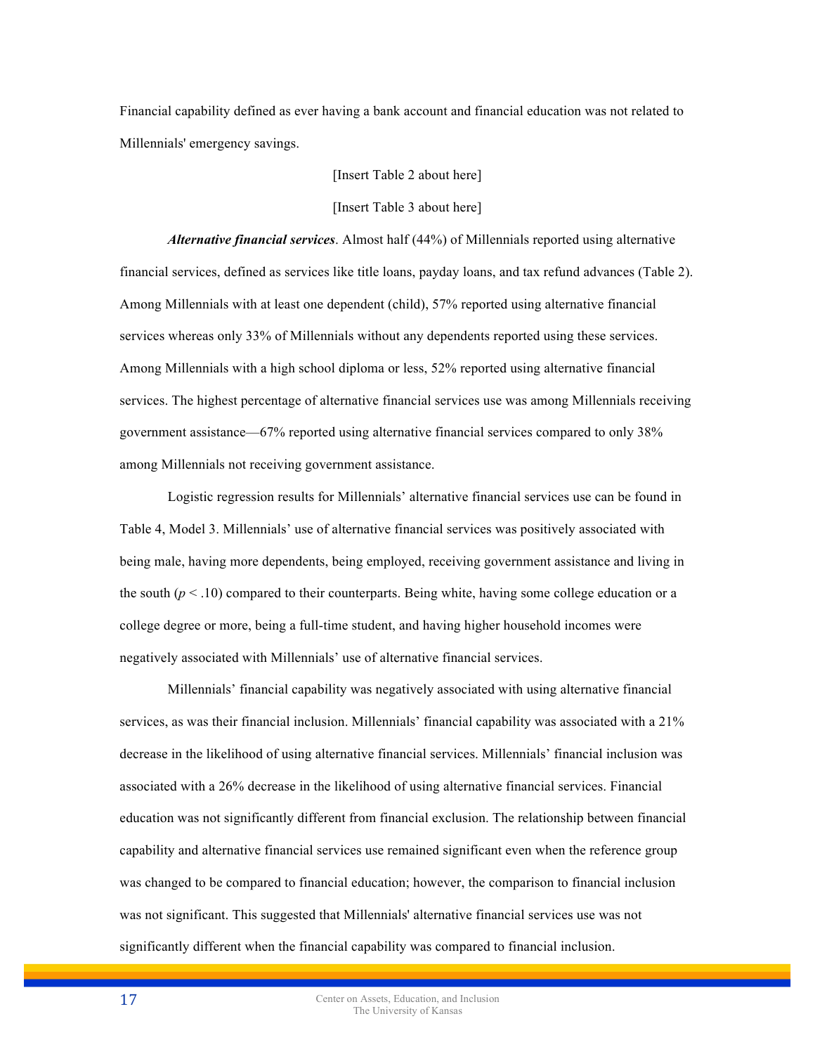Financial capability defined as ever having a bank account and financial education was not related to Millennials' emergency savings.

[Insert Table 2 about here]

[Insert Table 3 about here]

***Alternative financial services***. Almost half (44%) of Millennials reported using alternative financial services, defined as services like title loans, payday loans, and tax refund advances (Table 2). Among Millennials with at least one dependent (child), 57% reported using alternative financial services whereas only 33% of Millennials without any dependents reported using these services. Among Millennials with a high school diploma or less, 52% reported using alternative financial services. The highest percentage of alternative financial services use was among Millennials receiving government assistance—67% reported using alternative financial services compared to only 38% among Millennials not receiving government assistance.

Logistic regression results for Millennials' alternative financial services use can be found in Table 4, Model 3. Millennials' use of alternative financial services was positively associated with being male, having more dependents, being employed, receiving government assistance and living in the south ($p < .10$) compared to their counterparts. Being white, having some college education or a college degree or more, being a full-time student, and having higher household incomes were negatively associated with Millennials' use of alternative financial services.

Millennials' financial capability was negatively associated with using alternative financial services, as was their financial inclusion. Millennials' financial capability was associated with a 21% decrease in the likelihood of using alternative financial services. Millennials' financial inclusion was associated with a 26% decrease in the likelihood of using alternative financial services. Financial education was not significantly different from financial exclusion. The relationship between financial capability and alternative financial services use remained significant even when the reference group was changed to be compared to financial education; however, the comparison to financial inclusion was not significant. This suggested that Millennials' alternative financial services use was not significantly different when the financial capability was compared to financial inclusion.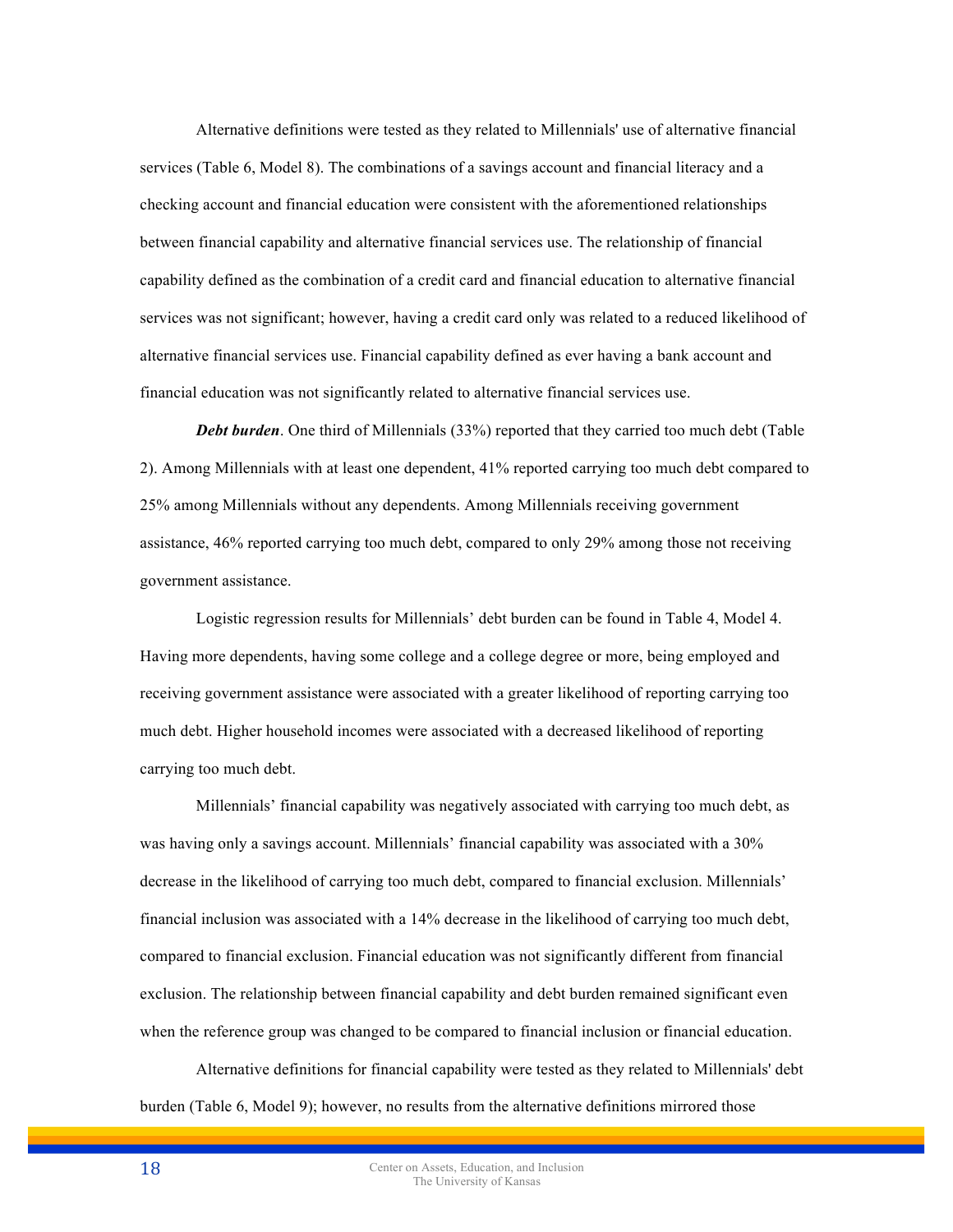Alternative definitions were tested as they related to Millennials' use of alternative financial services (Table 6, Model 8). The combinations of a savings account and financial literacy and a checking account and financial education were consistent with the aforementioned relationships between financial capability and alternative financial services use. The relationship of financial capability defined as the combination of a credit card and financial education to alternative financial services was not significant; however, having a credit card only was related to a reduced likelihood of alternative financial services use. Financial capability defined as ever having a bank account and financial education was not significantly related to alternative financial services use.

***Debt burden***. One third of Millennials (33%) reported that they carried too much debt (Table 2). Among Millennials with at least one dependent, 41% reported carrying too much debt compared to 25% among Millennials without any dependents. Among Millennials receiving government assistance, 46% reported carrying too much debt, compared to only 29% among those not receiving government assistance.

Logistic regression results for Millennials' debt burden can be found in Table 4, Model 4. Having more dependents, having some college and a college degree or more, being employed and receiving government assistance were associated with a greater likelihood of reporting carrying too much debt. Higher household incomes were associated with a decreased likelihood of reporting carrying too much debt.

Millennials' financial capability was negatively associated with carrying too much debt, as was having only a savings account. Millennials' financial capability was associated with a 30% decrease in the likelihood of carrying too much debt, compared to financial exclusion. Millennials' financial inclusion was associated with a 14% decrease in the likelihood of carrying too much debt, compared to financial exclusion. Financial education was not significantly different from financial exclusion. The relationship between financial capability and debt burden remained significant even when the reference group was changed to be compared to financial inclusion or financial education.

Alternative definitions for financial capability were tested as they related to Millennials' debt burden (Table 6, Model 9); however, no results from the alternative definitions mirrored those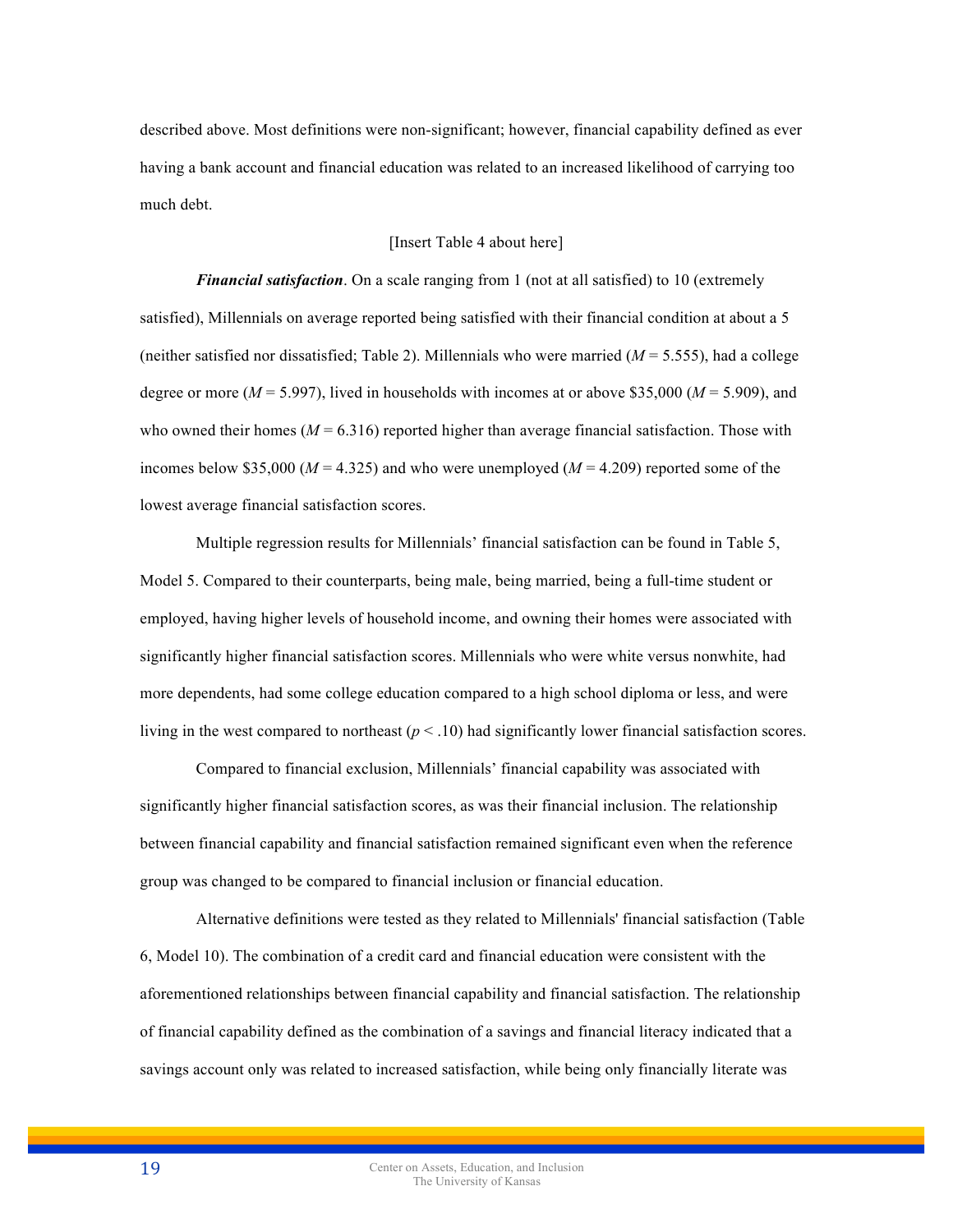described above. Most definitions were non-significant; however, financial capability defined as ever having a bank account and financial education was related to an increased likelihood of carrying too much debt.

[Insert Table 4 about here]

***Financial satisfaction***. On a scale ranging from 1 (not at all satisfied) to 10 (extremely satisfied), Millennials on average reported being satisfied with their financial condition at about a 5 (neither satisfied nor dissatisfied; Table 2). Millennials who were married (*M* = 5.555), had a college degree or more (*M* = 5.997), lived in households with incomes at or above $35,000 (*M* = 5.909), and who owned their homes (*M* = 6.316) reported higher than average financial satisfaction. Those with incomes below $35,000 (*M* = 4.325) and who were unemployed (*M* = 4.209) reported some of the lowest average financial satisfaction scores.

Multiple regression results for Millennials' financial satisfaction can be found in Table 5, Model 5. Compared to their counterparts, being male, being married, being a full-time student or employed, having higher levels of household income, and owning their homes were associated with significantly higher financial satisfaction scores. Millennials who were white versus nonwhite, had more dependents, had some college education compared to a high school diploma or less, and were living in the west compared to northeast ($p < .10$) had significantly lower financial satisfaction scores.

Compared to financial exclusion, Millennials' financial capability was associated with significantly higher financial satisfaction scores, as was their financial inclusion. The relationship between financial capability and financial satisfaction remained significant even when the reference group was changed to be compared to financial inclusion or financial education.

Alternative definitions were tested as they related to Millennials' financial satisfaction (Table 6, Model 10). The combination of a credit card and financial education were consistent with the aforementioned relationships between financial capability and financial satisfaction. The relationship of financial capability defined as the combination of a savings and financial literacy indicated that a savings account only was related to increased satisfaction, while being only financially literate was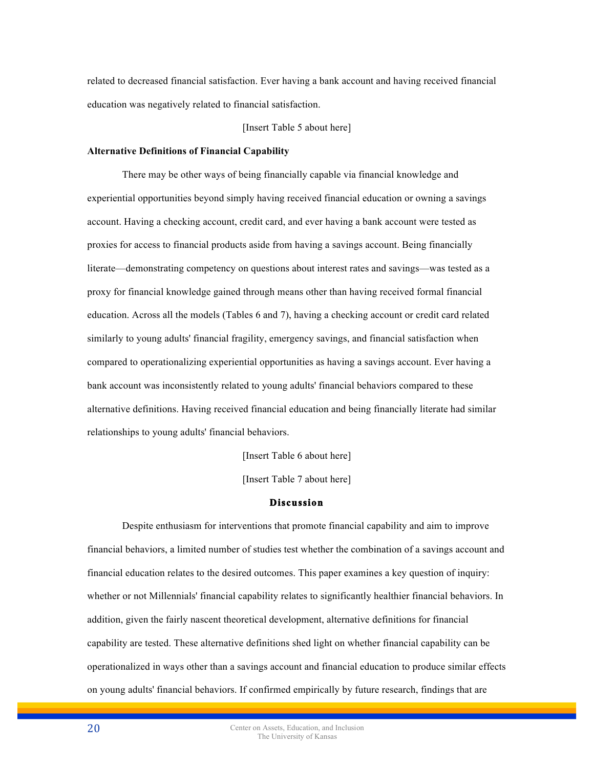related to decreased financial satisfaction. Ever having a bank account and having received financial education was negatively related to financial satisfaction.

[Insert Table 5 about here]

**Alternative Definitions of Financial Capability**

There may be other ways of being financially capable via financial knowledge and experiential opportunities beyond simply having received financial education or owning a savings account. Having a checking account, credit card, and ever having a bank account were tested as proxies for access to financial products aside from having a savings account. Being financially literate—demonstrating competency on questions about interest rates and savings—was tested as a proxy for financial knowledge gained through means other than having received formal financial education. Across all the models (Tables 6 and 7), having a checking account or credit card related similarly to young adults' financial fragility, emergency savings, and financial satisfaction when compared to operationalizing experiential opportunities as having a savings account. Ever having a bank account was inconsistently related to young adults' financial behaviors compared to these alternative definitions. Having received financial education and being financially literate had similar relationships to young adults' financial behaviors.

[Insert Table 6 about here]

[Insert Table 7 about here]

## Discussion

Despite enthusiasm for interventions that promote financial capability and aim to improve financial behaviors, a limited number of studies test whether the combination of a savings account and financial education relates to the desired outcomes. This paper examines a key question of inquiry: whether or not Millennials' financial capability relates to significantly healthier financial behaviors. In addition, given the fairly nascent theoretical development, alternative definitions for financial capability are tested. These alternative definitions shed light on whether financial capability can be operationalized in ways other than a savings account and financial education to produce similar effects on young adults' financial behaviors. If confirmed empirically by future research, findings that are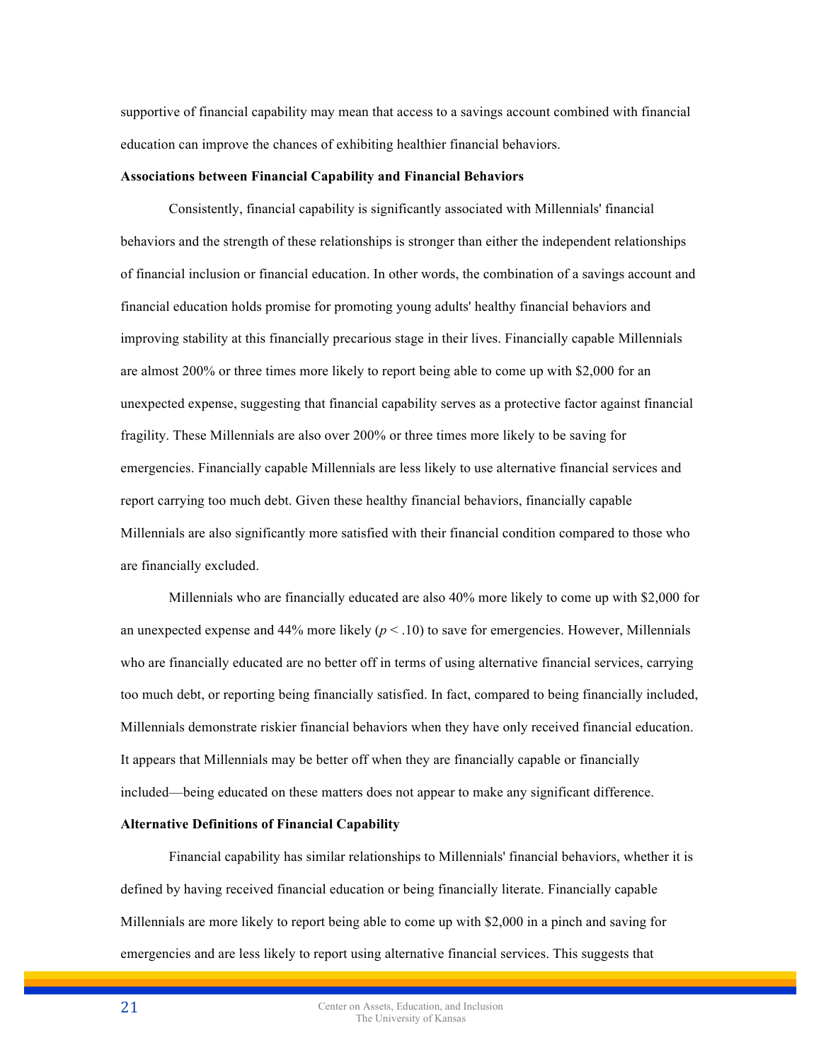supportive of financial capability may mean that access to a savings account combined with financial education can improve the chances of exhibiting healthier financial behaviors.

**Associations between Financial Capability and Financial Behaviors**

Consistently, financial capability is significantly associated with Millennials' financial behaviors and the strength of these relationships is stronger than either the independent relationships of financial inclusion or financial education. In other words, the combination of a savings account and financial education holds promise for promoting young adults' healthy financial behaviors and improving stability at this financially precarious stage in their lives. Financially capable Millennials are almost 200% or three times more likely to report being able to come up with $2,000 for an unexpected expense, suggesting that financial capability serves as a protective factor against financial fragility. These Millennials are also over 200% or three times more likely to be saving for emergencies. Financially capable Millennials are less likely to use alternative financial services and report carrying too much debt. Given these healthy financial behaviors, financially capable Millennials are also significantly more satisfied with their financial condition compared to those who are financially excluded.

Millennials who are financially educated are also 40% more likely to come up with $2,000 for an unexpected expense and 44% more likely ($p < .10$) to save for emergencies. However, Millennials who are financially educated are no better off in terms of using alternative financial services, carrying too much debt, or reporting being financially satisfied. In fact, compared to being financially included, Millennials demonstrate riskier financial behaviors when they have only received financial education. It appears that Millennials may be better off when they are financially capable or financially included—being educated on these matters does not appear to make any significant difference.

**Alternative Definitions of Financial Capability**

Financial capability has similar relationships to Millennials' financial behaviors, whether it is defined by having received financial education or being financially literate. Financially capable Millennials are more likely to report being able to come up with $2,000 in a pinch and saving for emergencies and are less likely to report using alternative financial services. This suggests that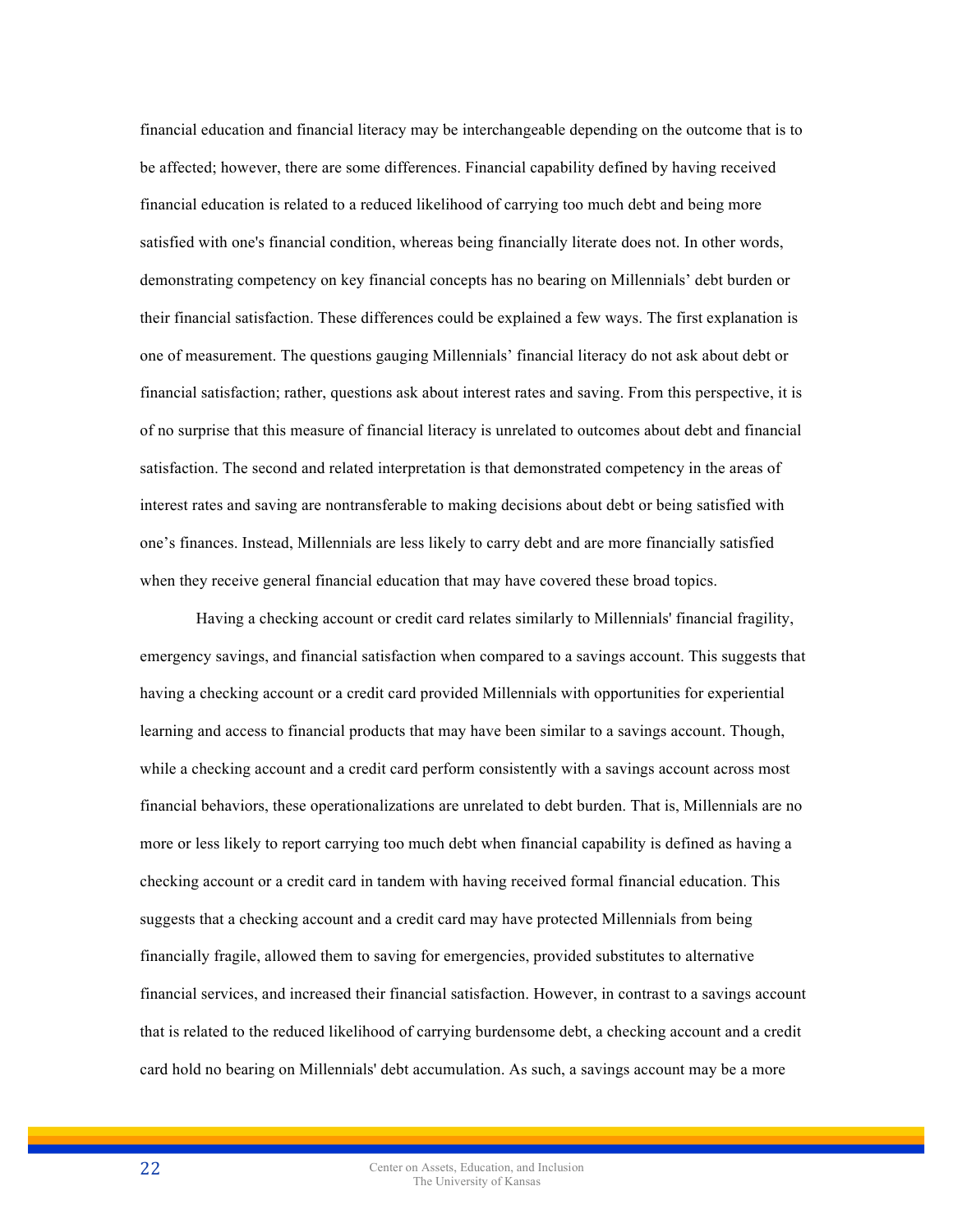financial education and financial literacy may be interchangeable depending on the outcome that is to be affected; however, there are some differences. Financial capability defined by having received financial education is related to a reduced likelihood of carrying too much debt and being more satisfied with one's financial condition, whereas being financially literate does not. In other words, demonstrating competency on key financial concepts has no bearing on Millennials' debt burden or their financial satisfaction. These differences could be explained a few ways. The first explanation is one of measurement. The questions gauging Millennials' financial literacy do not ask about debt or financial satisfaction; rather, questions ask about interest rates and saving. From this perspective, it is of no surprise that this measure of financial literacy is unrelated to outcomes about debt and financial satisfaction. The second and related interpretation is that demonstrated competency in the areas of interest rates and saving are nontransferable to making decisions about debt or being satisfied with one's finances. Instead, Millennials are less likely to carry debt and are more financially satisfied when they receive general financial education that may have covered these broad topics.

Having a checking account or credit card relates similarly to Millennials' financial fragility, emergency savings, and financial satisfaction when compared to a savings account. This suggests that having a checking account or a credit card provided Millennials with opportunities for experiential learning and access to financial products that may have been similar to a savings account. Though, while a checking account and a credit card perform consistently with a savings account across most financial behaviors, these operationalizations are unrelated to debt burden. That is, Millennials are no more or less likely to report carrying too much debt when financial capability is defined as having a checking account or a credit card in tandem with having received formal financial education. This suggests that a checking account and a credit card may have protected Millennials from being financially fragile, allowed them to saving for emergencies, provided substitutes to alternative financial services, and increased their financial satisfaction. However, in contrast to a savings account that is related to the reduced likelihood of carrying burdensome debt, a checking account and a credit card hold no bearing on Millennials' debt accumulation. As such, a savings account may be a more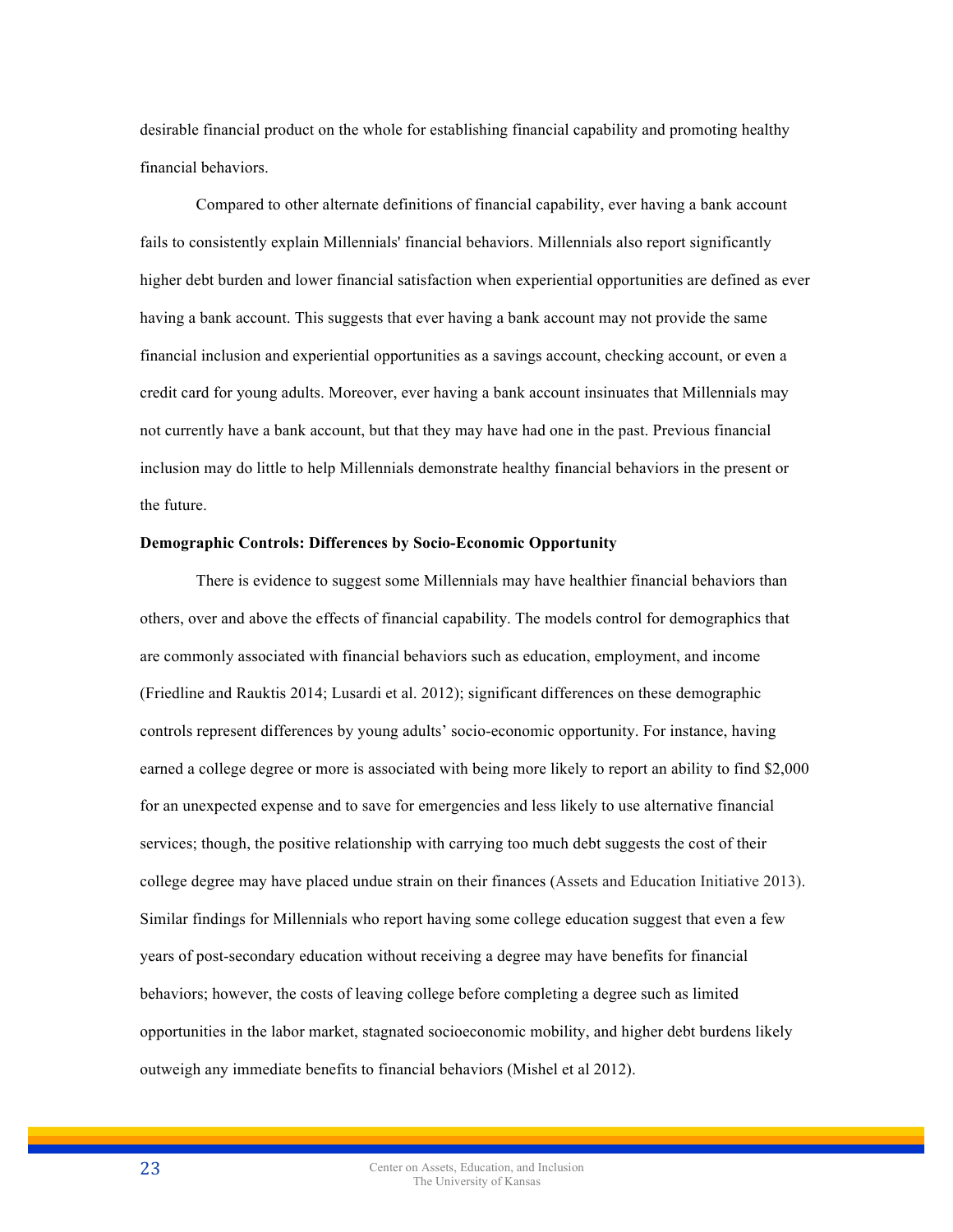desirable financial product on the whole for establishing financial capability and promoting healthy financial behaviors.

Compared to other alternate definitions of financial capability, ever having a bank account fails to consistently explain Millennials' financial behaviors. Millennials also report significantly higher debt burden and lower financial satisfaction when experiential opportunities are defined as ever having a bank account. This suggests that ever having a bank account may not provide the same financial inclusion and experiential opportunities as a savings account, checking account, or even a credit card for young adults. Moreover, ever having a bank account insinuates that Millennials may not currently have a bank account, but that they may have had one in the past. Previous financial inclusion may do little to help Millennials demonstrate healthy financial behaviors in the present or the future.

**Demographic Controls: Differences by Socio-Economic Opportunity**

There is evidence to suggest some Millennials may have healthier financial behaviors than others, over and above the effects of financial capability. The models control for demographics that are commonly associated with financial behaviors such as education, employment, and income (Friedline and Rauktis 2014; Lusardi et al. 2012); significant differences on these demographic controls represent differences by young adults' socio-economic opportunity. For instance, having earned a college degree or more is associated with being more likely to report an ability to find $2,000 for an unexpected expense and to save for emergencies and less likely to use alternative financial services; though, the positive relationship with carrying too much debt suggests the cost of their college degree may have placed undue strain on their finances (Assets and Education Initiative 2013). Similar findings for Millennials who report having some college education suggest that even a few years of post-secondary education without receiving a degree may have benefits for financial behaviors; however, the costs of leaving college before completing a degree such as limited opportunities in the labor market, stagnated socioeconomic mobility, and higher debt burdens likely outweigh any immediate benefits to financial behaviors (Mishel et al 2012).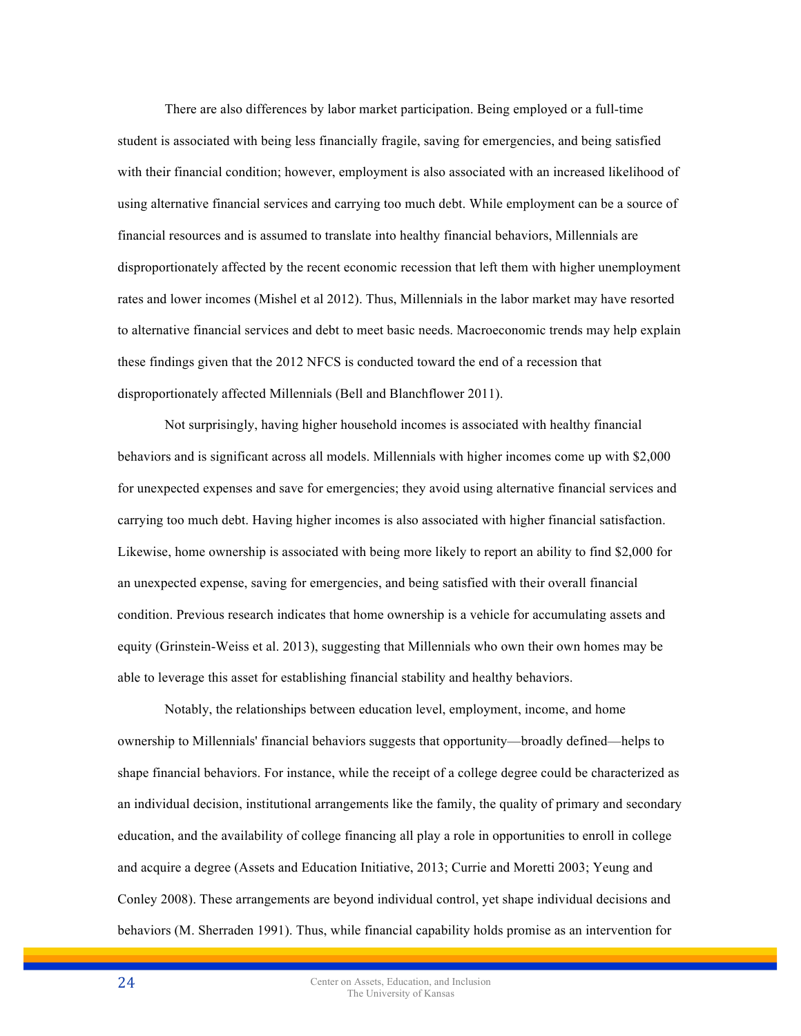There are also differences by labor market participation. Being employed or a full-time student is associated with being less financially fragile, saving for emergencies, and being satisfied with their financial condition; however, employment is also associated with an increased likelihood of using alternative financial services and carrying too much debt. While employment can be a source of financial resources and is assumed to translate into healthy financial behaviors, Millennials are disproportionately affected by the recent economic recession that left them with higher unemployment rates and lower incomes (Mishel et al 2012). Thus, Millennials in the labor market may have resorted to alternative financial services and debt to meet basic needs. Macroeconomic trends may help explain these findings given that the 2012 NFCS is conducted toward the end of a recession that disproportionately affected Millennials (Bell and Blanchflower 2011).

Not surprisingly, having higher household incomes is associated with healthy financial behaviors and is significant across all models. Millennials with higher incomes come up with $2,000 for unexpected expenses and save for emergencies; they avoid using alternative financial services and carrying too much debt. Having higher incomes is also associated with higher financial satisfaction. Likewise, home ownership is associated with being more likely to report an ability to find $2,000 for an unexpected expense, saving for emergencies, and being satisfied with their overall financial condition. Previous research indicates that home ownership is a vehicle for accumulating assets and equity (Grinstein-Weiss et al. 2013), suggesting that Millennials who own their own homes may be able to leverage this asset for establishing financial stability and healthy behaviors.

Notably, the relationships between education level, employment, income, and home ownership to Millennials' financial behaviors suggests that opportunity—broadly defined—helps to shape financial behaviors. For instance, while the receipt of a college degree could be characterized as an individual decision, institutional arrangements like the family, the quality of primary and secondary education, and the availability of college financing all play a role in opportunities to enroll in college and acquire a degree (Assets and Education Initiative, 2013; Currie and Moretti 2003; Yeung and Conley 2008). These arrangements are beyond individual control, yet shape individual decisions and behaviors (M. Sherraden 1991). Thus, while financial capability holds promise as an intervention for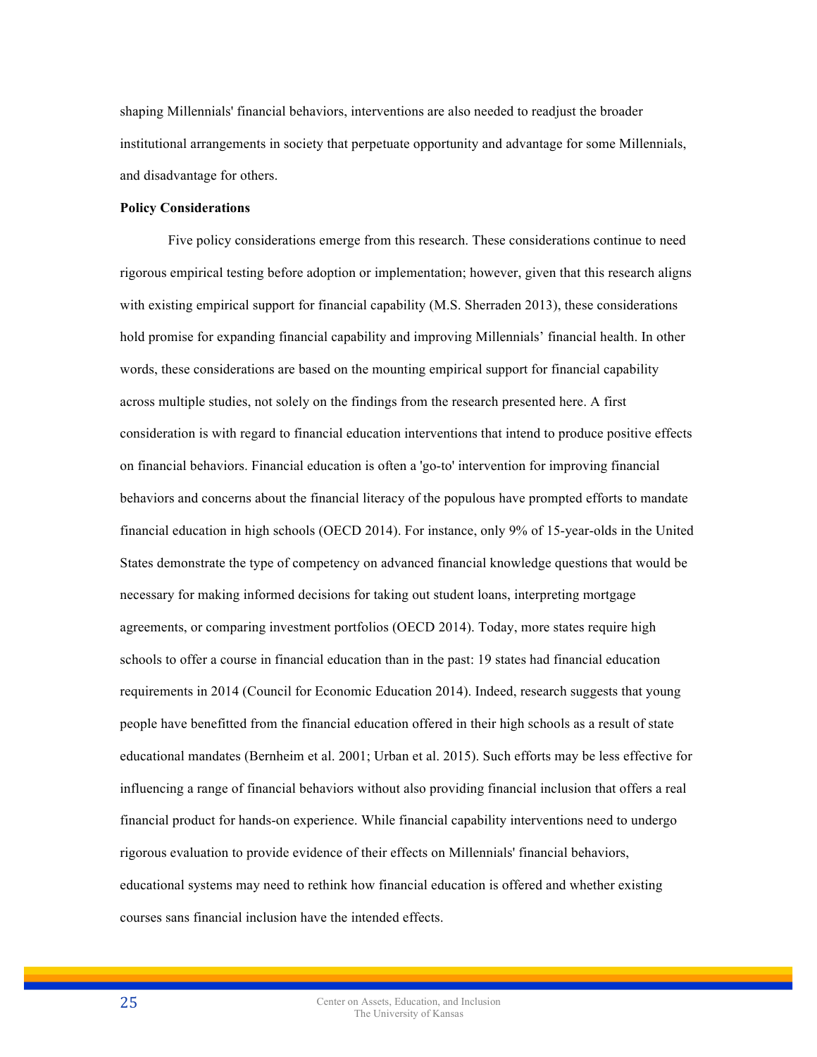shaping Millennials' financial behaviors, interventions are also needed to readjust the broader institutional arrangements in society that perpetuate opportunity and advantage for some Millennials, and disadvantage for others.

**Policy Considerations**

Five policy considerations emerge from this research. These considerations continue to need rigorous empirical testing before adoption or implementation; however, given that this research aligns with existing empirical support for financial capability (M.S. Sherraden 2013), these considerations hold promise for expanding financial capability and improving Millennials' financial health. In other words, these considerations are based on the mounting empirical support for financial capability across multiple studies, not solely on the findings from the research presented here. A first consideration is with regard to financial education interventions that intend to produce positive effects on financial behaviors. Financial education is often a 'go-to' intervention for improving financial behaviors and concerns about the financial literacy of the populous have prompted efforts to mandate financial education in high schools (OECD 2014). For instance, only 9% of 15-year-olds in the United States demonstrate the type of competency on advanced financial knowledge questions that would be necessary for making informed decisions for taking out student loans, interpreting mortgage agreements, or comparing investment portfolios (OECD 2014). Today, more states require high schools to offer a course in financial education than in the past: 19 states had financial education requirements in 2014 (Council for Economic Education 2014). Indeed, research suggests that young people have benefitted from the financial education offered in their high schools as a result of state educational mandates (Bernheim et al. 2001; Urban et al. 2015). Such efforts may be less effective for influencing a range of financial behaviors without also providing financial inclusion that offers a real financial product for hands-on experience. While financial capability interventions need to undergo rigorous evaluation to provide evidence of their effects on Millennials' financial behaviors, educational systems may need to rethink how financial education is offered and whether existing courses sans financial inclusion have the intended effects.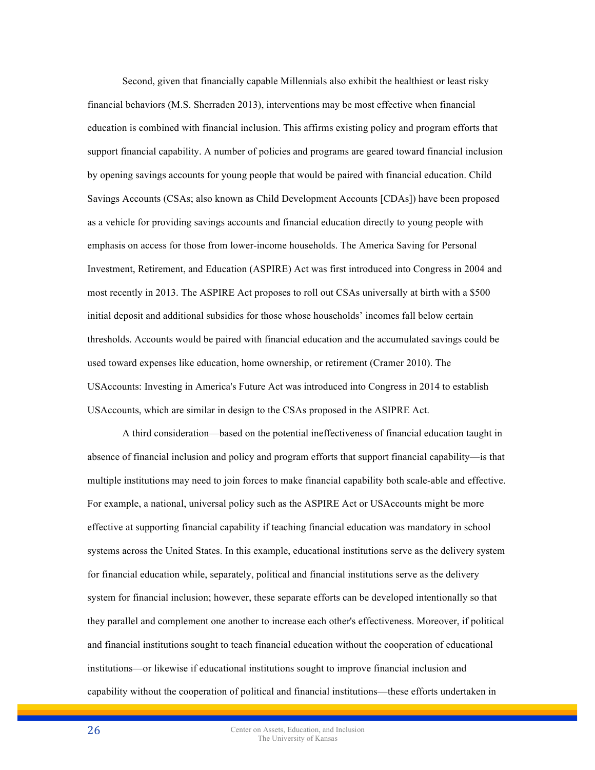Second, given that financially capable Millennials also exhibit the healthiest or least risky financial behaviors (M.S. Sherraden 2013), interventions may be most effective when financial education is combined with financial inclusion. This affirms existing policy and program efforts that support financial capability. A number of policies and programs are geared toward financial inclusion by opening savings accounts for young people that would be paired with financial education. Child Savings Accounts (CSAs; also known as Child Development Accounts [CDAs]) have been proposed as a vehicle for providing savings accounts and financial education directly to young people with emphasis on access for those from lower-income households. The America Saving for Personal Investment, Retirement, and Education (ASPIRE) Act was first introduced into Congress in 2004 and most recently in 2013. The ASPIRE Act proposes to roll out CSAs universally at birth with a $500 initial deposit and additional subsidies for those whose households' incomes fall below certain thresholds. Accounts would be paired with financial education and the accumulated savings could be used toward expenses like education, home ownership, or retirement (Cramer 2010). The USAccounts: Investing in America's Future Act was introduced into Congress in 2014 to establish USAccounts, which are similar in design to the CSAs proposed in the ASIPRE Act.

A third consideration—based on the potential ineffectiveness of financial education taught in absence of financial inclusion and policy and program efforts that support financial capability—is that multiple institutions may need to join forces to make financial capability both scale-able and effective. For example, a national, universal policy such as the ASPIRE Act or USAccounts might be more effective at supporting financial capability if teaching financial education was mandatory in school systems across the United States. In this example, educational institutions serve as the delivery system for financial education while, separately, political and financial institutions serve as the delivery system for financial inclusion; however, these separate efforts can be developed intentionally so that they parallel and complement one another to increase each other's effectiveness. Moreover, if political and financial institutions sought to teach financial education without the cooperation of educational institutions—or likewise if educational institutions sought to improve financial inclusion and capability without the cooperation of political and financial institutions—these efforts undertaken in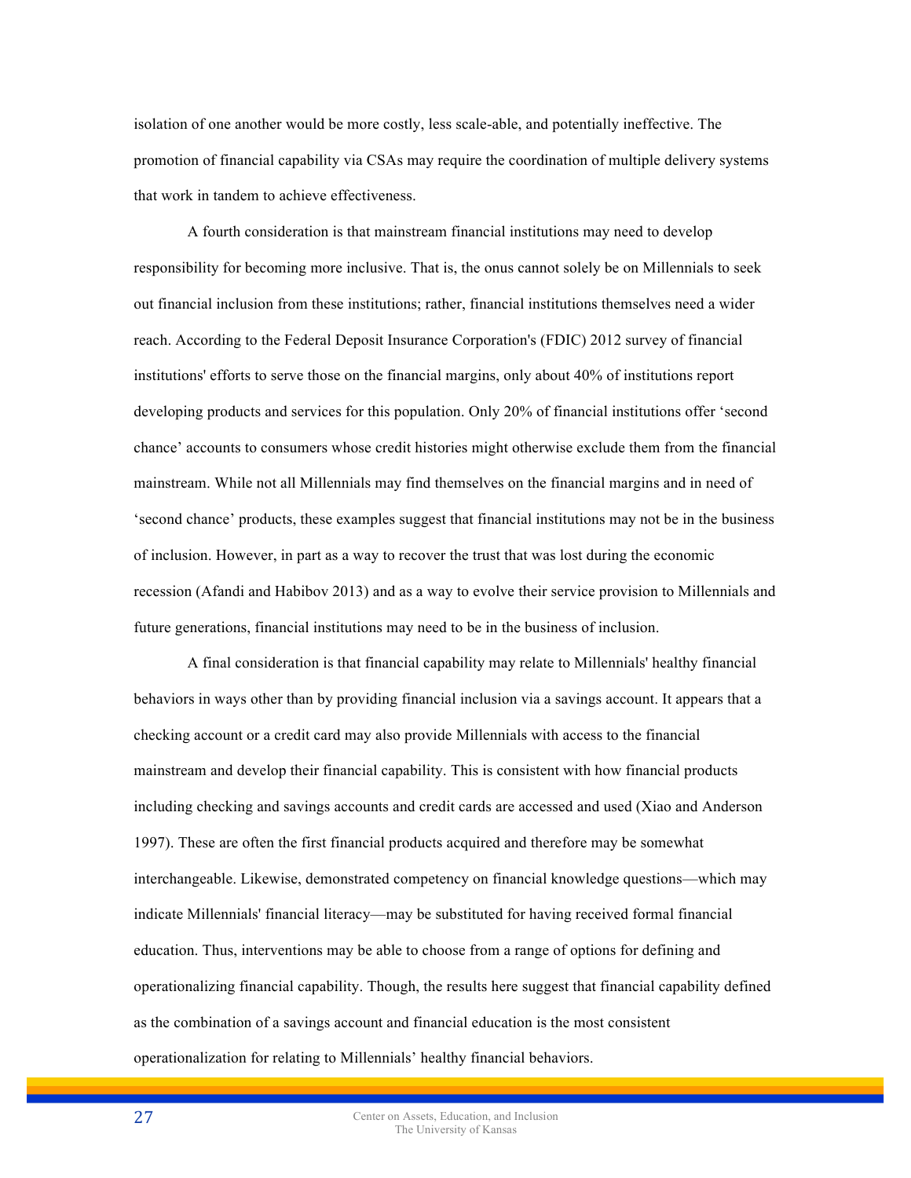isolation of one another would be more costly, less scale-able, and potentially ineffective. The promotion of financial capability via CSAs may require the coordination of multiple delivery systems that work in tandem to achieve effectiveness.

A fourth consideration is that mainstream financial institutions may need to develop responsibility for becoming more inclusive. That is, the onus cannot solely be on Millennials to seek out financial inclusion from these institutions; rather, financial institutions themselves need a wider reach. According to the Federal Deposit Insurance Corporation's (FDIC) 2012 survey of financial institutions' efforts to serve those on the financial margins, only about 40% of institutions report developing products and services for this population. Only 20% of financial institutions offer 'second chance' accounts to consumers whose credit histories might otherwise exclude them from the financial mainstream. While not all Millennials may find themselves on the financial margins and in need of 'second chance' products, these examples suggest that financial institutions may not be in the business of inclusion. However, in part as a way to recover the trust that was lost during the economic recession (Afandi and Habibov 2013) and as a way to evolve their service provision to Millennials and future generations, financial institutions may need to be in the business of inclusion.

A final consideration is that financial capability may relate to Millennials' healthy financial behaviors in ways other than by providing financial inclusion via a savings account. It appears that a checking account or a credit card may also provide Millennials with access to the financial mainstream and develop their financial capability. This is consistent with how financial products including checking and savings accounts and credit cards are accessed and used (Xiao and Anderson 1997). These are often the first financial products acquired and therefore may be somewhat interchangeable. Likewise, demonstrated competency on financial knowledge questions—which may indicate Millennials' financial literacy—may be substituted for having received formal financial education. Thus, interventions may be able to choose from a range of options for defining and operationalizing financial capability. Though, the results here suggest that financial capability defined as the combination of a savings account and financial education is the most consistent operationalization for relating to Millennials' healthy financial behaviors.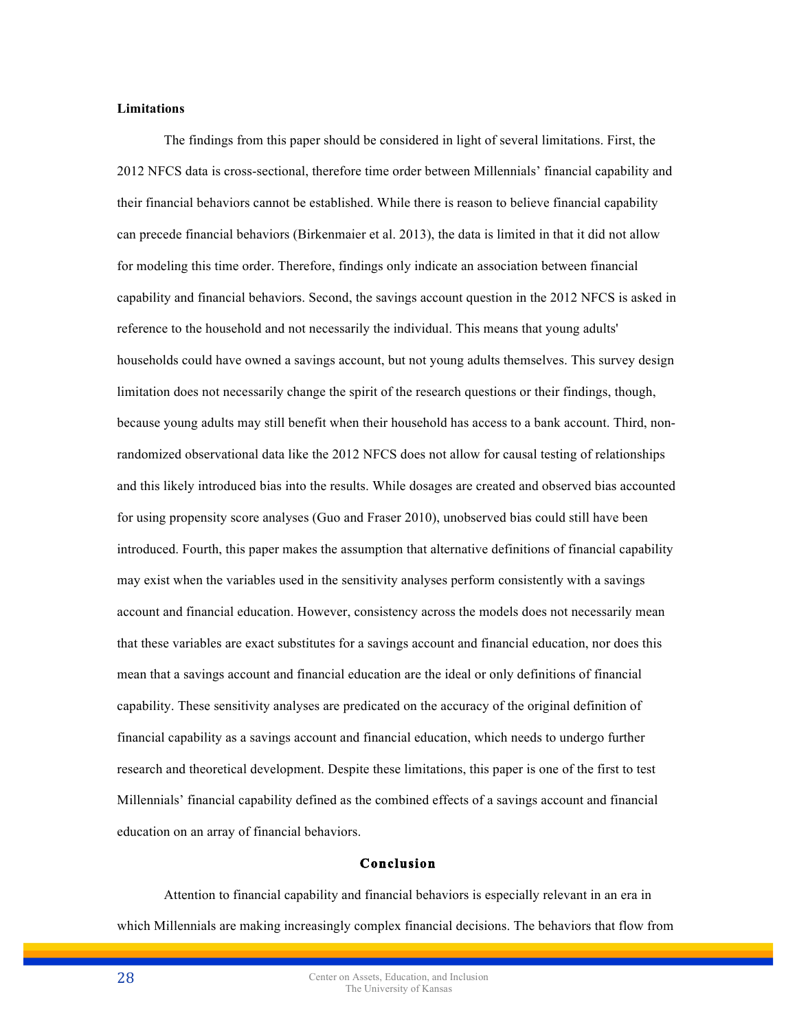**Limitations**

The findings from this paper should be considered in light of several limitations. First, the 2012 NFCS data is cross-sectional, therefore time order between Millennials' financial capability and their financial behaviors cannot be established. While there is reason to believe financial capability can precede financial behaviors (Birkenmaier et al. 2013), the data is limited in that it did not allow for modeling this time order. Therefore, findings only indicate an association between financial capability and financial behaviors. Second, the savings account question in the 2012 NFCS is asked in reference to the household and not necessarily the individual. This means that young adults' households could have owned a savings account, but not young adults themselves. This survey design limitation does not necessarily change the spirit of the research questions or their findings, though, because young adults may still benefit when their household has access to a bank account. Third, non-randomized observational data like the 2012 NFCS does not allow for causal testing of relationships and this likely introduced bias into the results. While dosages are created and observed bias accounted for using propensity score analyses (Guo and Fraser 2010), unobserved bias could still have been introduced. Fourth, this paper makes the assumption that alternative definitions of financial capability may exist when the variables used in the sensitivity analyses perform consistently with a savings account and financial education. However, consistency across the models does not necessarily mean that these variables are exact substitutes for a savings account and financial education, nor does this mean that a savings account and financial education are the ideal or only definitions of financial capability. These sensitivity analyses are predicated on the accuracy of the original definition of financial capability as a savings account and financial education, which needs to undergo further research and theoretical development. Despite these limitations, this paper is one of the first to test Millennials' financial capability defined as the combined effects of a savings account and financial education on an array of financial behaviors.

## Conclusion

Attention to financial capability and financial behaviors is especially relevant in an era in which Millennials are making increasingly complex financial decisions. The behaviors that flow from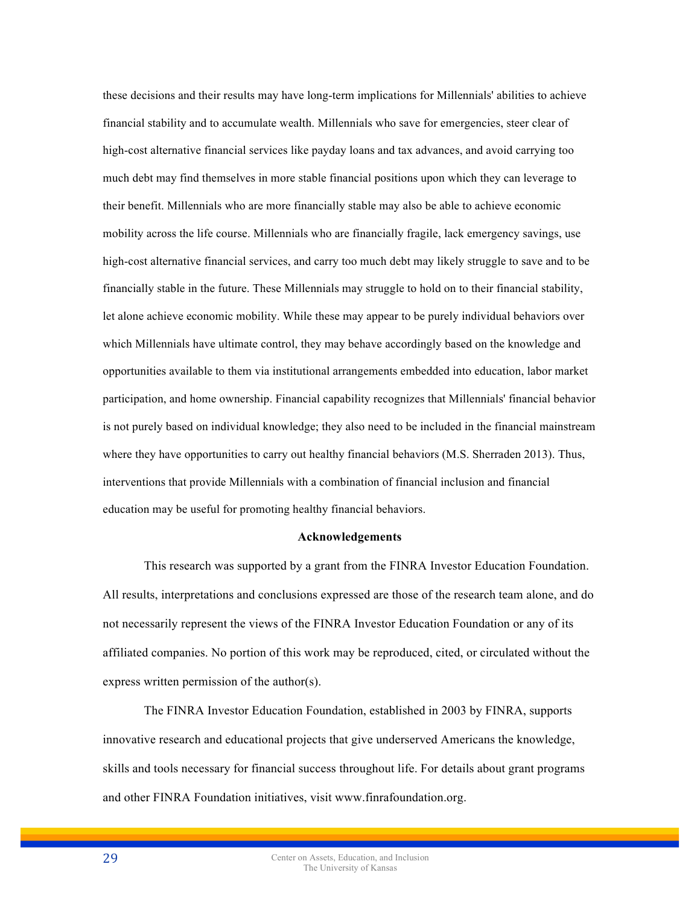these decisions and their results may have long-term implications for Millennials' abilities to achieve financial stability and to accumulate wealth. Millennials who save for emergencies, steer clear of high-cost alternative financial services like payday loans and tax advances, and avoid carrying too much debt may find themselves in more stable financial positions upon which they can leverage to their benefit. Millennials who are more financially stable may also be able to achieve economic mobility across the life course. Millennials who are financially fragile, lack emergency savings, use high-cost alternative financial services, and carry too much debt may likely struggle to save and to be financially stable in the future. These Millennials may struggle to hold on to their financial stability, let alone achieve economic mobility. While these may appear to be purely individual behaviors over which Millennials have ultimate control, they may behave accordingly based on the knowledge and opportunities available to them via institutional arrangements embedded into education, labor market participation, and home ownership. Financial capability recognizes that Millennials' financial behavior is not purely based on individual knowledge; they also need to be included in the financial mainstream where they have opportunities to carry out healthy financial behaviors (M.S. Sherraden 2013). Thus, interventions that provide Millennials with a combination of financial inclusion and financial education may be useful for promoting healthy financial behaviors.

## Acknowledgements

This research was supported by a grant from the FINRA Investor Education Foundation. All results, interpretations and conclusions expressed are those of the research team alone, and do not necessarily represent the views of the FINRA Investor Education Foundation or any of its affiliated companies. No portion of this work may be reproduced, cited, or circulated without the express written permission of the author(s).

The FINRA Investor Education Foundation, established in 2003 by FINRA, supports innovative research and educational projects that give underserved Americans the knowledge, skills and tools necessary for financial success throughout life. For details about grant programs and other FINRA Foundation initiatives, visit www.finrafoundation.org.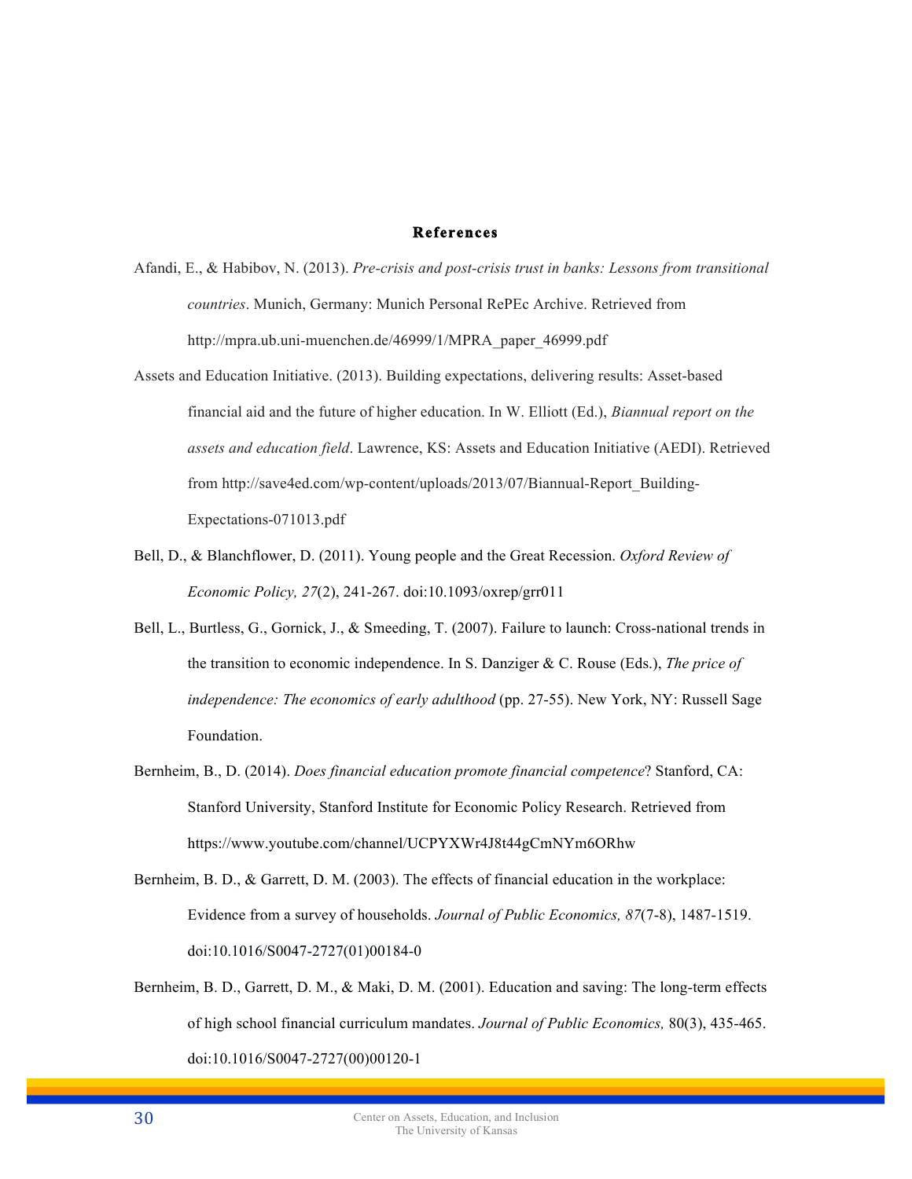## References

Afandi, E., & Habibov, N. (2013). *Pre-crisis and post-crisis trust in banks: Lessons from transitional countries*. Munich, Germany: Munich Personal RePEc Archive. Retrieved from http://mpra.ub.uni-muenchen.de/46999/1/MPRA_paper_46999.pdf

Assets and Education Initiative. (2013). Building expectations, delivering results: Asset-based financial aid and the future of higher education. In W. Elliott (Ed.), *Biannual report on the assets and education field*. Lawrence, KS: Assets and Education Initiative (AEDI). Retrieved from http://save4ed.com/wp-content/uploads/2013/07/Biannual-Report_Building-Expectations-071013.pdf

Bell, D., & Blanchflower, D. (2011). Young people and the Great Recession. *Oxford Review of Economic Policy, 27*(2), 241-267. doi:10.1093/oxrep/grr011

Bell, L., Burtless, G., Gornick, J., & Smeeding, T. (2007). Failure to launch: Cross-national trends in the transition to economic independence. In S. Danziger & C. Rouse (Eds.), *The price of independence: The economics of early adulthood* (pp. 27-55). New York, NY: Russell Sage Foundation.

Bernheim, B., D. (2014). *Does financial education promote financial competence*? Stanford, CA: Stanford University, Stanford Institute for Economic Policy Research. Retrieved from https://www.youtube.com/channel/UCPYXWr4J8t44gCmNYm6ORhw

Bernheim, B. D., & Garrett, D. M. (2003). The effects of financial education in the workplace: Evidence from a survey of households. *Journal of Public Economics, 87*(7-8), 1487-1519. doi:10.1016/S0047-2727(01)00184-0

Bernheim, B. D., Garrett, D. M., & Maki, D. M. (2001). Education and saving: The long-term effects of high school financial curriculum mandates. *Journal of Public Economics,* 80(3), 435-465. doi:10.1016/S0047-2727(00)00120-1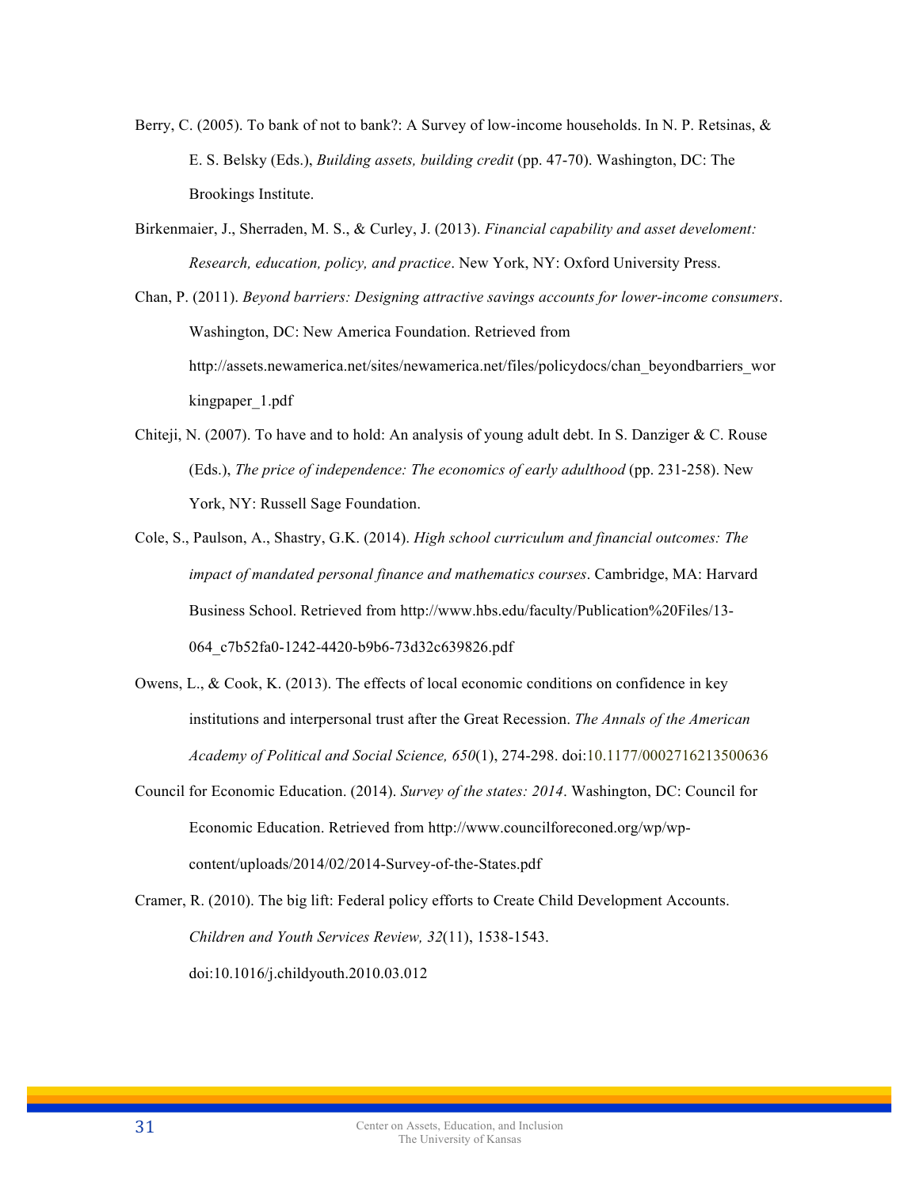Berry, C. (2005). To bank of not to bank?: A Survey of low-income households. In N. P. Retsinas, & E. S. Belsky (Eds.), *Building assets, building credit* (pp. 47-70). Washington, DC: The Brookings Institute.

Birkenmaier, J., Sherraden, M. S., & Curley, J. (2013). *Financial capability and asset develoment: Research, education, policy, and practice*. New York, NY: Oxford University Press.

Chan, P. (2011). *Beyond barriers: Designing attractive savings accounts for lower-income consumers*. Washington, DC: New America Foundation. Retrieved from http://assets.newamerica.net/sites/newamerica.net/files/policydocs/chan_beyondbarriers_workingpaper_1.pdf

Chiteji, N. (2007). To have and to hold: An analysis of young adult debt. In S. Danziger & C. Rouse (Eds.), *The price of independence: The economics of early adulthood* (pp. 231-258). New York, NY: Russell Sage Foundation.

Cole, S., Paulson, A., Shastry, G.K. (2014). *High school curriculum and financial outcomes: The impact of mandated personal finance and mathematics courses*. Cambridge, MA: Harvard Business School. Retrieved from http://www.hbs.edu/faculty/Publication%20Files/13-064_c7b52fa0-1242-4420-b9b6-73d32c639826.pdf

Owens, L., & Cook, K. (2013). The effects of local economic conditions on confidence in key institutions and interpersonal trust after the Great Recession. *The Annals of the American Academy of Political and Social Science, 650*(1), 274-298. doi:10.1177/0002716213500636

Council for Economic Education. (2014). *Survey of the states: 2014*. Washington, DC: Council for Economic Education. Retrieved from http://www.councilforeconed.org/wp/wp-content/uploads/2014/02/2014-Survey-of-the-States.pdf

Cramer, R. (2010). The big lift: Federal policy efforts to Create Child Development Accounts. *Children and Youth Services Review, 32*(11), 1538-1543. doi:10.1016/j.childyouth.2010.03.012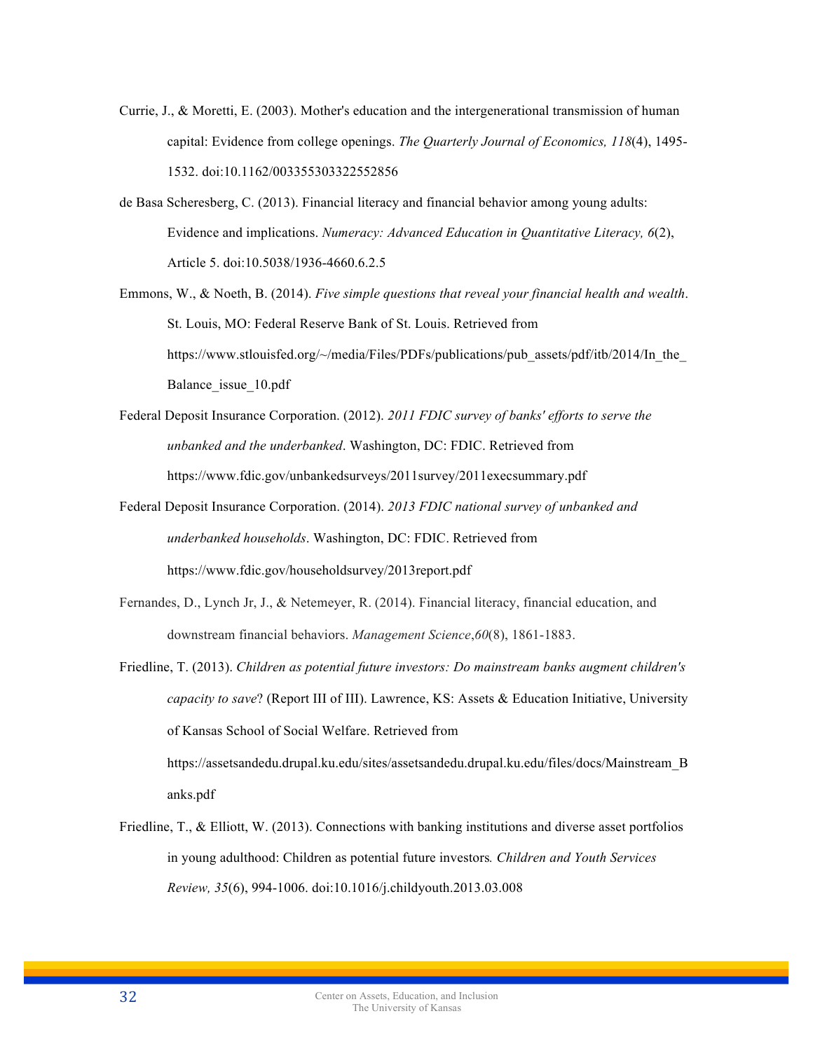Currie, J., & Moretti, E. (2003). Mother's education and the intergenerational transmission of human capital: Evidence from college openings. *The Quarterly Journal of Economics, 118*(4), 1495-1532. doi:10.1162/003355303322552856

de Basa Scheresberg, C. (2013). Financial literacy and financial behavior among young adults: Evidence and implications. *Numeracy: Advanced Education in Quantitative Literacy, 6*(2), Article 5. doi:10.5038/1936-4660.6.2.5

Emmons, W., & Noeth, B. (2014). *Five simple questions that reveal your financial health and wealth*. St. Louis, MO: Federal Reserve Bank of St. Louis. Retrieved from https://www.stlouisfed.org/~/media/Files/PDFs/publications/pub_assets/pdf/itb/2014/In_the_Balance_issue_10.pdf

Federal Deposit Insurance Corporation. (2012). *2011 FDIC survey of banks' efforts to serve the unbanked and the underbanked*. Washington, DC: FDIC. Retrieved from https://www.fdic.gov/unbankedsurveys/2011survey/2011execsummary.pdf

Federal Deposit Insurance Corporation. (2014). *2013 FDIC national survey of unbanked and underbanked households*. Washington, DC: FDIC. Retrieved from https://www.fdic.gov/householdsurvey/2013report.pdf

Fernandes, D., Lynch Jr, J., & Netemeyer, R. (2014). Financial literacy, financial education, and downstream financial behaviors. *Management Science*,*60*(8), 1861-1883.

Friedline, T. (2013). *Children as potential future investors: Do mainstream banks augment children's capacity to save*? (Report III of III). Lawrence, KS: Assets & Education Initiative, University of Kansas School of Social Welfare. Retrieved from https://assetsandedu.drupal.ku.edu/sites/assetsandedu.drupal.ku.edu/files/docs/Mainstream_Banks.pdf

Friedline, T., & Elliott, W. (2013). Connections with banking institutions and diverse asset portfolios in young adulthood: Children as potential future investors*. Children and Youth Services Review, 35*(6), 994-1006. doi:10.1016/j.childyouth.2013.03.008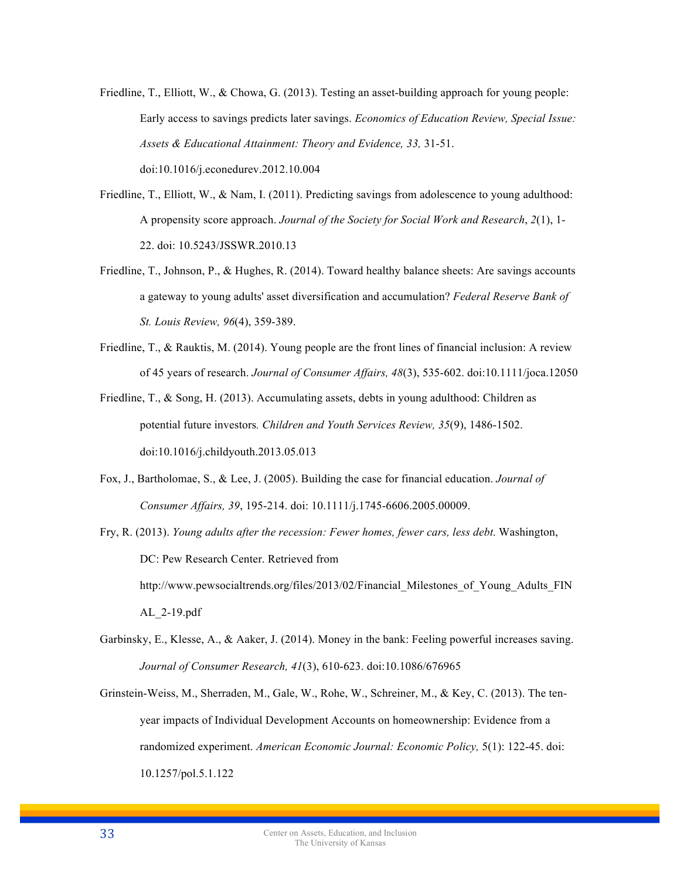Friedline, T., Elliott, W., & Chowa, G. (2013). Testing an asset-building approach for young people: Early access to savings predicts later savings. *Economics of Education Review, Special Issue: Assets & Educational Attainment: Theory and Evidence, 33,* 31-51. doi:10.1016/j.econedurev.2012.10.004

Friedline, T., Elliott, W., & Nam, I. (2011). Predicting savings from adolescence to young adulthood: A propensity score approach. *Journal of the Society for Social Work and Research*, *2*(1), 1-22. doi: 10.5243/JSSWR.2010.13

Friedline, T., Johnson, P., & Hughes, R. (2014). Toward healthy balance sheets: Are savings accounts a gateway to young adults' asset diversification and accumulation? *Federal Reserve Bank of St. Louis Review, 96*(4), 359-389.

Friedline, T., & Rauktis, M. (2014). Young people are the front lines of financial inclusion: A review of 45 years of research. *Journal of Consumer Affairs, 48*(3), 535-602. doi:10.1111/joca.12050

Friedline, T., & Song, H. (2013). Accumulating assets, debts in young adulthood: Children as potential future investors*.* *Children and Youth Services Review, 35*(9), 1486-1502. doi:10.1016/j.childyouth.2013.05.013

Fox, J., Bartholomae, S., & Lee, J. (2005). Building the case for financial education. *Journal of Consumer Affairs, 39*, 195-214. doi: 10.1111/j.1745-6606.2005.00009.

Fry, R. (2013). *Young adults after the recession: Fewer homes, fewer cars, less debt*. Washington, DC: Pew Research Center. Retrieved from http://www.pewsocialtrends.org/files/2013/02/Financial_Milestones_of_Young_Adults_FINAL_2-19.pdf

Garbinsky, E., Klesse, A., & Aaker, J. (2014). Money in the bank: Feeling powerful increases saving. *Journal of Consumer Research, 41*(3), 610-623. doi:10.1086/676965

Grinstein-Weiss, M., Sherraden, M., Gale, W., Rohe, W., Schreiner, M., & Key, C. (2013). The ten-year impacts of Individual Development Accounts on homeownership: Evidence from a randomized experiment. *American Economic Journal: Economic Policy,* 5(1): 122-45. doi: 10.1257/pol.5.1.122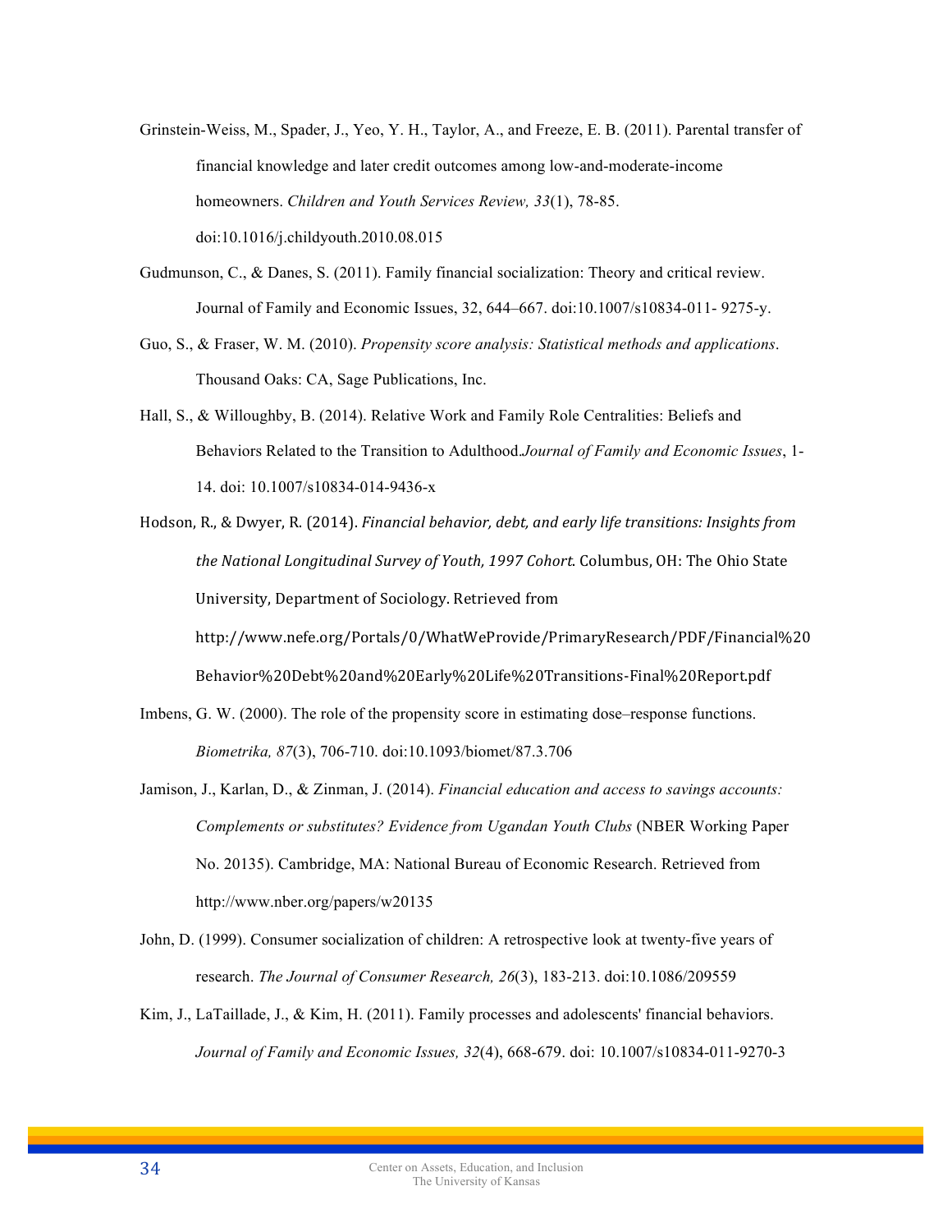Grinstein-Weiss, M., Spader, J., Yeo, Y. H., Taylor, A., and Freeze, E. B. (2011). Parental transfer of financial knowledge and later credit outcomes among low-and-moderate-income homeowners. *Children and Youth Services Review, 33*(1), 78-85. doi:10.1016/j.childyouth.2010.08.015

Gudmunson, C., & Danes, S. (2011). Family financial socialization: Theory and critical review. Journal of Family and Economic Issues, 32, 644–667. doi:10.1007/s10834-011- 9275-y.

Guo, S., & Fraser, W. M. (2010). *Propensity score analysis: Statistical methods and applications*. Thousand Oaks: CA, Sage Publications, Inc.

Hall, S., & Willoughby, B. (2014). Relative Work and Family Role Centralities: Beliefs and Behaviors Related to the Transition to Adulthood.*Journal of Family and Economic Issues*, 1-14. doi: 10.1007/s10834-014-9436-x

Hodson, R., & Dwyer, R. (2014). *Financial behavior, debt, and early life transitions: Insights from the National Longitudinal Survey of Youth, 1997 Cohort*. Columbus, OH: The Ohio State University, Department of Sociology. Retrieved from http://www.nefe.org/Portals/0/WhatWeProvide/PrimaryResearch/PDF/Financial%20Behavior%20Debt%20and%20Early%20Life%20Transitions-Final%20Report.pdf

Imbens, G. W. (2000). The role of the propensity score in estimating dose–response functions. *Biometrika, 87*(3), 706-710. doi:10.1093/biomet/87.3.706

Jamison, J., Karlan, D., & Zinman, J. (2014). *Financial education and access to savings accounts: Complements or substitutes? Evidence from Ugandan Youth Clubs* (NBER Working Paper No. 20135). Cambridge, MA: National Bureau of Economic Research. Retrieved from http://www.nber.org/papers/w20135

John, D. (1999). Consumer socialization of children: A retrospective look at twenty-five years of research. *The Journal of Consumer Research, 26*(3), 183-213. doi:10.1086/209559

Kim, J., LaTaillade, J., & Kim, H. (2011). Family processes and adolescents' financial behaviors. *Journal of Family and Economic Issues, 32*(4), 668-679. doi: 10.1007/s10834-011-9270-3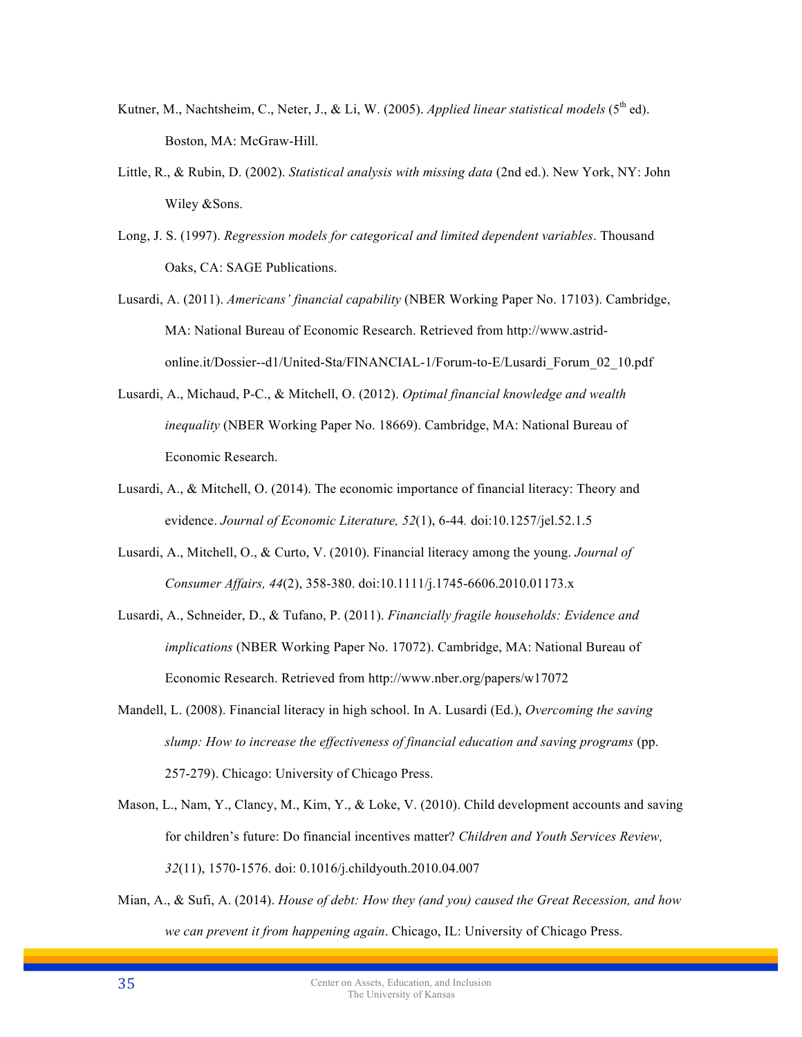Kutner, M., Nachtsheim, C., Neter, J., & Li, W. (2005). *Applied linear statistical models* (5th ed). Boston, MA: McGraw-Hill.

Little, R., & Rubin, D. (2002). *Statistical analysis with missing data* (2nd ed.). New York, NY: John Wiley &Sons.

Long, J. S. (1997). *Regression models for categorical and limited dependent variables*. Thousand Oaks, CA: SAGE Publications.

Lusardi, A. (2011). *Americans' financial capability* (NBER Working Paper No. 17103). Cambridge, MA: National Bureau of Economic Research. Retrieved from http://www.astrid-online.it/Dossier--d1/United-Sta/FINANCIAL-1/Forum-to-E/Lusardi_Forum_02_10.pdf

Lusardi, A., Michaud, P-C., & Mitchell, O. (2012). *Optimal financial knowledge and wealth inequality* (NBER Working Paper No. 18669). Cambridge, MA: National Bureau of Economic Research.

Lusardi, A., & Mitchell, O. (2014). The economic importance of financial literacy: Theory and evidence. *Journal of Economic Literature, 52*(1), 6-44. doi:10.1257/jel.52.1.5

Lusardi, A., Mitchell, O., & Curto, V. (2010). Financial literacy among the young. *Journal of Consumer Affairs, 44*(2), 358-380. doi:10.1111/j.1745-6606.2010.01173.x

Lusardi, A., Schneider, D., & Tufano, P. (2011). *Financially fragile households: Evidence and implications* (NBER Working Paper No. 17072). Cambridge, MA: National Bureau of Economic Research. Retrieved from http://www.nber.org/papers/w17072

Mandell, L. (2008). Financial literacy in high school. In A. Lusardi (Ed.), *Overcoming the saving slump: How to increase the effectiveness of financial education and saving programs* (pp. 257-279). Chicago: University of Chicago Press.

Mason, L., Nam, Y., Clancy, M., Kim, Y., & Loke, V. (2010). Child development accounts and saving for children's future: Do financial incentives matter? *Children and Youth Services Review, 32*(11), 1570-1576. doi: 0.1016/j.childyouth.2010.04.007

Mian, A., & Sufi, A. (2014). *House of debt: How they (and you) caused the Great Recession, and how we can prevent it from happening again*. Chicago, IL: University of Chicago Press.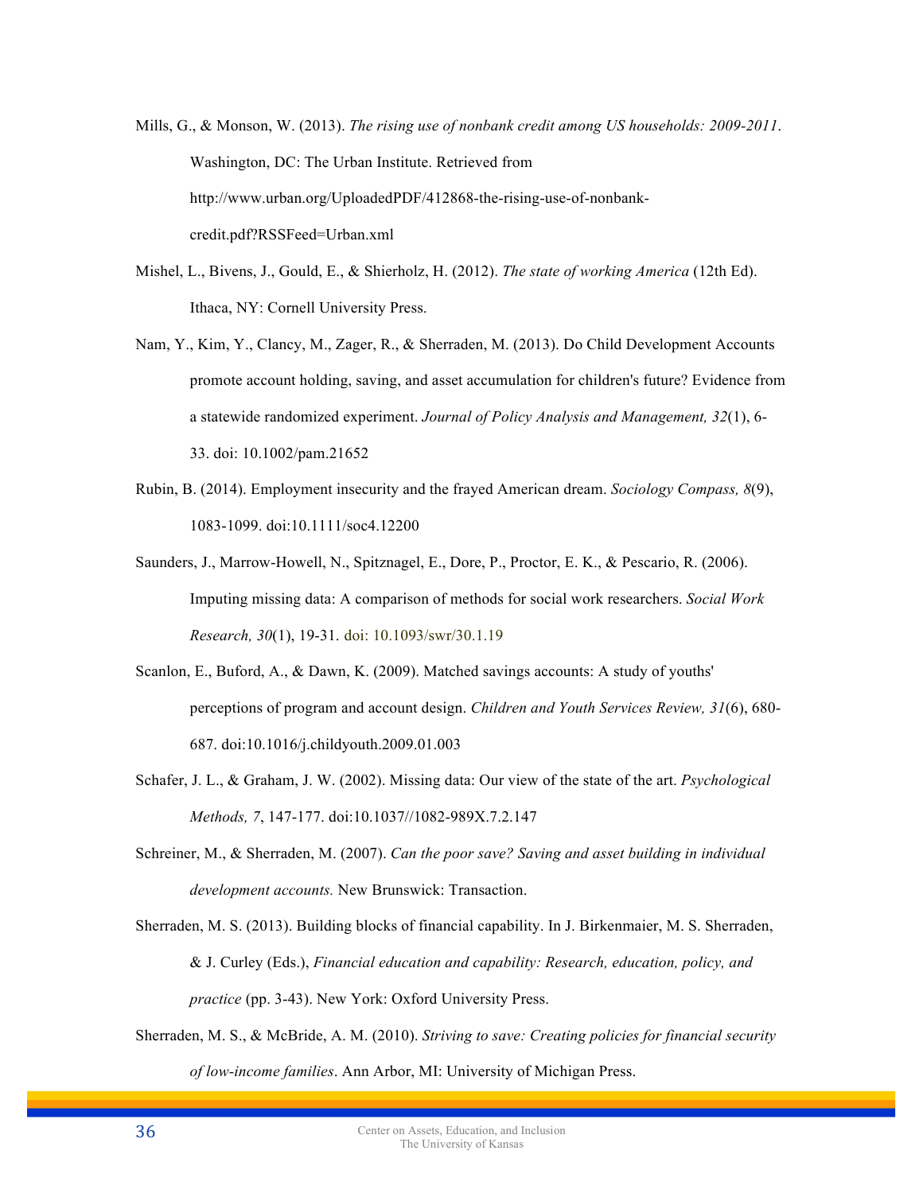Mills, G., & Monson, W. (2013). *The rising use of nonbank credit among US households: 2009-2011*. Washington, DC: The Urban Institute. Retrieved from http://www.urban.org/UploadedPDF/412868-the-rising-use-of-nonbank-credit.pdf?RSSFeed=Urban.xml

Mishel, L., Bivens, J., Gould, E., & Shierholz, H. (2012). *The state of working America* (12th Ed). Ithaca, NY: Cornell University Press.

Nam, Y., Kim, Y., Clancy, M., Zager, R., & Sherraden, M. (2013). Do Child Development Accounts promote account holding, saving, and asset accumulation for children's future? Evidence from a statewide randomized experiment. *Journal of Policy Analysis and Management, 32*(1), 6-33. doi: 10.1002/pam.21652

Rubin, B. (2014). Employment insecurity and the frayed American dream. *Sociology Compass, 8*(9), 1083-1099. doi:10.1111/soc4.12200

Saunders, J., Marrow-Howell, N., Spitznagel, E., Dore, P., Proctor, E. K., & Pescario, R. (2006). Imputing missing data: A comparison of methods for social work researchers. *Social Work Research, 30*(1), 19-31. doi: 10.1093/swr/30.1.19

Scanlon, E., Buford, A., & Dawn, K. (2009). Matched savings accounts: A study of youths' perceptions of program and account design. *Children and Youth Services Review, 31*(6), 680-687. doi:10.1016/j.childyouth.2009.01.003

Schafer, J. L., & Graham, J. W. (2002). Missing data: Our view of the state of the art. *Psychological Methods, 7*, 147-177. doi:10.1037//1082-989X.7.2.147

Schreiner, M., & Sherraden, M. (2007). *Can the poor save? Saving and asset building in individual development accounts.* New Brunswick: Transaction.

Sherraden, M. S. (2013). Building blocks of financial capability. In J. Birkenmaier, M. S. Sherraden, & J. Curley (Eds.), *Financial education and capability: Research, education, policy, and practice* (pp. 3-43). New York: Oxford University Press.

Sherraden, M. S., & McBride, A. M. (2010). *Striving to save: Creating policies for financial security of low-income families*. Ann Arbor, MI: University of Michigan Press.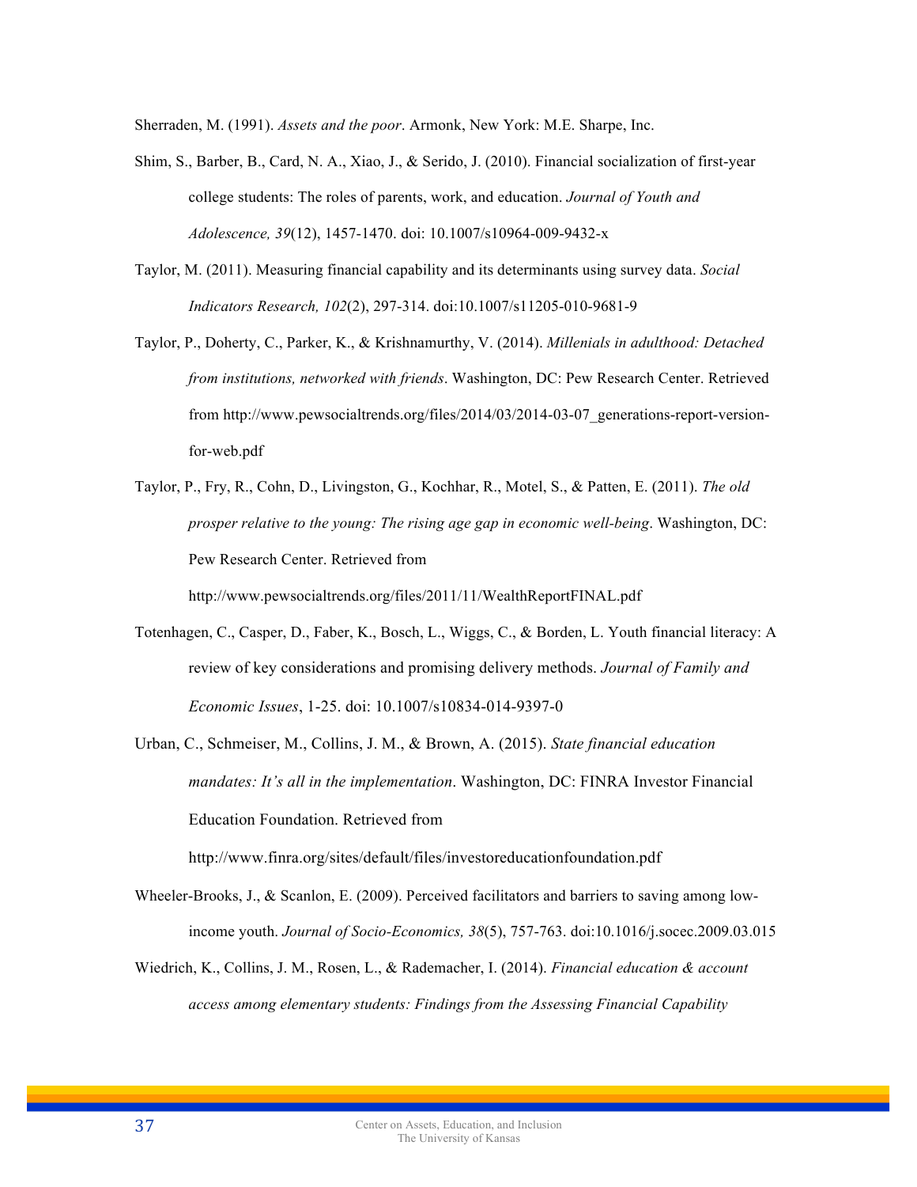Sherraden, M. (1991). *Assets and the poor*. Armonk, New York: M.E. Sharpe, Inc.

Shim, S., Barber, B., Card, N. A., Xiao, J., & Serido, J. (2010). Financial socialization of first-year college students: The roles of parents, work, and education. *Journal of Youth and Adolescence, 39*(12), 1457-1470. doi: 10.1007/s10964-009-9432-x

Taylor, M. (2011). Measuring financial capability and its determinants using survey data. *Social Indicators Research, 102*(2), 297-314. doi:10.1007/s11205-010-9681-9

Taylor, P., Doherty, C., Parker, K., & Krishnamurthy, V. (2014). *Millenials in adulthood: Detached from institutions, networked with friends*. Washington, DC: Pew Research Center. Retrieved from http://www.pewsocialtrends.org/files/2014/03/2014-03-07_generations-report-version-for-web.pdf

Taylor, P., Fry, R., Cohn, D., Livingston, G., Kochhar, R., Motel, S., & Patten, E. (2011). *The old prosper relative to the young: The rising age gap in economic well-being*. Washington, DC: Pew Research Center. Retrieved from http://www.pewsocialtrends.org/files/2011/11/WealthReportFINAL.pdf

Totenhagen, C., Casper, D., Faber, K., Bosch, L., Wiggs, C., & Borden, L. Youth financial literacy: A review of key considerations and promising delivery methods. *Journal of Family and Economic Issues*, 1-25. doi: 10.1007/s10834-014-9397-0

Urban, C., Schmeiser, M., Collins, J. M., & Brown, A. (2015). *State financial education mandates: It's all in the implementation*. Washington, DC: FINRA Investor Financial Education Foundation. Retrieved from http://www.finra.org/sites/default/files/investoreducationfoundation.pdf

Wheeler-Brooks, J., & Scanlon, E. (2009). Perceived facilitators and barriers to saving among low-income youth. *Journal of Socio-Economics, 38*(5), 757-763. doi:10.1016/j.socec.2009.03.015

Wiedrich, K., Collins, J. M., Rosen, L., & Rademacher, I. (2014). *Financial education & account access among elementary students: Findings from the Assessing Financial Capability*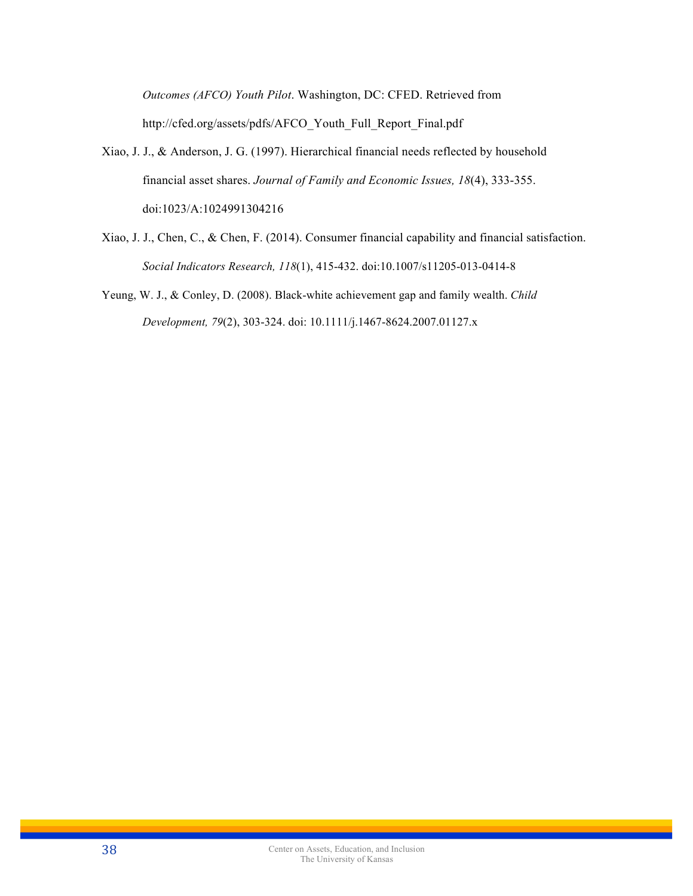*Outcomes (AFCO) Youth Pilot*. Washington, DC: CFED. Retrieved from http://cfed.org/assets/pdfs/AFCO_Youth_Full_Report_Final.pdf

Xiao, J. J., & Anderson, J. G. (1997). Hierarchical financial needs reflected by household financial asset shares. *Journal of Family and Economic Issues, 18*(4), 333-355. doi:1023/A:1024991304216

Xiao, J. J., Chen, C., & Chen, F. (2014). Consumer financial capability and financial satisfaction. *Social Indicators Research, 118*(1), 415-432. doi:10.1007/s11205-013-0414-8

Yeung, W. J., & Conley, D. (2008). Black-white achievement gap and family wealth. *Child Development, 79*(2), 303-324. doi: 10.1111/j.1467-8624.2007.01127.x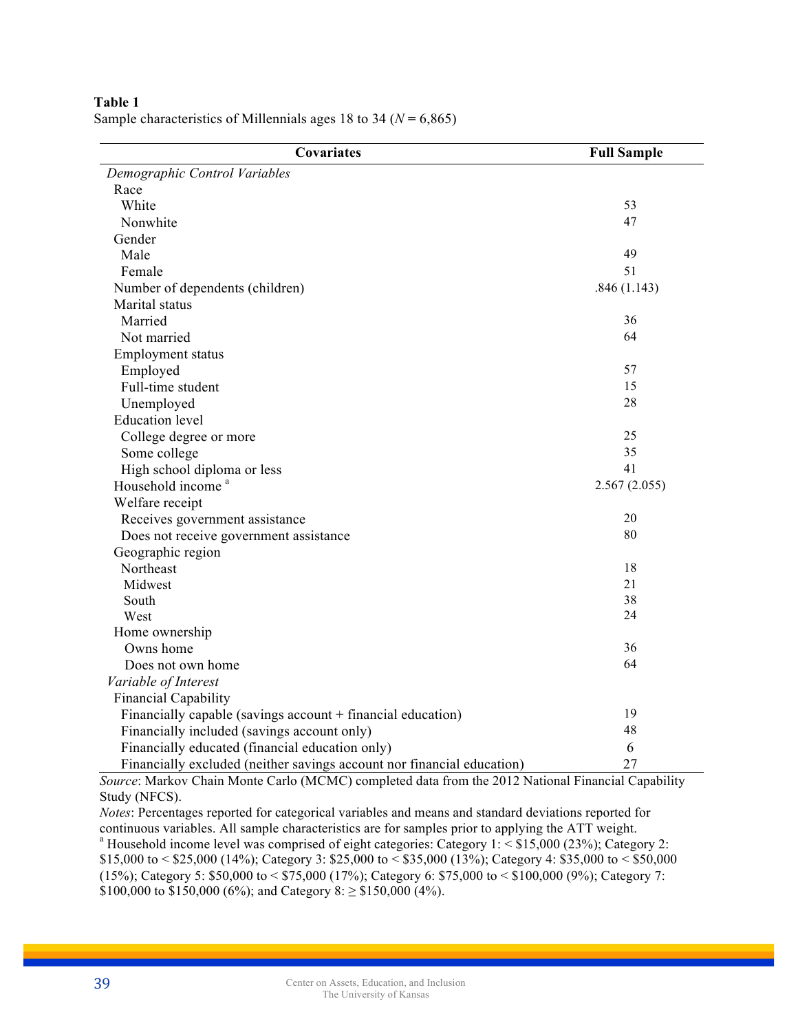**Table 1**
Sample characteristics of Millennials ages 18 to 34 (*N* = 6,865)

| Covariates | Full Sample |
|---|---|
| *Demographic Control Variables* | |
| Race | |
| White | 53 |
| Nonwhite | 47 |
| Gender | |
| Male | 49 |
| Female | 51 |
| Number of dependents (children) | .846 (1.143) |
| Marital status | |
| Married | 36 |
| Not married | 64 |
| Employment status | |
| Employed | 57 |
| Full-time student | 15 |
| Unemployed | 28 |
| Education level | |
| College degree or more | 25 |
| Some college | 35 |
| High school diploma or less | 41 |
| Household income [a] | 2.567 (2.055) |
| Welfare receipt | |
| Receives government assistance | 20 |
| Does not receive government assistance | 80 |
| Geographic region | |
| Northeast | 18 |
| Midwest | 21 |
| South | 38 |
| West | 24 |
| Home ownership | |
| Owns home | 36 |
| Does not own home | 64 |
| *Variable of Interest* | |
| Financial Capability | |
| Financially capable (savings account + financial education) | 19 |
| Financially included (savings account only) | 48 |
| Financially educated (financial education only) | 6 |
| Financially excluded (neither savings account nor financial education) | 27 |

*Source*: Markov Chain Monte Carlo (MCMC) completed data from the 2012 National Financial Capability Study (NFCS).
*Notes*: Percentages reported for categorical variables and means and standard deviations reported for continuous variables. All sample characteristics are for samples prior to applying the ATT weight.
[a] Household income level was comprised of eight categories: Category 1: < \$15,000 (23%); Category 2: \$15,000 to < \$25,000 (14%); Category 3: \$25,000 to < \$35,000 (13%); Category 4: \$35,000 to < \$50,000 (15%); Category 5: \$50,000 to < \$75,000 (17%); Category 6: \$75,000 to < \$100,000 (9%); Category 7: \$100,000 to \$150,000 (6%); and Category 8: ≥ \$150,000 (4%).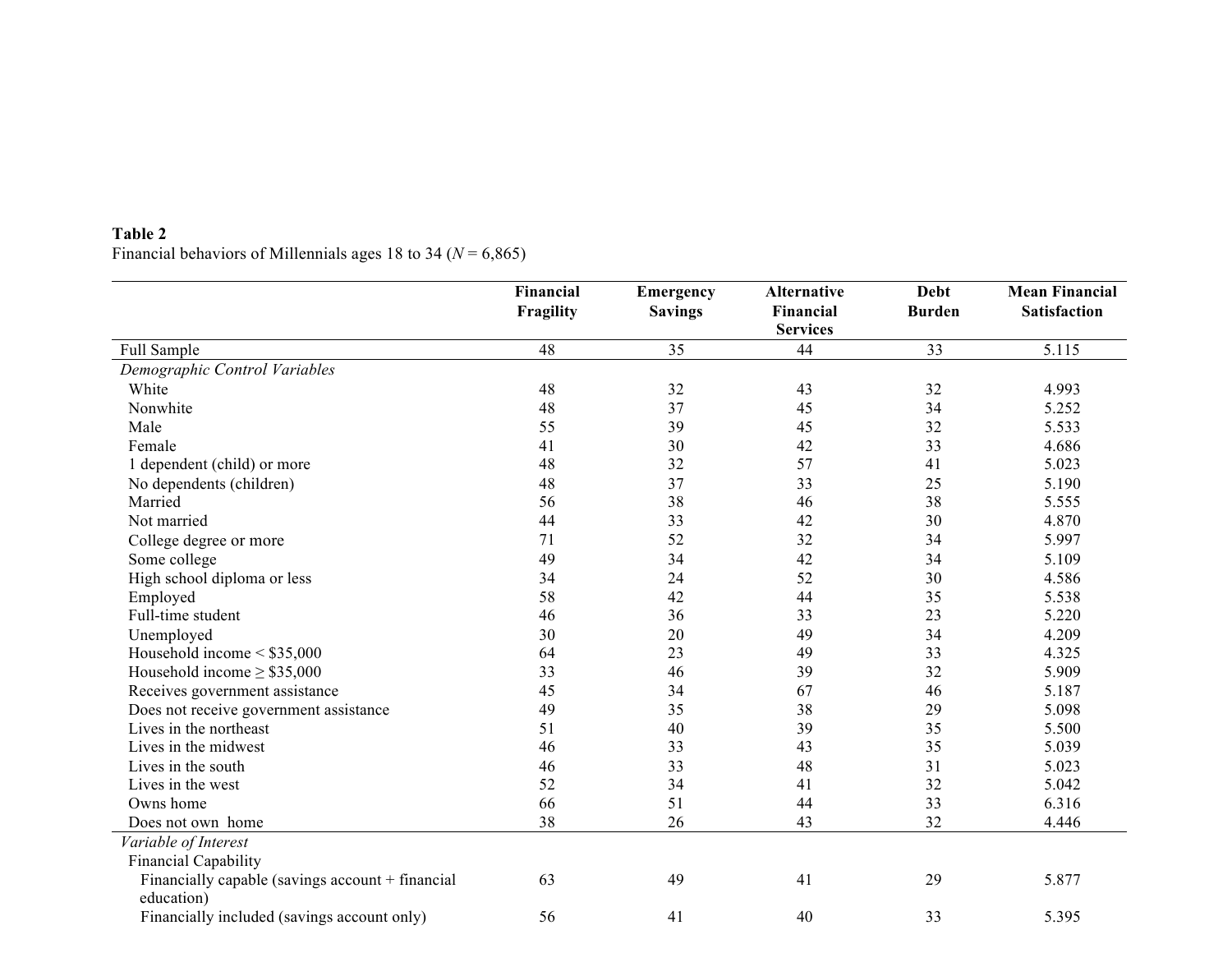**Table 2**
Financial behaviors of Millennials ages 18 to 34 ($N$ = 6,865)

| | Financial Fragility | Emergency Savings | Alternative Financial Services | Debt Burden | Mean Financial Satisfaction |
|---|---|---|---|---|---|
| Full Sample | 48 | 35 | 44 | 33 | 5.115 |
| *Demographic Control Variables* | | | | | |
| White | 48 | 32 | 43 | 32 | 4.993 |
| Nonwhite | 48 | 37 | 45 | 34 | 5.252 |
| Male | 55 | 39 | 45 | 32 | 5.533 |
| Female | 41 | 30 | 42 | 33 | 4.686 |
| 1 dependent (child) or more | 48 | 32 | 57 | 41 | 5.023 |
| No dependents (children) | 48 | 37 | 33 | 25 | 5.190 |
| Married | 56 | 38 | 46 | 38 | 5.555 |
| Not married | 44 | 33 | 42 | 30 | 4.870 |
| College degree or more | 71 | 52 | 32 | 34 | 5.997 |
| Some college | 49 | 34 | 42 | 34 | 5.109 |
| High school diploma or less | 34 | 24 | 52 | 30 | 4.586 |
| Employed | 58 | 42 | 44 | 35 | 5.538 |
| Full-time student | 46 | 36 | 33 | 23 | 5.220 |
| Unemployed | 30 | 20 | 49 | 34 | 4.209 |
| Household income < $35,000 | 64 | 23 | 49 | 33 | 4.325 |
| Household income ≥ $35,000 | 33 | 46 | 39 | 32 | 5.909 |
| Receives government assistance | 45 | 34 | 67 | 46 | 5.187 |
| Does not receive government assistance | 49 | 35 | 38 | 29 | 5.098 |
| Lives in the northeast | 51 | 40 | 39 | 35 | 5.500 |
| Lives in the midwest | 46 | 33 | 43 | 35 | 5.039 |
| Lives in the south | 46 | 33 | 48 | 31 | 5.023 |
| Lives in the west | 52 | 34 | 41 | 32 | 5.042 |
| Owns home | 66 | 51 | 44 | 33 | 6.316 |
| Does not own home | 38 | 26 | 43 | 32 | 4.446 |
| *Variable of Interest* | | | | | |
| Financial Capability | | | | | |
| Financially capable (savings account + financial education) | 63 | 49 | 41 | 29 | 5.877 |
| Financially included (savings account only) | 56 | 41 | 40 | 33 | 5.395 |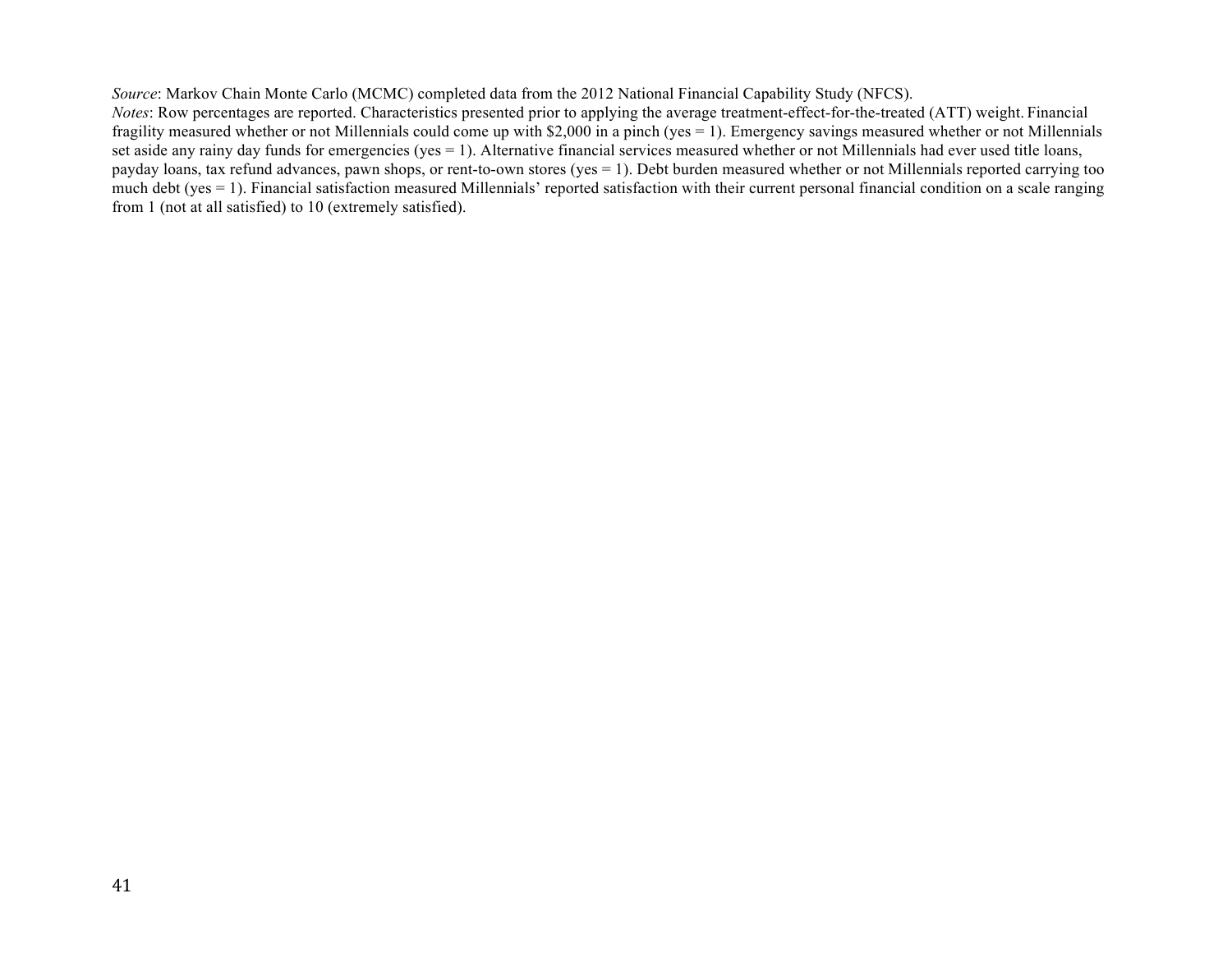*Source*: Markov Chain Monte Carlo (MCMC) completed data from the 2012 National Financial Capability Study (NFCS).
*Notes*: Row percentages are reported. Characteristics presented prior to applying the average treatment-effect-for-the-treated (ATT) weight. Financial fragility measured whether or not Millennials could come up with $2,000 in a pinch (yes = 1). Emergency savings measured whether or not Millennials set aside any rainy day funds for emergencies (yes = 1). Alternative financial services measured whether or not Millennials had ever used title loans, payday loans, tax refund advances, pawn shops, or rent-to-own stores (yes = 1). Debt burden measured whether or not Millennials reported carrying too much debt (yes = 1). Financial satisfaction measured Millennials' reported satisfaction with their current personal financial condition on a scale ranging from 1 (not at all satisfied) to 10 (extremely satisfied).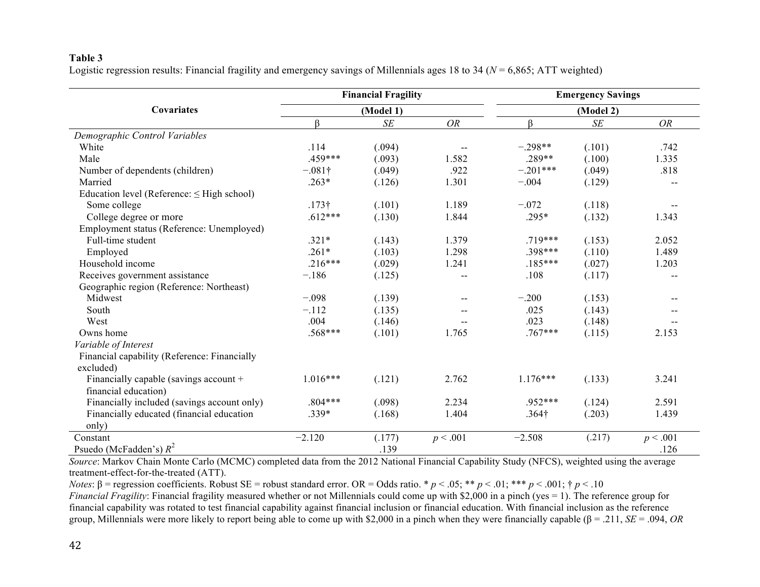**Table 3**

Logistic regression results: Financial fragility and emergency savings of Millennials ages 18 to 34 ($N$ = 6,865; ATT weighted)

| Covariates | Financial Fragility (Model 1) | | | Emergency Savings (Model 2) | | |
|---|---|---|---|---|---|---|
| | β | *SE* | *OR* | β | *SE* | *OR* |
| *Demographic Control Variables* | | | | | | |
| White | .114 | (.094) | -- | −.298** | (.101) | .742 |
| Male | .459*** | (.093) | 1.582 | .289** | (.100) | 1.335 |
| Number of dependents (children) | −.081† | (.049) | .922 | −.201*** | (.049) | .818 |
| Married | .263* | (.126) | 1.301 | −.004 | (.129) | -- |
| Education level (Reference: ≤ High school) | | | | | | |
| Some college | .173† | (.101) | 1.189 | −.072 | (.118) | -- |
| College degree or more | .612*** | (.130) | 1.844 | .295* | (.132) | 1.343 |
| Employment status (Reference: Unemployed) | | | | | | |
| Full-time student | .321* | (.143) | 1.379 | .719*** | (.153) | 2.052 |
| Employed | .261* | (.103) | 1.298 | .398*** | (.110) | 1.489 |
| Household income | .216*** | (.029) | 1.241 | .185*** | (.027) | 1.203 |
| Receives government assistance | −.186 | (.125) | -- | .108 | (.117) | -- |
| Geographic region (Reference: Northeast) | | | | | | |
| Midwest | −.098 | (.139) | -- | −.200 | (.153) | -- |
| South | −.112 | (.135) | -- | .025 | (.143) | -- |
| West | .004 | (.146) | -- | .023 | (.148) | -- |
| Owns home | .568*** | (.101) | 1.765 | .767*** | (.115) | 2.153 |
| *Variable of Interest* | | | | | | |
| Financial capability (Reference: Financially excluded) | | | | | | |
| Financially capable (savings account + financial education) | 1.016*** | (.121) | 2.762 | 1.176*** | (.133) | 3.241 |
| Financially included (savings account only) | .804*** | (.098) | 2.234 | .952*** | (.124) | 2.591 |
| Financially educated (financial education only) | .339* | (.168) | 1.404 | .364† | (.203) | 1.439 |
| Constant | −2.120 | (.177) | $p < .001$ | −2.508 | (.217) | $p < .001$ |
| Psuedo (McFadden's) $R^2$ | | .139 | | | | .126 |

*Source*: Markov Chain Monte Carlo (MCMC) completed data from the 2012 National Financial Capability Study (NFCS), weighted using the average treatment-effect-for-the-treated (ATT).

*Notes*: β = regression coefficients. Robust SE = robust standard error. OR = Odds ratio. * $p < .05$; ** $p < .01$; *** $p < .001$; † $p < .10$

*Financial Fragility*: Financial fragility measured whether or not Millennials could come up with $2,000 in a pinch (yes = 1). The reference group for financial capability was rotated to test financial capability against financial inclusion or financial education. With financial inclusion as the reference group, Millennials were more likely to report being able to come up with $2,000 in a pinch when they were financially capable (β = .211, *SE* = .094, *OR*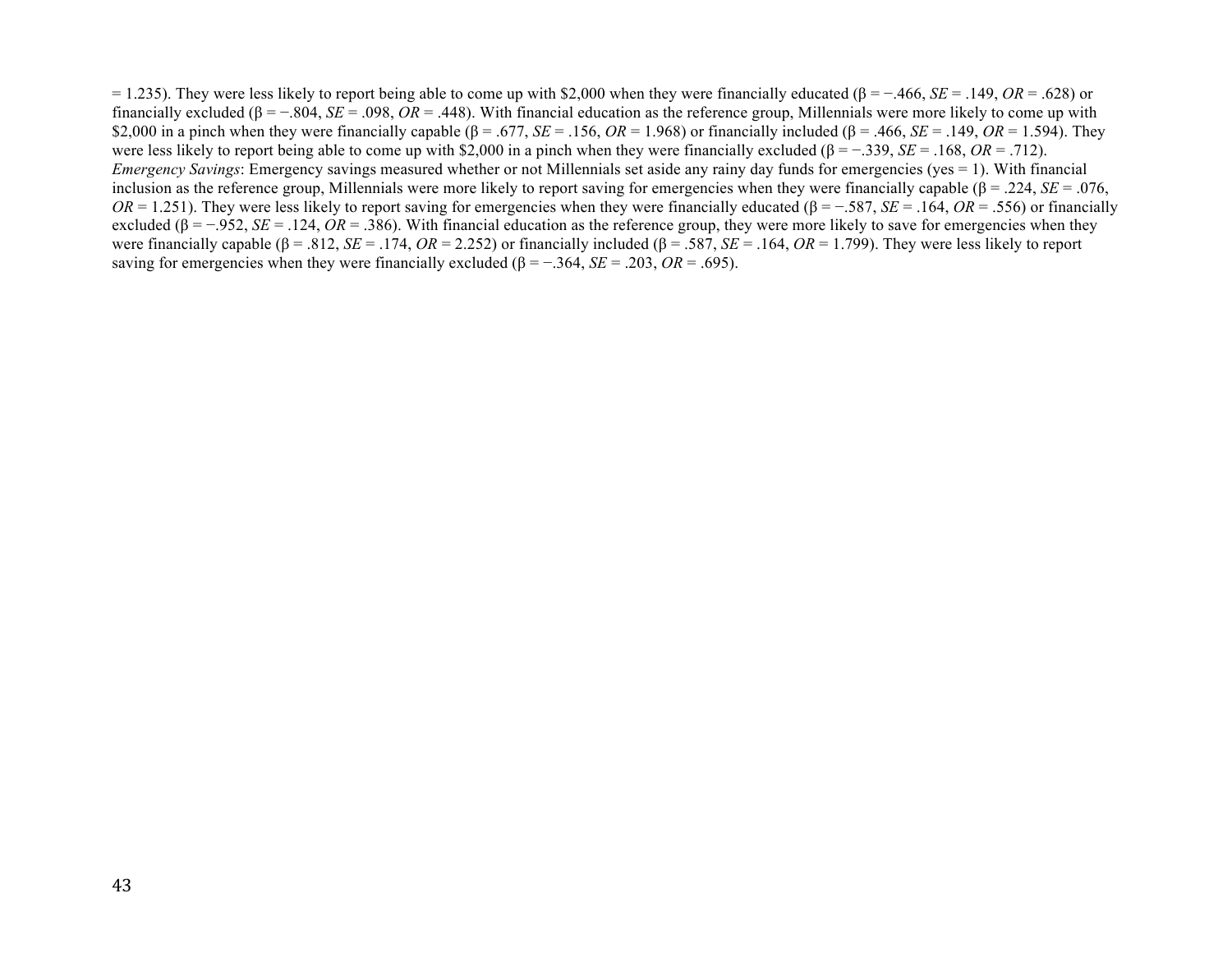= 1.235). They were less likely to report being able to come up with \$2,000 when they were financially educated ($\beta = -.466$, *SE* = .149, *OR* = .628) or financially excluded ($\beta = -.804$, *SE* = .098, *OR* = .448). With financial education as the reference group, Millennials were more likely to come up with \$2,000 in a pinch when they were financially capable ($\beta = .677$, *SE* = .156, *OR* = 1.968) or financially included ($\beta = .466$, *SE* = .149, *OR* = 1.594). They were less likely to report being able to come up with \$2,000 in a pinch when they were financially excluded ($\beta = -.339$, *SE* = .168, *OR* = .712). *Emergency Savings*: Emergency savings measured whether or not Millennials set aside any rainy day funds for emergencies (yes = 1). With financial inclusion as the reference group, Millennials were more likely to report saving for emergencies when they were financially capable ($\beta = .224$, *SE* = .076, *OR* = 1.251). They were less likely to report saving for emergencies when they were financially educated ($\beta = -.587$, *SE* = .164, *OR* = .556) or financially excluded ($\beta = -.952$, *SE* = .124, *OR* = .386). With financial education as the reference group, they were more likely to save for emergencies when they were financially capable ($\beta = .812$, *SE* = .174, *OR* = 2.252) or financially included ($\beta = .587$, *SE* = .164, *OR* = 1.799). They were less likely to report saving for emergencies when they were financially excluded ($\beta = -.364$, *SE* = .203, *OR* = .695).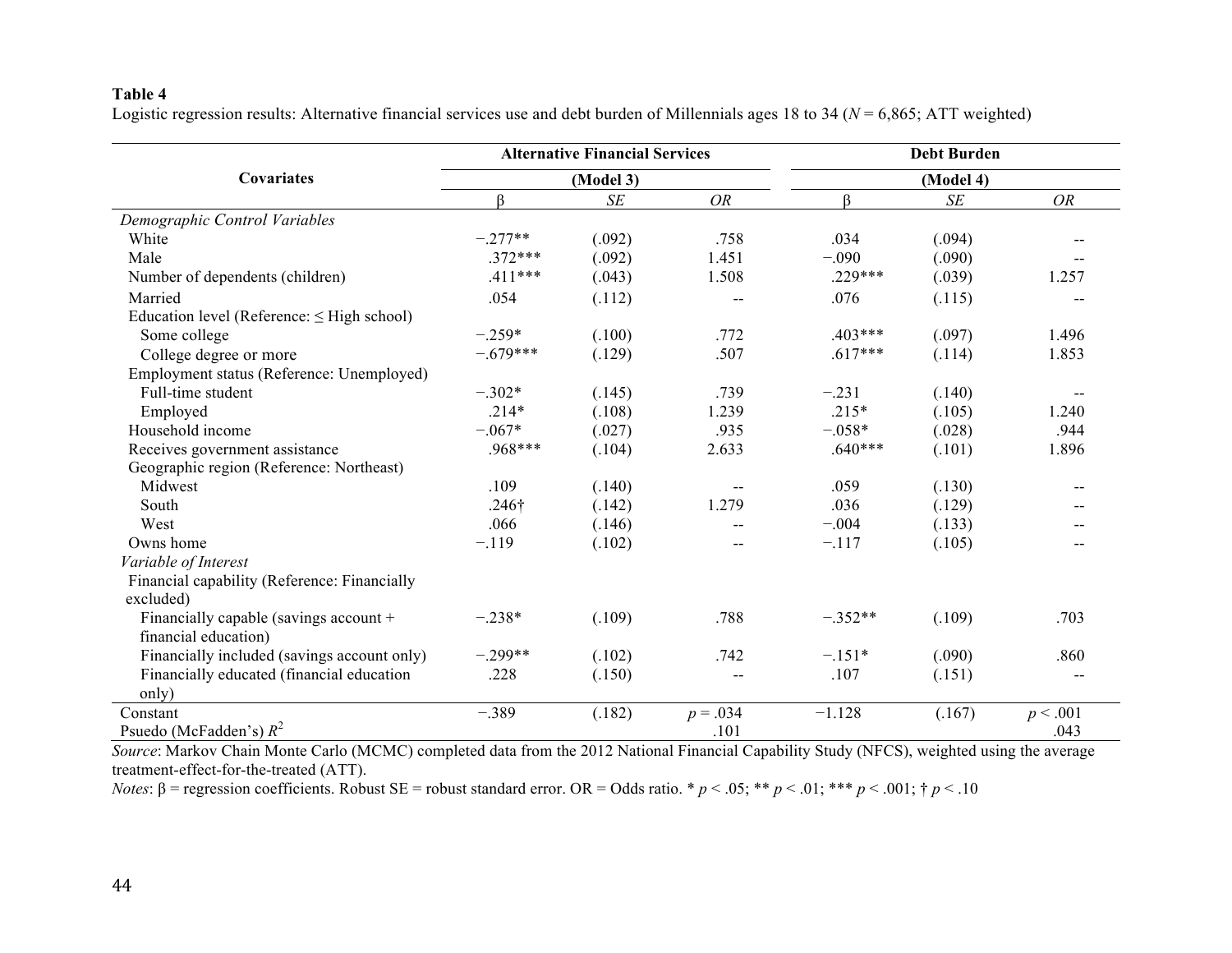**Table 4**
Logistic regression results: Alternative financial services use and debt burden of Millennials ages 18 to 34 ($N$ = 6,865; ATT weighted)

| Covariates | Alternative Financial Services | | | Debt Burden | | |
|---|---|---|---|---|---|---|
| | (Model 3) | | | (Model 4) | | |
| | β | *SE* | *OR* | β | *SE* | *OR* |
| *Demographic Control Variables* | | | | | | |
| White | −.277** | (.092) | .758 | .034 | (.094) | -- |
| Male | .372*** | (.092) | 1.451 | −.090 | (.090) | -- |
| Number of dependents (children) | .411*** | (.043) | 1.508 | .229*** | (.039) | 1.257 |
| Married | .054 | (.112) | -- | .076 | (.115) | -- |
| Education level (Reference: ≤ High school) | | | | | | |
| Some college | −.259* | (.100) | .772 | .403*** | (.097) | 1.496 |
| College degree or more | −.679*** | (.129) | .507 | .617*** | (.114) | 1.853 |
| Employment status (Reference: Unemployed) | | | | | | |
| Full-time student | −.302* | (.145) | .739 | −.231 | (.140) | -- |
| Employed | .214* | (.108) | 1.239 | .215* | (.105) | 1.240 |
| Household income | −.067* | (.027) | .935 | −.058* | (.028) | .944 |
| Receives government assistance | .968*** | (.104) | 2.633 | .640*** | (.101) | 1.896 |
| Geographic region (Reference: Northeast) | | | | | | |
| Midwest | .109 | (.140) | -- | .059 | (.130) | -- |
| South | .246† | (.142) | 1.279 | .036 | (.129) | -- |
| West | .066 | (.146) | -- | −.004 | (.133) | -- |
| Owns home | −.119 | (.102) | -- | −.117 | (.105) | -- |
| *Variable of Interest* | | | | | | |
| Financial capability (Reference: Financially excluded) | | | | | | |
| Financially capable (savings account + financial education) | −.238* | (.109) | .788 | −.352** | (.109) | .703 |
| Financially included (savings account only) | −.299** | (.102) | .742 | −.151* | (.090) | .860 |
| Financially educated (financial education only) | .228 | (.150) | -- | .107 | (.151) | -- |
| Constant | −.389 | (.182) | $p$ = .034 | −1.128 | (.167) | $p$ < .001 |
| Psuedo (McFadden's) $R^2$ | | | .101 | | | .043 |

*Source*: Markov Chain Monte Carlo (MCMC) completed data from the 2012 National Financial Capability Study (NFCS), weighted using the average treatment-effect-for-the-treated (ATT).
*Notes*: β = regression coefficients. Robust SE = robust standard error. OR = Odds ratio. * $p$ < .05; ** $p$ < .01; *** $p$ < .001; † $p$ < .10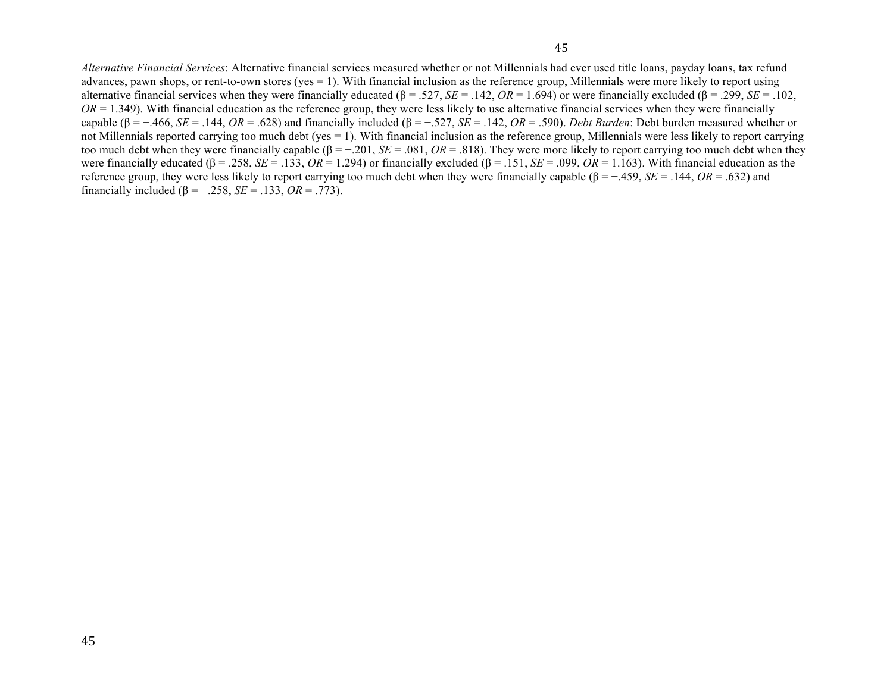*Alternative Financial Services*: Alternative financial services measured whether or not Millennials had ever used title loans, payday loans, tax refund advances, pawn shops, or rent-to-own stores (yes = 1). With financial inclusion as the reference group, Millennials were more likely to report using alternative financial services when they were financially educated ($\beta = .527$, $SE = .142$, $OR = 1.694$) or were financially excluded ($\beta = .299$, $SE = .102$, $OR = 1.349$). With financial education as the reference group, they were less likely to use alternative financial services when they were financially capable ($\beta = -.466$, $SE = .144$, $OR = .628$) and financially included ($\beta = -.527$, $SE = .142$, $OR = .590$). *Debt Burden*: Debt burden measured whether or not Millennials reported carrying too much debt (yes = 1). With financial inclusion as the reference group, Millennials were less likely to report carrying too much debt when they were financially capable ($\beta = -.201$, $SE = .081$, $OR = .818$). They were more likely to report carrying too much debt when they were financially educated ($\beta = .258$, $SE = .133$, $OR = 1.294$) or financially excluded ($\beta = .151$, $SE = .099$, $OR = 1.163$). With financial education as the reference group, they were less likely to report carrying too much debt when they were financially capable ($\beta = -.459$, $SE = .144$, $OR = .632$) and financially included ($\beta = -.258$, $SE = .133$, $OR = .773$).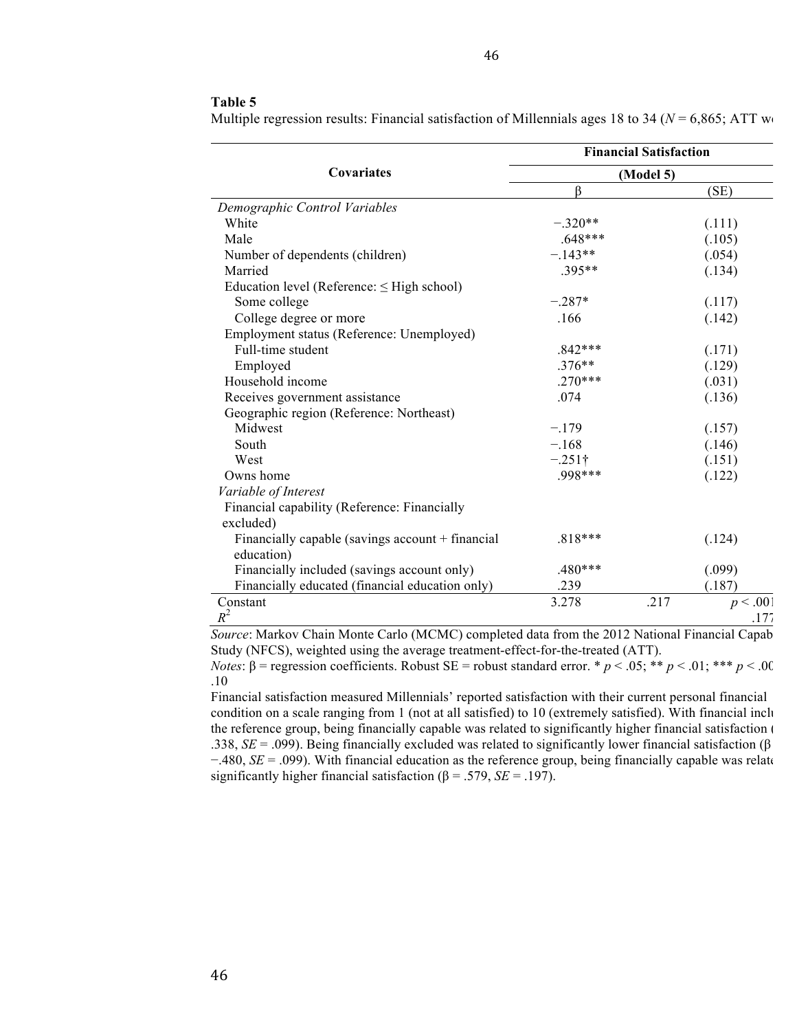**Table 5**

Multiple regression results: Financial satisfaction of Millennials ages 18 to 34 ($N$ = 6,865; ATT w

| Covariates | Financial Satisfaction (Model 5) | | |
|---|---|---|---|
| | β | | (SE) |
| *Demographic Control Variables* | | | |
| White | −.320** | | (.111) |
| Male | .648*** | | (.105) |
| Number of dependents (children) | −.143** | | (.054) |
| Married | .395** | | (.134) |
| Education level (Reference: ≤ High school) | | | |
| Some college | −.287* | | (.117) |
| College degree or more | .166 | | (.142) |
| Employment status (Reference: Unemployed) | | | |
| Full-time student | .842*** | | (.171) |
| Employed | .376** | | (.129) |
| Household income | .270*** | | (.031) |
| Receives government assistance | .074 | | (.136) |
| Geographic region (Reference: Northeast) | | | |
| Midwest | −.179 | | (.157) |
| South | −.168 | | (.146) |
| West | −.251† | | (.151) |
| Owns home | .998*** | | (.122) |
| *Variable of Interest* | | | |
| Financial capability (Reference: Financially excluded) | | | |
| Financially capable (savings account + financial education) | .818*** | | (.124) |
| Financially included (savings account only) | .480*** | | (.099) |
| Financially educated (financial education only) | .239 | | (.187) |
| Constant | 3.278 | .217 | $p$ < .001 |
| $R^2$ | | | .177 |

*Source*: Markov Chain Monte Carlo (MCMC) completed data from the 2012 National Financial Capab Study (NFCS), weighted using the average treatment-effect-for-the-treated (ATT).

*Notes*: β = regression coefficients. Robust SE = robust standard error. * $p$ < .05; ** $p$ < .01; *** $p$ < .00 .10

Financial satisfaction measured Millennials' reported satisfaction with their current personal financial condition on a scale ranging from 1 (not at all satisfied) to 10 (extremely satisfied). With financial inclu the reference group, being financially capable was related to significantly higher financial satisfaction ( .338, *SE* = .099). Being financially excluded was related to significantly lower financial satisfaction (β −.480, *SE* = .099). With financial education as the reference group, being financially capable was relate significantly higher financial satisfaction (β = .579, *SE* = .197).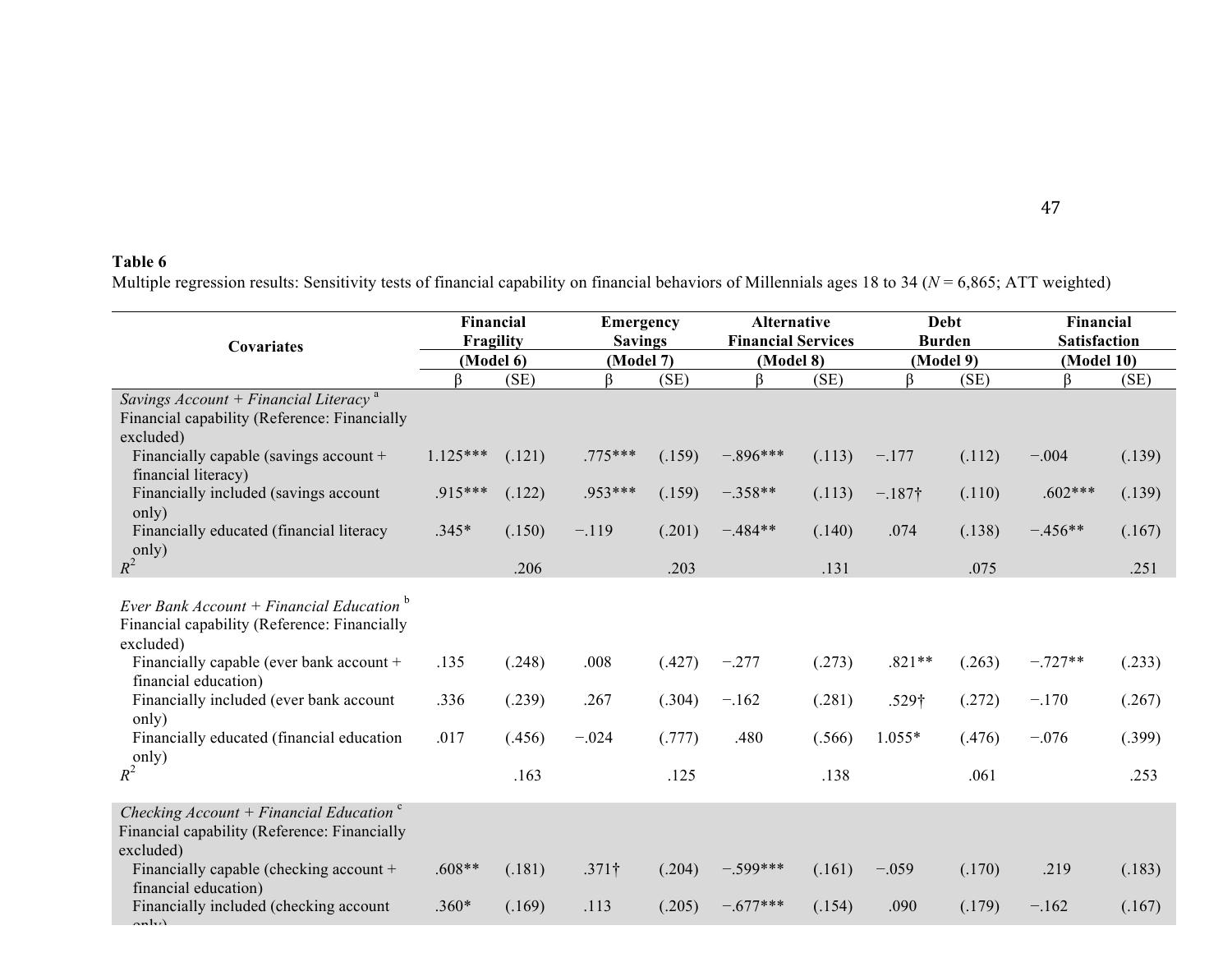**Table 6**

Multiple regression results: Sensitivity tests of financial capability on financial behaviors of Millennials ages 18 to 34 ($N$ = 6,865; ATT weighted)

| Covariates | Financial Fragility (Model 6) | | Emergency Savings (Model 7) | | Alternative Financial Services (Model 8) | | Debt Burden (Model 9) | | Financial Satisfaction (Model 10) | |
|---|---|---|---|---|---|---|---|---|---|---|
| | β | (SE) | β | (SE) | β | (SE) | β | (SE) | β | (SE) |
| *Savings Account + Financial Literacy* [a] | | | | | | | | | | |
| Financial capability (Reference: Financially excluded) | | | | | | | | | | |
| Financially capable (savings account + financial literacy) | 1.125*** | (.121) | .775*** | (.159) | −.896*** | (.113) | −.177 | (.112) | −.004 | (.139) |
| Financially included (savings account only) | .915*** | (.122) | .953*** | (.159) | −.358** | (.113) | −.187† | (.110) | .602*** | (.139) |
| Financially educated (financial literacy only) | .345* | (.150) | −.119 | (.201) | −.484** | (.140) | .074 | (.138) | −.456** | (.167) |
| $R^2$ | | .206 | | .203 | | .131 | | .075 | | .251 |
| *Ever Bank Account + Financial Education* [b] | | | | | | | | | | |
| Financial capability (Reference: Financially excluded) | | | | | | | | | | |
| Financially capable (ever bank account + financial education) | .135 | (.248) | .008 | (.427) | −.277 | (.273) | .821** | (.263) | −.727** | (.233) |
| Financially included (ever bank account only) | .336 | (.239) | .267 | (.304) | −.162 | (.281) | .529† | (.272) | −.170 | (.267) |
| Financially educated (financial education only) | .017 | (.456) | −.024 | (.777) | .480 | (.566) | 1.055* | (.476) | −.076 | (.399) |
| $R^2$ | | .163 | | .125 | | .138 | | .061 | | .253 |
| *Checking Account + Financial Education* [c] | | | | | | | | | | |
| Financial capability (Reference: Financially excluded) | | | | | | | | | | |
| Financially capable (checking account + financial education) | .608** | (.181) | .371† | (.204) | −.599*** | (.161) | −.059 | (.170) | .219 | (.183) |
| Financially included (checking account only) | .360* | (.169) | .113 | (.205) | −.677*** | (.154) | .090 | (.179) | −.162 | (.167) |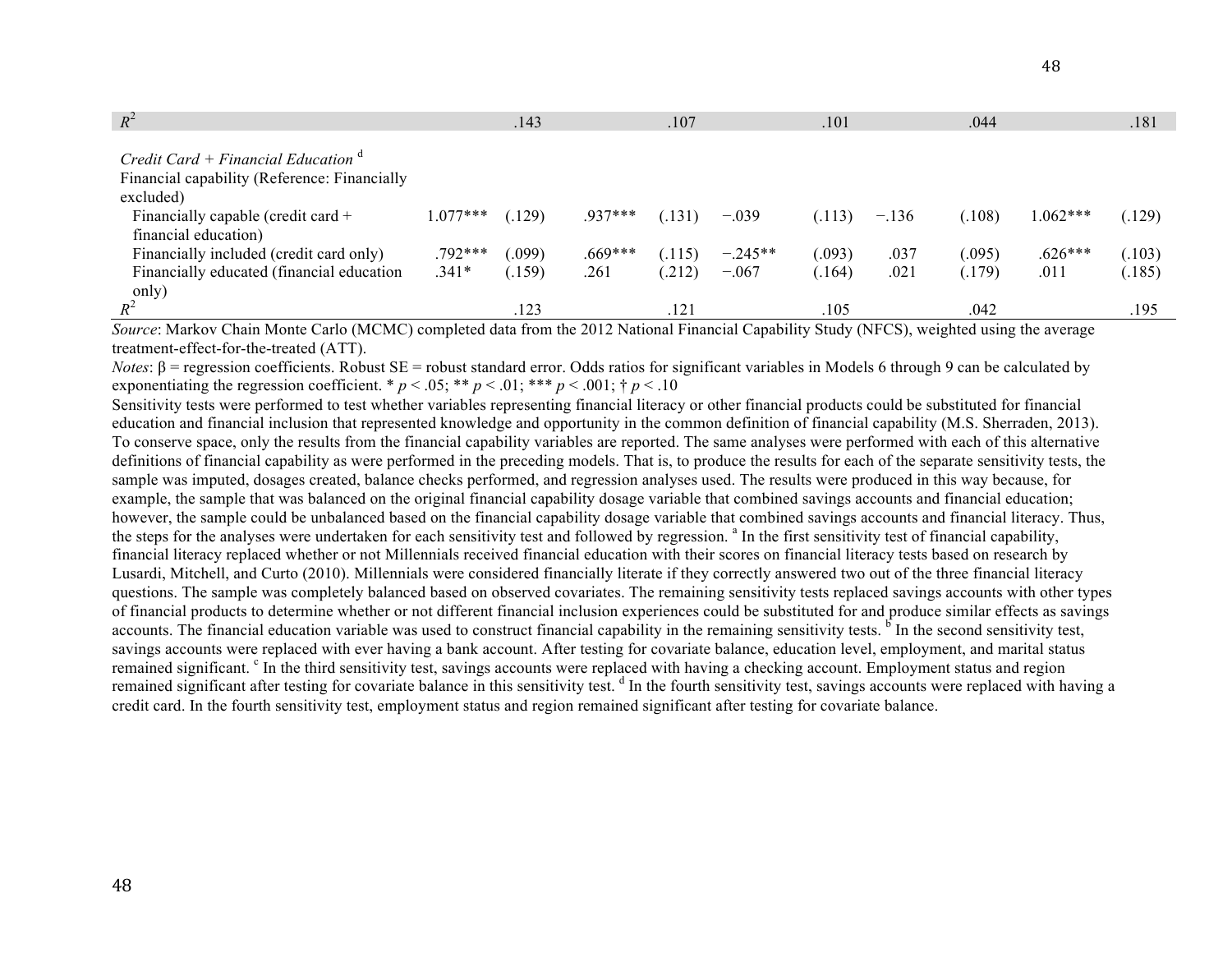| | β | Robust SE | β | Robust SE | β | Robust SE | β | Robust SE | β | Robust SE |
|---|---|---|---|---|---|---|---|---|---|---|
| $R^2$ | | .143 | | .107 | | .101 | | .044 | | .181 |
| *Credit Card + Financial Education* [d] | | | | | | | | | | |
| Financial capability (Reference: Financially excluded) | | | | | | | | | | |
| Financially capable (credit card + financial education) | 1.077*** | (.129) | .937*** | (.131) | −.039 | (.113) | −.136 | (.108) | 1.062*** | (.129) |
| Financially included (credit card only) | .792*** | (.099) | .669*** | (.115) | −.245** | (.093) | .037 | (.095) | .626*** | (.103) |
| Financially educated (financial education only) | .341* | (.159) | .261 | (.212) | −.067 | (.164) | .021 | (.179) | .011 | (.185) |
| $R^2$ | | .123 | | .121 | | .105 | | .042 | | .195 |

*Source*: Markov Chain Monte Carlo (MCMC) completed data from the 2012 National Financial Capability Study (NFCS), weighted using the average treatment-effect-for-the-treated (ATT).

*Notes*: β = regression coefficients. Robust SE = robust standard error. Odds ratios for significant variables in Models 6 through 9 can be calculated by exponentiating the regression coefficient. * $p < .05$; ** $p < .01$; *** $p < .001$; † $p < .10$

Sensitivity tests were performed to test whether variables representing financial literacy or other financial products could be substituted for financial education and financial inclusion that represented knowledge and opportunity in the common definition of financial capability (M.S. Sherraden, 2013). To conserve space, only the results from the financial capability variables are reported. The same analyses were performed with each of this alternative definitions of financial capability as were performed in the preceding models. That is, to produce the results for each of the separate sensitivity tests, the sample was imputed, dosages created, balance checks performed, and regression analyses used. The results were produced in this way because, for example, the sample that was balanced on the original financial capability dosage variable that combined savings accounts and financial education; however, the sample could be unbalanced based on the financial capability dosage variable that combined savings accounts and financial literacy. Thus, the steps for the analyses were undertaken for each sensitivity test and followed by regression. [a] In the first sensitivity test of financial capability, financial literacy replaced whether or not Millennials received financial education with their scores on financial literacy tests based on research by Lusardi, Mitchell, and Curto (2010). Millennials were considered financially literate if they correctly answered two out of the three financial literacy questions. The sample was completely balanced based on observed covariates. The remaining sensitivity tests replaced savings accounts with other types of financial products to determine whether or not different financial inclusion experiences could be substituted for and produce similar effects as savings accounts. The financial education variable was used to construct financial capability in the remaining sensitivity tests. [b] In the second sensitivity test, savings accounts were replaced with ever having a bank account. After testing for covariate balance, education level, employment, and marital status remained significant. [c] In the third sensitivity test, savings accounts were replaced with having a checking account. Employment status and region remained significant after testing for covariate balance in this sensitivity test. [d] In the fourth sensitivity test, savings accounts were replaced with having a credit card. In the fourth sensitivity test, employment status and region remained significant after testing for covariate balance.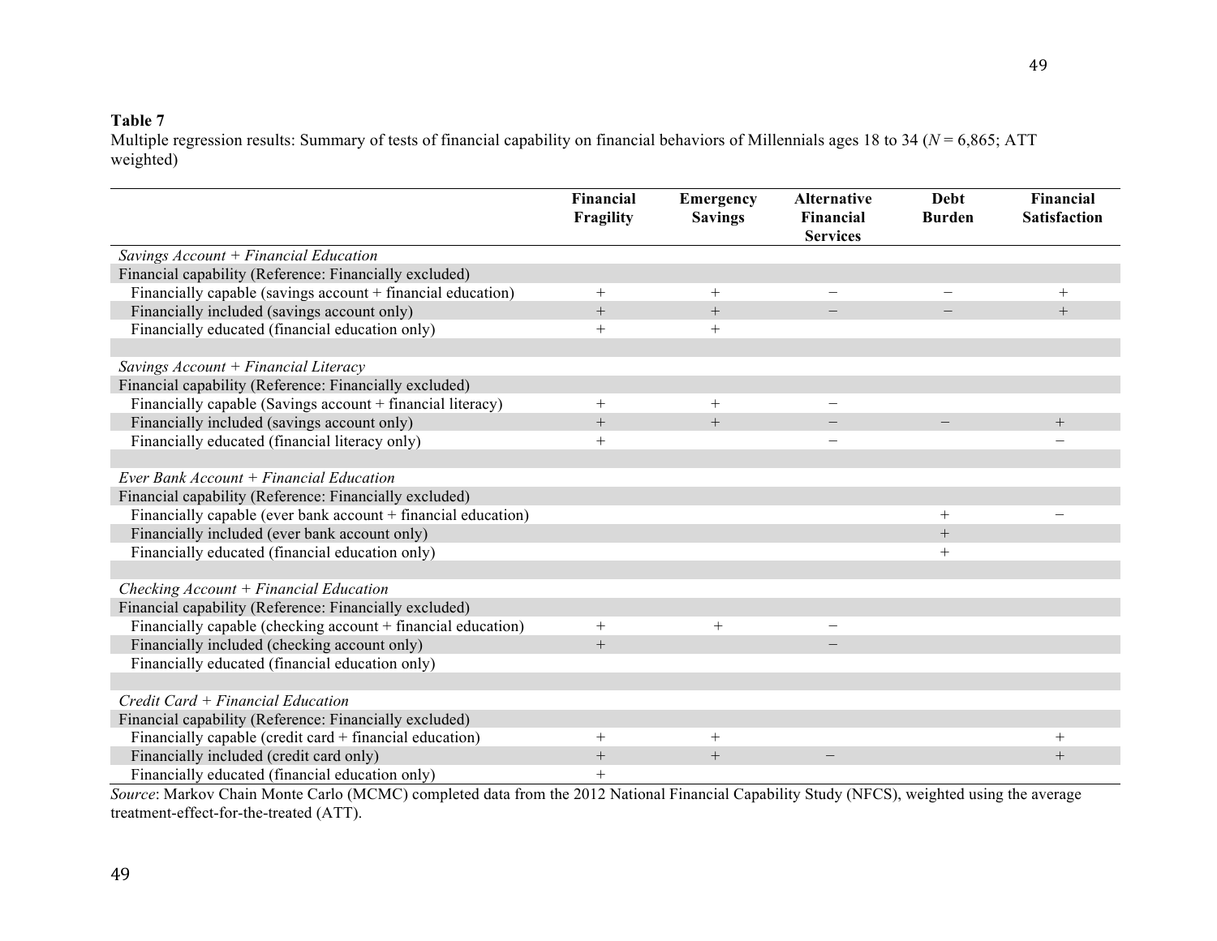**Table 7**
Multiple regression results: Summary of tests of financial capability on financial behaviors of Millennials ages 18 to 34 ($N$ = 6,865; ATT weighted)

| | Financial Fragility | Emergency Savings | Alternative Financial Services | Debt Burden | Financial Satisfaction |
|---|---|---|---|---|---|
| *Savings Account + Financial Education* | | | | | |
| Financial capability (Reference: Financially excluded) | | | | | |
| Financially capable (savings account + financial education) | + | + | − | − | + |
| Financially included (savings account only) | + | + | − | − | + |
| Financially educated (financial education only) | + | + | | | |
| | | | | | |
| *Savings Account + Financial Literacy* | | | | | |
| Financial capability (Reference: Financially excluded) | | | | | |
| Financially capable (Savings account + financial literacy) | + | + | − | | |
| Financially included (savings account only) | + | + | − | − | + |
| Financially educated (financial literacy only) | + | | − | | − |
| | | | | | |
| *Ever Bank Account + Financial Education* | | | | | |
| Financial capability (Reference: Financially excluded) | | | | | |
| Financially capable (ever bank account + financial education) | | | | + | − |
| Financially included (ever bank account only) | | | | + | |
| Financially educated (financial education only) | | | | + | |
| | | | | | |
| *Checking Account + Financial Education* | | | | | |
| Financial capability (Reference: Financially excluded) | | | | | |
| Financially capable (checking account + financial education) | + | + | − | | |
| Financially included (checking account only) | + | | − | | |
| Financially educated (financial education only) | | | | | |
| | | | | | |
| *Credit Card + Financial Education* | | | | | |
| Financial capability (Reference: Financially excluded) | | | | | |
| Financially capable (credit card + financial education) | + | + | | | + |
| Financially included (credit card only) | + | + | − | | + |
| Financially educated (financial education only) | + | | | | |

*Source*: Markov Chain Monte Carlo (MCMC) completed data from the 2012 National Financial Capability Study (NFCS), weighted using the average treatment-effect-for-the-treated (ATT).